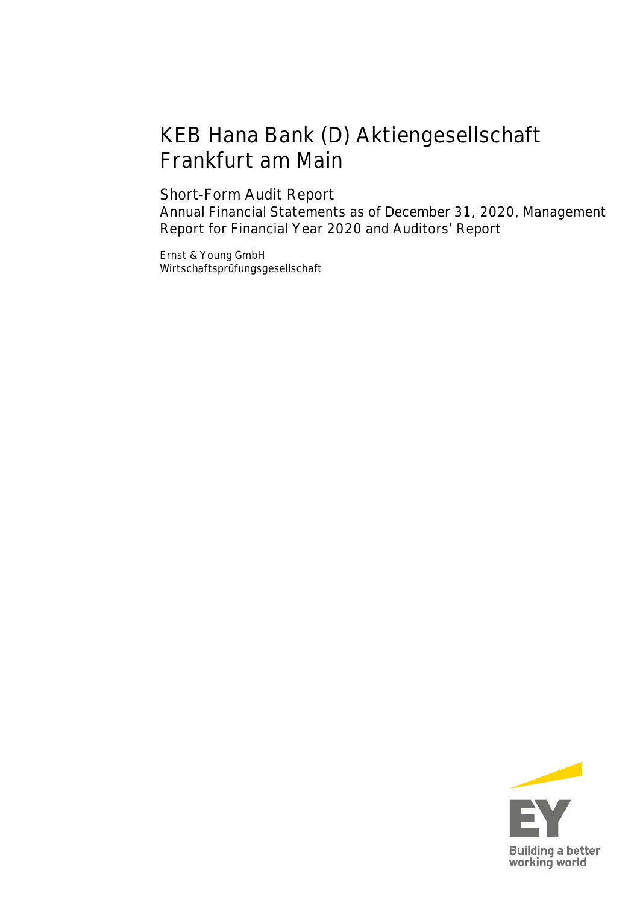# KEB Hana Bank (D) Aktiengesellschaft Frankfurt am Main

## Short-Form Audit Report

Annual Financial Statements as of December 31, 2020, Management Report for Financial Year 2020 and Auditors' Report

Ernst & Young GmbH
Wirtschaftsprüfungsgesellschaft

Building a better working world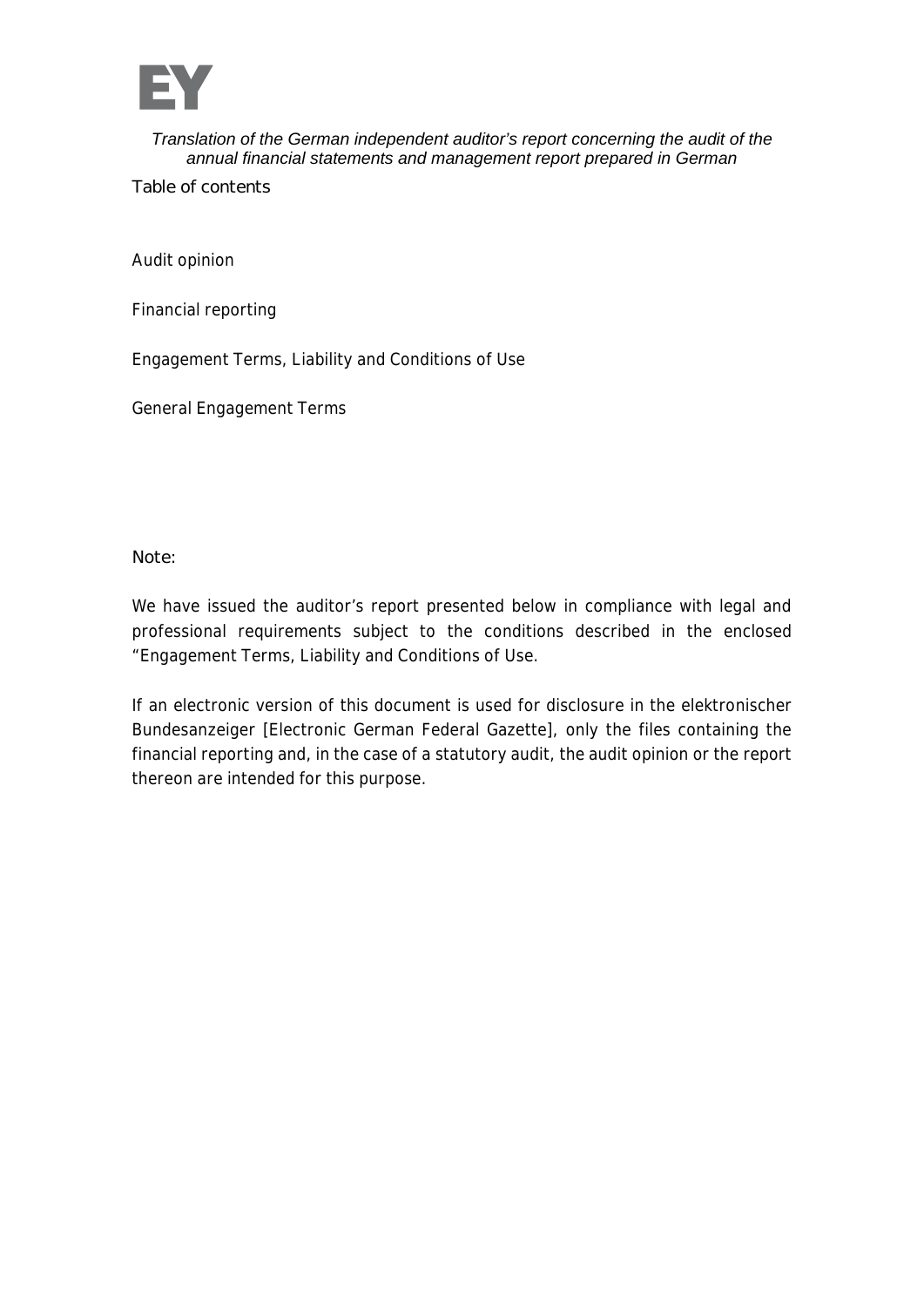*Translation of the German independent auditor's report concerning the audit of the annual financial statements and management report prepared in German*

## Table of contents

Audit opinion

Financial reporting

Engagement Terms, Liability and Conditions of Use

General Engagement Terms

Note:

We have issued the auditor's report presented below in compliance with legal and professional requirements subject to the conditions described in the enclosed "Engagement Terms, Liability and Conditions of Use.

If an electronic version of this document is used for disclosure in the elektronischer Bundesanzeiger [Electronic German Federal Gazette], only the files containing the financial reporting and, in the case of a statutory audit, the audit opinion or the report thereon are intended for this purpose.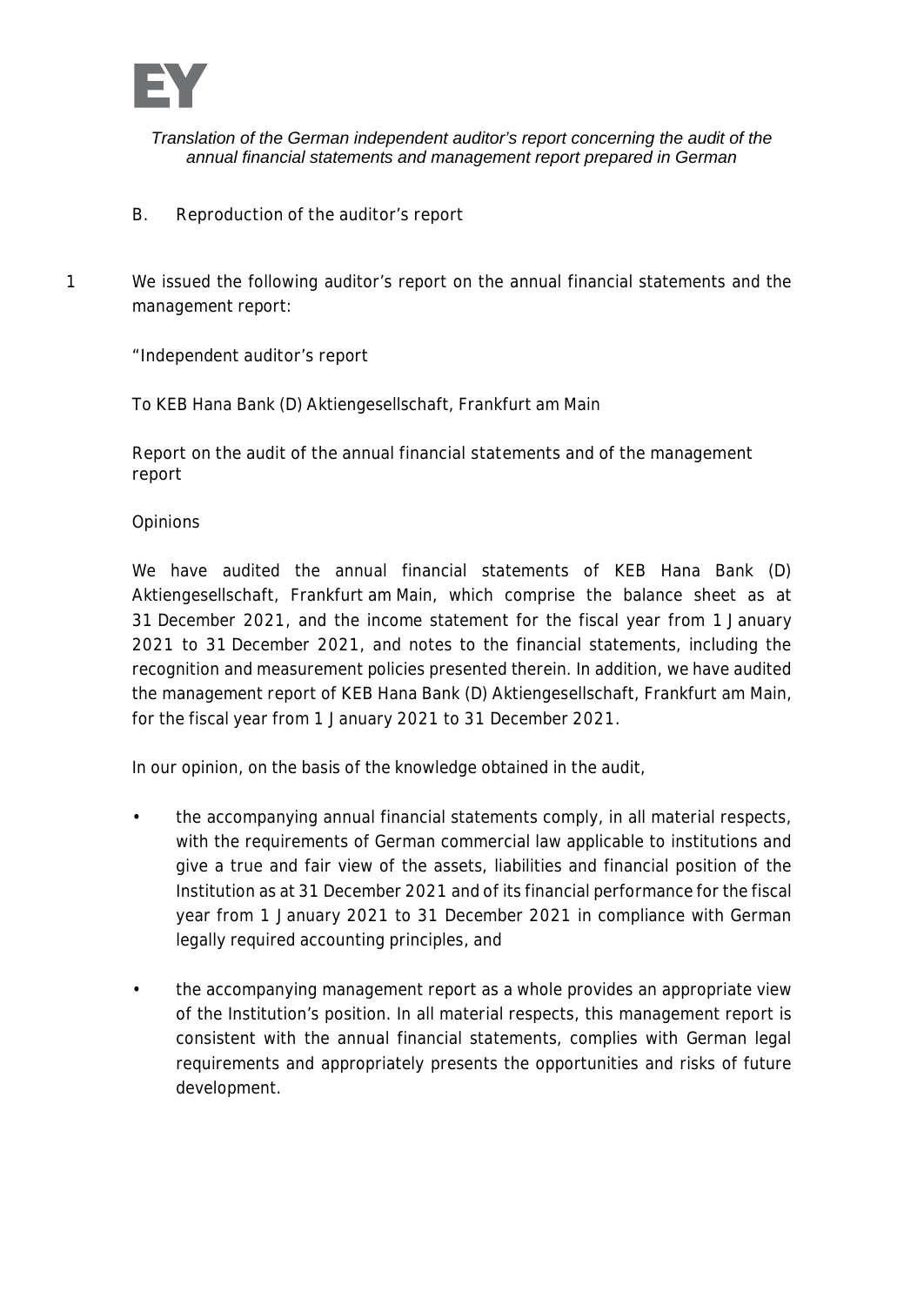*Translation of the German independent auditor's report concerning the audit of the annual financial statements and management report prepared in German*

## B. Reproduction of the auditor's report

1 We issued the following auditor's report on the annual financial statements and the management report:

"Independent auditor's report

To KEB Hana Bank (D) Aktiengesellschaft, Frankfurt am Main

Report on the audit of the annual financial statements and of the management report

Opinions

We have audited the annual financial statements of KEB Hana Bank (D) Aktiengesellschaft, Frankfurt am Main, which comprise the balance sheet as at 31 December 2021, and the income statement for the fiscal year from 1 January 2021 to 31 December 2021, and notes to the financial statements, including the recognition and measurement policies presented therein. In addition, we have audited the management report of KEB Hana Bank (D) Aktiengesellschaft, Frankfurt am Main, for the fiscal year from 1 January 2021 to 31 December 2021.

In our opinion, on the basis of the knowledge obtained in the audit,

- the accompanying annual financial statements comply, in all material respects, with the requirements of German commercial law applicable to institutions and give a true and fair view of the assets, liabilities and financial position of the Institution as at 31 December 2021 and of its financial performance for the fiscal year from 1 January 2021 to 31 December 2021 in compliance with German legally required accounting principles, and

- the accompanying management report as a whole provides an appropriate view of the Institution's position. In all material respects, this management report is consistent with the annual financial statements, complies with German legal requirements and appropriately presents the opportunities and risks of future development.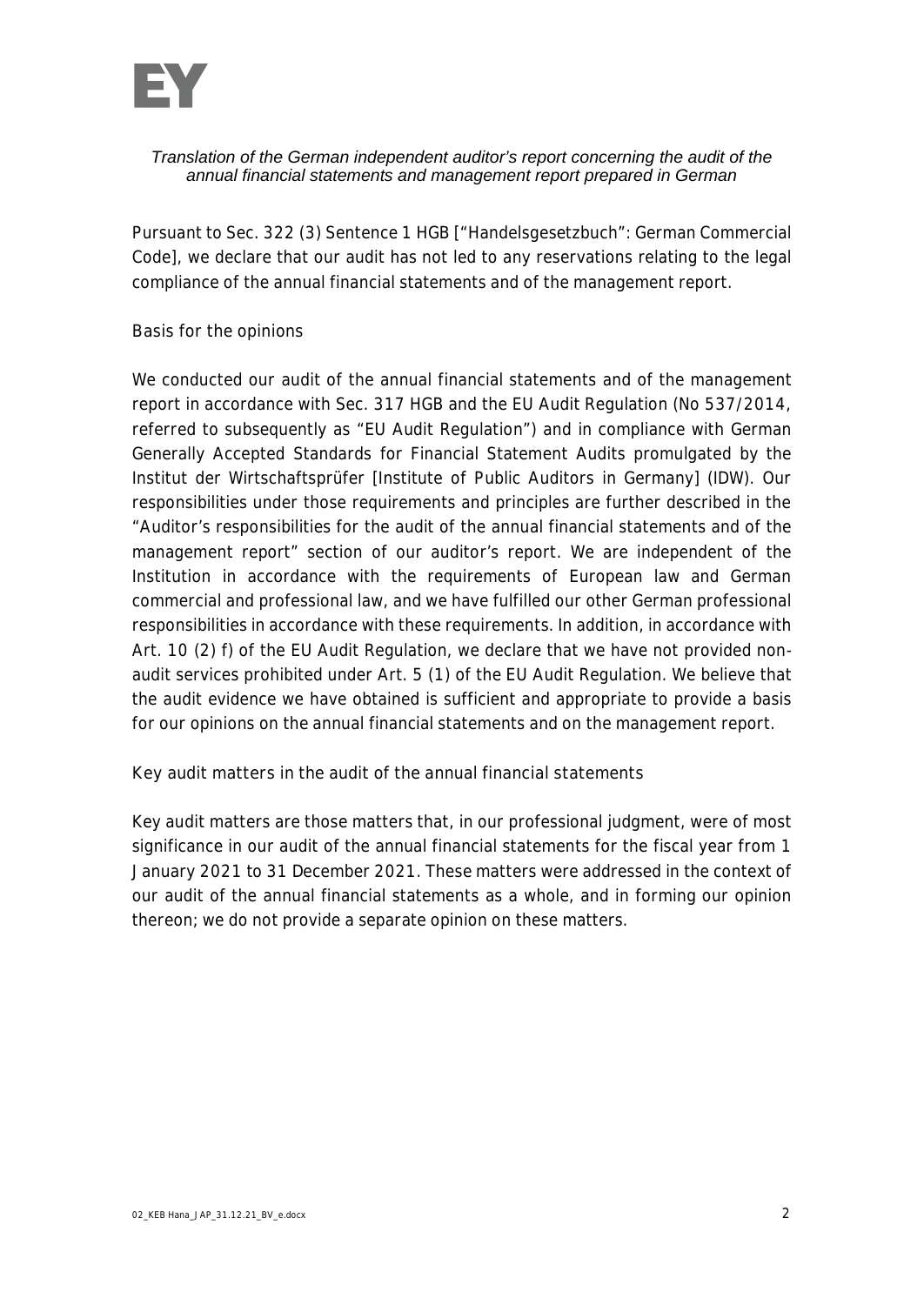*Translation of the German independent auditor's report concerning the audit of the annual financial statements and management report prepared in German*

Pursuant to Sec. 322 (3) Sentence 1 HGB ["Handelsgesetzbuch": German Commercial Code], we declare that our audit has not led to any reservations relating to the legal compliance of the annual financial statements and of the management report.

## Basis for the opinions

We conducted our audit of the annual financial statements and of the management report in accordance with Sec. 317 HGB and the EU Audit Regulation (No 537/2014, referred to subsequently as "EU Audit Regulation") and in compliance with German Generally Accepted Standards for Financial Statement Audits promulgated by the Institut der Wirtschaftsprüfer [Institute of Public Auditors in Germany] (IDW). Our responsibilities under those requirements and principles are further described in the "Auditor's responsibilities for the audit of the annual financial statements and of the management report" section of our auditor's report. We are independent of the Institution in accordance with the requirements of European law and German commercial and professional law, and we have fulfilled our other German professional responsibilities in accordance with these requirements. In addition, in accordance with Art. 10 (2) f) of the EU Audit Regulation, we declare that we have not provided non-audit services prohibited under Art. 5 (1) of the EU Audit Regulation. We believe that the audit evidence we have obtained is sufficient and appropriate to provide a basis for our opinions on the annual financial statements and on the management report.

## Key audit matters in the audit of the annual financial statements

Key audit matters are those matters that, in our professional judgment, were of most significance in our audit of the annual financial statements for the fiscal year from 1 January 2021 to 31 December 2021. These matters were addressed in the context of our audit of the annual financial statements as a whole, and in forming our opinion thereon; we do not provide a separate opinion on these matters.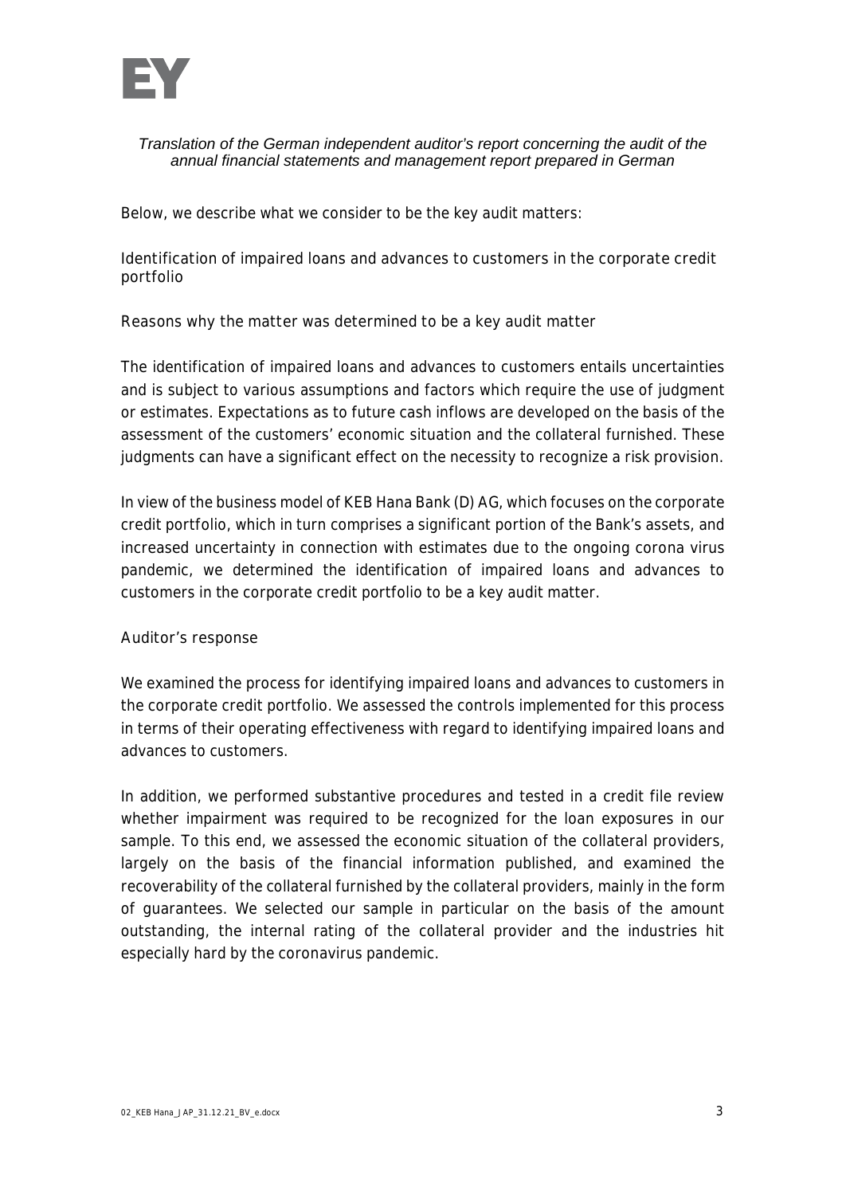*Translation of the German independent auditor's report concerning the audit of the annual financial statements and management report prepared in German*

Below, we describe what we consider to be the key audit matters:

Identification of impaired loans and advances to customers in the corporate credit portfolio

Reasons why the matter was determined to be a key audit matter

The identification of impaired loans and advances to customers entails uncertainties and is subject to various assumptions and factors which require the use of judgment or estimates. Expectations as to future cash inflows are developed on the basis of the assessment of the customers' economic situation and the collateral furnished. These judgments can have a significant effect on the necessity to recognize a risk provision.

In view of the business model of KEB Hana Bank (D) AG, which focuses on the corporate credit portfolio, which in turn comprises a significant portion of the Bank's assets, and increased uncertainty in connection with estimates due to the ongoing corona virus pandemic, we determined the identification of impaired loans and advances to customers in the corporate credit portfolio to be a key audit matter.

Auditor's response

We examined the process for identifying impaired loans and advances to customers in the corporate credit portfolio. We assessed the controls implemented for this process in terms of their operating effectiveness with regard to identifying impaired loans and advances to customers.

In addition, we performed substantive procedures and tested in a credit file review whether impairment was required to be recognized for the loan exposures in our sample. To this end, we assessed the economic situation of the collateral providers, largely on the basis of the financial information published, and examined the recoverability of the collateral furnished by the collateral providers, mainly in the form of guarantees. We selected our sample in particular on the basis of the amount outstanding, the internal rating of the collateral provider and the industries hit especially hard by the coronavirus pandemic.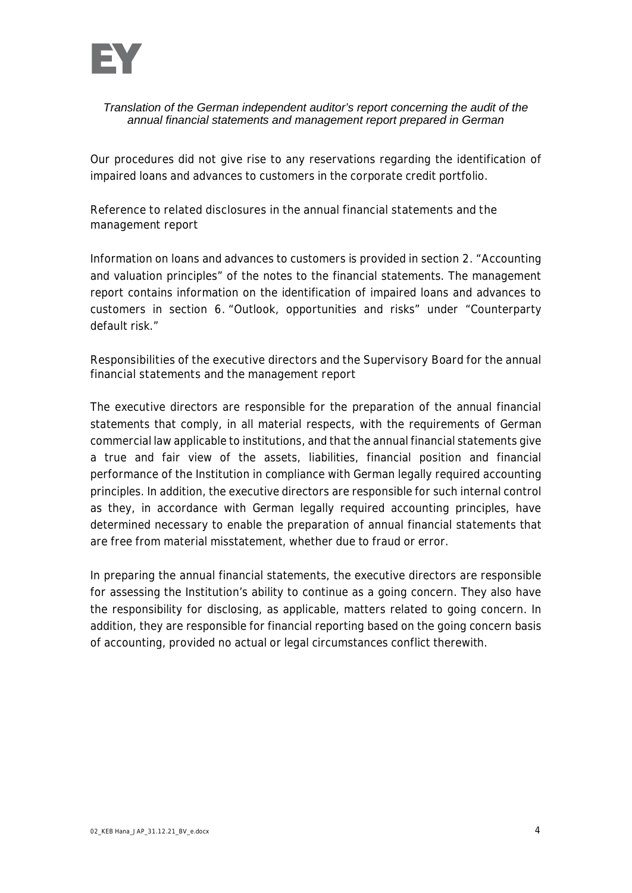*Translation of the German independent auditor's report concerning the audit of the annual financial statements and management report prepared in German*

Our procedures did not give rise to any reservations regarding the identification of impaired loans and advances to customers in the corporate credit portfolio.

Reference to related disclosures in the annual financial statements and the management report

Information on loans and advances to customers is provided in section 2. "Accounting and valuation principles" of the notes to the financial statements. The management report contains information on the identification of impaired loans and advances to customers in section 6. "Outlook, opportunities and risks" under "Counterparty default risk."

Responsibilities of the executive directors and the Supervisory Board for the annual financial statements and the management report

The executive directors are responsible for the preparation of the annual financial statements that comply, in all material respects, with the requirements of German commercial law applicable to institutions, and that the annual financial statements give a true and fair view of the assets, liabilities, financial position and financial performance of the Institution in compliance with German legally required accounting principles. In addition, the executive directors are responsible for such internal control as they, in accordance with German legally required accounting principles, have determined necessary to enable the preparation of annual financial statements that are free from material misstatement, whether due to fraud or error.

In preparing the annual financial statements, the executive directors are responsible for assessing the Institution's ability to continue as a going concern. They also have the responsibility for disclosing, as applicable, matters related to going concern. In addition, they are responsible for financial reporting based on the going concern basis of accounting, provided no actual or legal circumstances conflict therewith.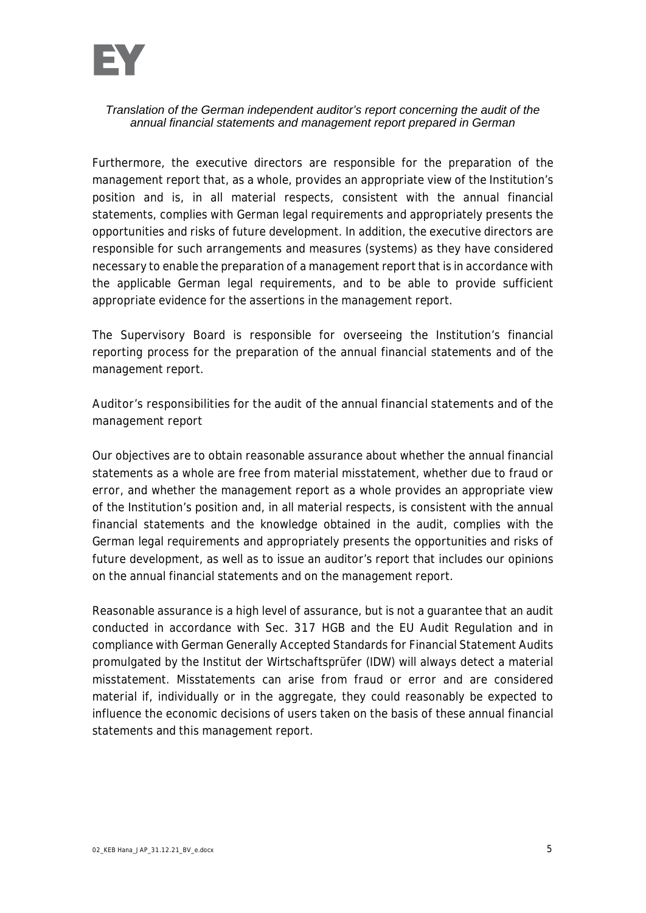*Translation of the German independent auditor's report concerning the audit of the annual financial statements and management report prepared in German*

Furthermore, the executive directors are responsible for the preparation of the management report that, as a whole, provides an appropriate view of the Institution's position and is, in all material respects, consistent with the annual financial statements, complies with German legal requirements and appropriately presents the opportunities and risks of future development. In addition, the executive directors are responsible for such arrangements and measures (systems) as they have considered necessary to enable the preparation of a management report that is in accordance with the applicable German legal requirements, and to be able to provide sufficient appropriate evidence for the assertions in the management report.

The Supervisory Board is responsible for overseeing the Institution's financial reporting process for the preparation of the annual financial statements and of the management report.

## Auditor's responsibilities for the audit of the annual financial statements and of the management report

Our objectives are to obtain reasonable assurance about whether the annual financial statements as a whole are free from material misstatement, whether due to fraud or error, and whether the management report as a whole provides an appropriate view of the Institution's position and, in all material respects, is consistent with the annual financial statements and the knowledge obtained in the audit, complies with the German legal requirements and appropriately presents the opportunities and risks of future development, as well as to issue an auditor's report that includes our opinions on the annual financial statements and on the management report.

Reasonable assurance is a high level of assurance, but is not a guarantee that an audit conducted in accordance with Sec. 317 HGB and the EU Audit Regulation and in compliance with German Generally Accepted Standards for Financial Statement Audits promulgated by the Institut der Wirtschaftsprüfer (IDW) will always detect a material misstatement. Misstatements can arise from fraud or error and are considered material if, individually or in the aggregate, they could reasonably be expected to influence the economic decisions of users taken on the basis of these annual financial statements and this management report.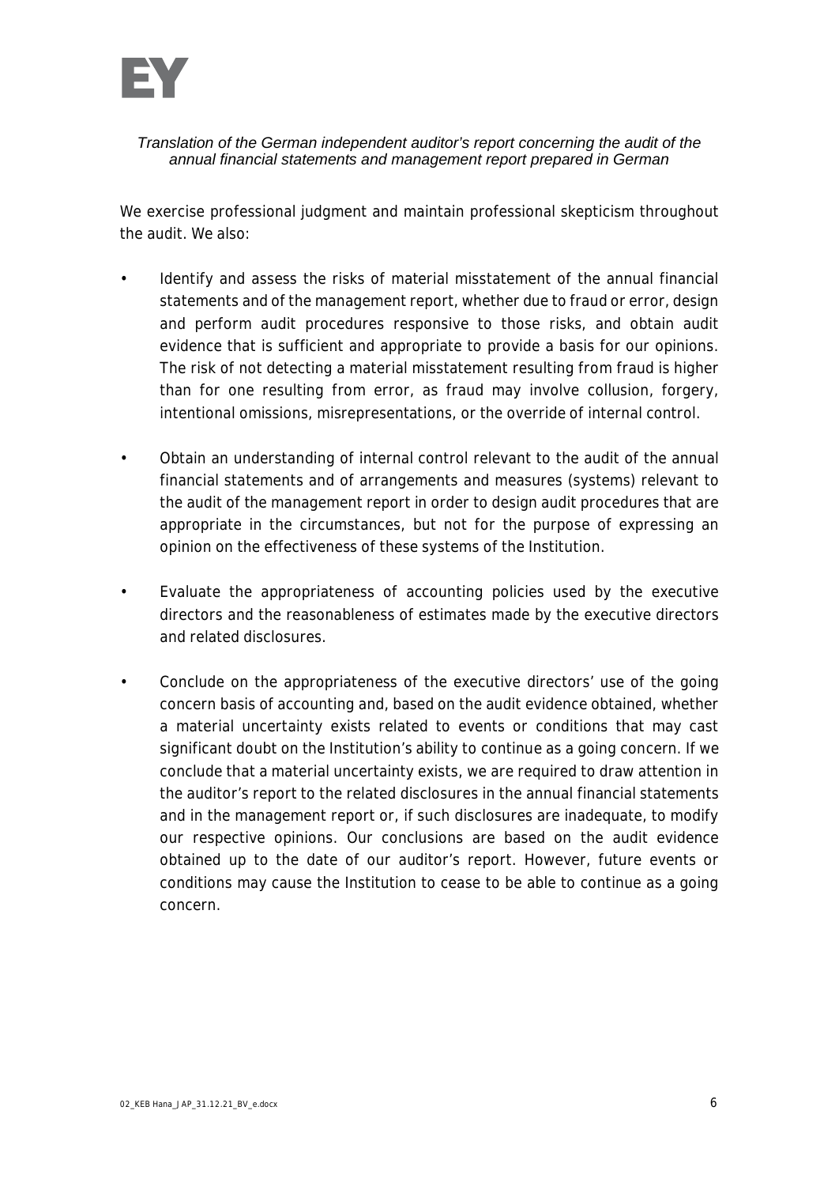*Translation of the German independent auditor's report concerning the audit of the annual financial statements and management report prepared in German*

We exercise professional judgment and maintain professional skepticism throughout the audit. We also:

- Identify and assess the risks of material misstatement of the annual financial statements and of the management report, whether due to fraud or error, design and perform audit procedures responsive to those risks, and obtain audit evidence that is sufficient and appropriate to provide a basis for our opinions. The risk of not detecting a material misstatement resulting from fraud is higher than for one resulting from error, as fraud may involve collusion, forgery, intentional omissions, misrepresentations, or the override of internal control.

- Obtain an understanding of internal control relevant to the audit of the annual financial statements and of arrangements and measures (systems) relevant to the audit of the management report in order to design audit procedures that are appropriate in the circumstances, but not for the purpose of expressing an opinion on the effectiveness of these systems of the Institution.

- Evaluate the appropriateness of accounting policies used by the executive directors and the reasonableness of estimates made by the executive directors and related disclosures.

- Conclude on the appropriateness of the executive directors' use of the going concern basis of accounting and, based on the audit evidence obtained, whether a material uncertainty exists related to events or conditions that may cast significant doubt on the Institution's ability to continue as a going concern. If we conclude that a material uncertainty exists, we are required to draw attention in the auditor's report to the related disclosures in the annual financial statements and in the management report or, if such disclosures are inadequate, to modify our respective opinions. Our conclusions are based on the audit evidence obtained up to the date of our auditor's report. However, future events or conditions may cause the Institution to cease to be able to continue as a going concern.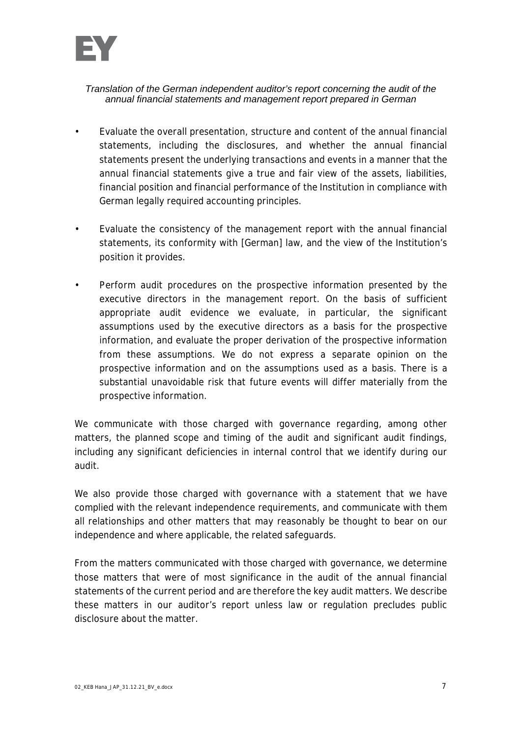*Translation of the German independent auditor's report concerning the audit of the annual financial statements and management report prepared in German*

- Evaluate the overall presentation, structure and content of the annual financial statements, including the disclosures, and whether the annual financial statements present the underlying transactions and events in a manner that the annual financial statements give a true and fair view of the assets, liabilities, financial position and financial performance of the Institution in compliance with German legally required accounting principles.

- Evaluate the consistency of the management report with the annual financial statements, its conformity with [German] law, and the view of the Institution's position it provides.

- Perform audit procedures on the prospective information presented by the executive directors in the management report. On the basis of sufficient appropriate audit evidence we evaluate, in particular, the significant assumptions used by the executive directors as a basis for the prospective information, and evaluate the proper derivation of the prospective information from these assumptions. We do not express a separate opinion on the prospective information and on the assumptions used as a basis. There is a substantial unavoidable risk that future events will differ materially from the prospective information.

We communicate with those charged with governance regarding, among other matters, the planned scope and timing of the audit and significant audit findings, including any significant deficiencies in internal control that we identify during our audit.

We also provide those charged with governance with a statement that we have complied with the relevant independence requirements, and communicate with them all relationships and other matters that may reasonably be thought to bear on our independence and where applicable, the related safeguards.

From the matters communicated with those charged with governance, we determine those matters that were of most significance in the audit of the annual financial statements of the current period and are therefore the key audit matters. We describe these matters in our auditor's report unless law or regulation precludes public disclosure about the matter.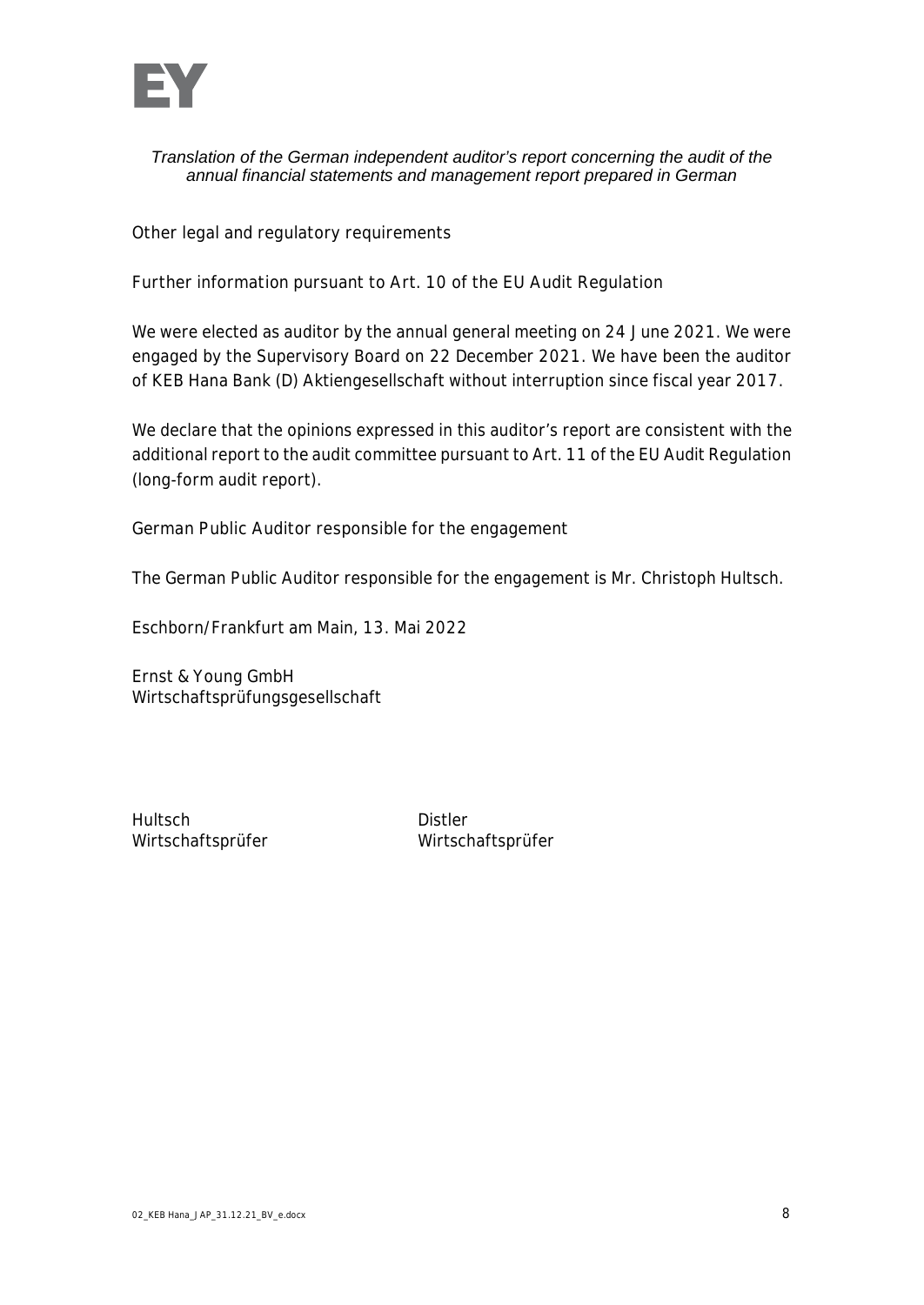*Translation of the German independent auditor's report concerning the audit of the annual financial statements and management report prepared in German*

## Other legal and regulatory requirements

### Further information pursuant to Art. 10 of the EU Audit Regulation

We were elected as auditor by the annual general meeting on 24 June 2021. We were engaged by the Supervisory Board on 22 December 2021. We have been the auditor of KEB Hana Bank (D) Aktiengesellschaft without interruption since fiscal year 2017.

We declare that the opinions expressed in this auditor's report are consistent with the additional report to the audit committee pursuant to Art. 11 of the EU Audit Regulation (long-form audit report).

## German Public Auditor responsible for the engagement

The German Public Auditor responsible for the engagement is Mr. Christoph Hultsch.

Eschborn/Frankfurt am Main, 13. Mai 2022

Ernst & Young GmbH
Wirtschaftsprüfungsgesellschaft

Hultsch
Wirtschaftsprüfer

Distler
Wirtschaftsprüfer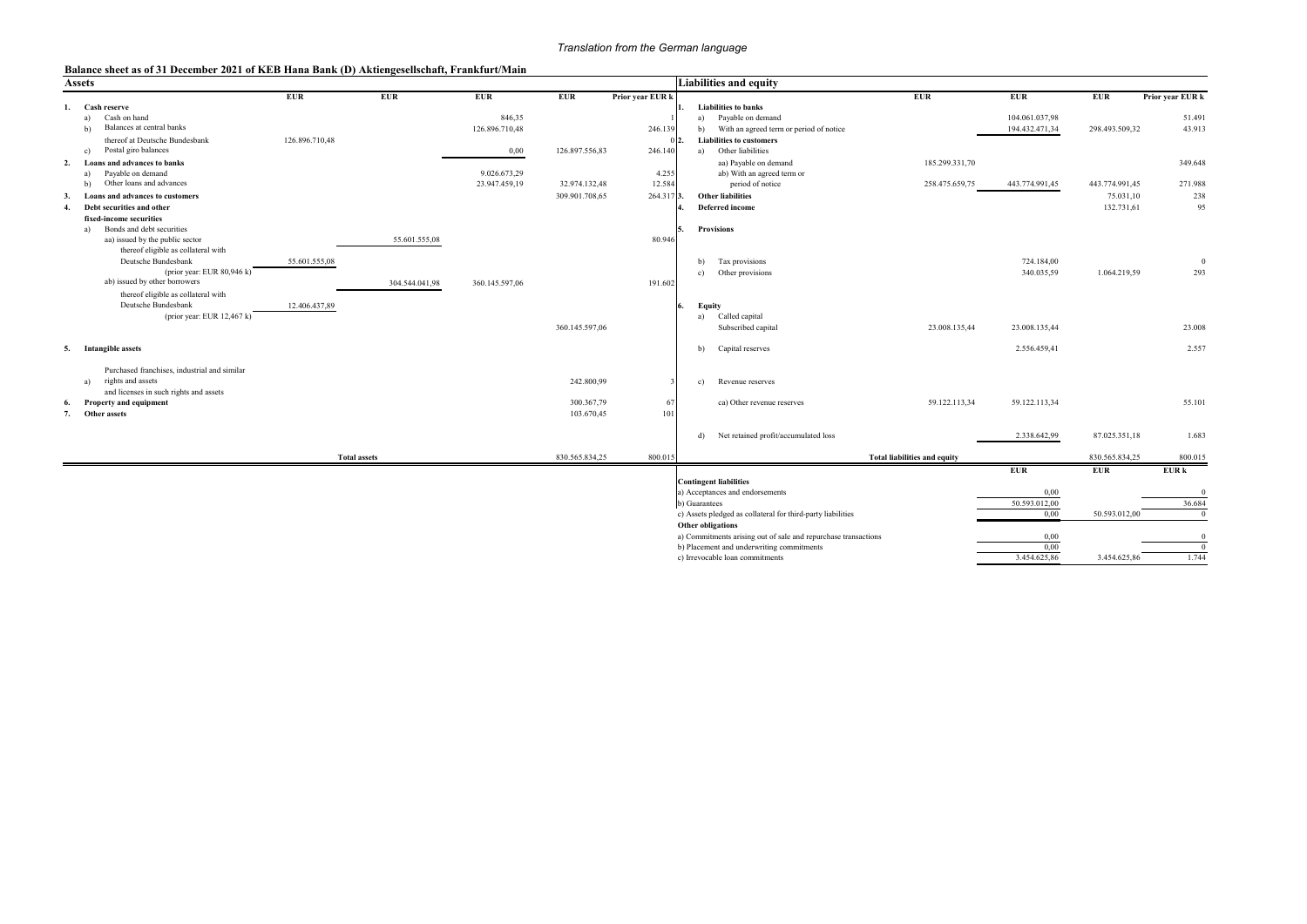*Translation from the German language*

## Balance sheet as of 31 December 2021 of KEB Hana Bank (D) Aktiengesellschaft, Frankfurt/Main

### Assets

| | | EUR | EUR | EUR | EUR | Prior year EUR k |
|---|---|---|---|---|---|---|
| **1.** | **Cash reserve** | | | | | |
| | a) Cash on hand | | | 846,35 | | 1 |
| | b) Balances at central banks | | | 126.896.710,48 | | 246.139 |
| | thereof at Deutsche Bundesbank | 126.896.710,48 | | | | 0 |
| | c) Postal giro balances | | | 0,00 | 126.897.556,83 | 246.140 |
| **2.** | **Loans and advances to banks** | | | | | |
| | a) Payable on demand | | | 9.026.673,29 | | 4.255 |
| | b) Other loans and advances | | | 23.947.459,19 | 32.974.132,48 | 12.584 |
| **3.** | **Loans and advances to customers** | | | | 309.901.708,65 | 264.317 |
| **4.** | **Debt securities and other fixed-income securities** | | | | | |
| | a) Bonds and debt securities | | | | | |
| | aa) issued by the public sector | | 55.601.555,08 | | | 80.946 |
| | thereof eligible as collateral with Deutsche Bundesbank (prior year: EUR 80,946 k) | 55.601.555,08 | | | | |
| | ab) issued by other borrowers | | 304.544.041,98 | 360.145.597,06 | | 191.602 |
| | thereof eligible as collateral with Deutsche Bundesbank (prior year: EUR 12,467 k) | 12.406.437,89 | | | | |
| | | | | | 360.145.597,06 | |
| **5.** | **Intangible assets** | | | | | |
| | a) Purchased franchises, industrial and similar rights and assets and licenses in such rights and assets | | | | 242.800,99 | 3 |
| **6.** | **Property and equipment** | | | | 300.367,79 | 67 |
| **7.** | **Other assets** | | | | 103.670,45 | 101 |
| | **Total assets** | | | | 830.565.834,25 | 800.015 |

### Liabilities and equity

| | | EUR | EUR | EUR | Prior year EUR k |
|---|---|---|---|---|---|
| **1.** | **Liabilities to banks** | | | | |
| | a) Payable on demand | | 104.061.037,98 | | 51.491 |
| | b) With an agreed term or period of notice | | 194.432.471,34 | 298.493.509,32 | 43.913 |
| **2.** | **Liabilities to customers** | | | | |
| | a) Other liabilities | | | | |
| | aa) Payable on demand | 185.299.331,70 | | | 349.648 |
| | ab) With an agreed term or period of notice | 258.475.659,75 | 443.774.991,45 | 443.774.991,45 | 271.988 |
| **3.** | **Other liabilities** | | | 75.031,10 | 238 |
| **4.** | **Deferred income** | | | 132.731,61 | 95 |
| **5.** | **Provisions** | | | | |
| | b) Tax provisions | | 724.184,00 | | 0 |
| | c) Other provisions | | 340.035,59 | 1.064.219,59 | 293 |
| **6.** | **Equity** | | | | |
| | a) Called capital Subscribed capital | 23.008.135,44 | 23.008.135,44 | | 23.008 |
| | b) Capital reserves | | 2.556.459,41 | | 2.557 |
| | c) Revenue reserves | | | | |
| | ca) Other revenue reserves | 59.122.113,34 | 59.122.113,34 | | 55.101 |
| | d) Net retained profit/accumulated loss | | 2.338.642,99 | 87.025.351,18 | 1.683 |
| | **Total liabilities and equity** | | | 830.565.834,25 | 800.015 |

| | EUR | EUR | EUR k |
|---|---|---|---|
| **Contingent liabilities** | | | |
| a) Acceptances and endorsements | 0,00 | | 0 |
| b) Guarantees | 50.593.012,00 | | 36.684 |
| c) Assets pledged as collateral for third-party liabilities | 0,00 | 50.593.012,00 | 0 |
| **Other obligations** | | | |
| a) Commitments arising out of sale and repurchase transactions | 0,00 | | 0 |
| b) Placement and underwriting commitments | 0,00 | | 0 |
| c) Irrevocable loan commitments | 3.454.625,86 | 3.454.625,86 | 1.744 |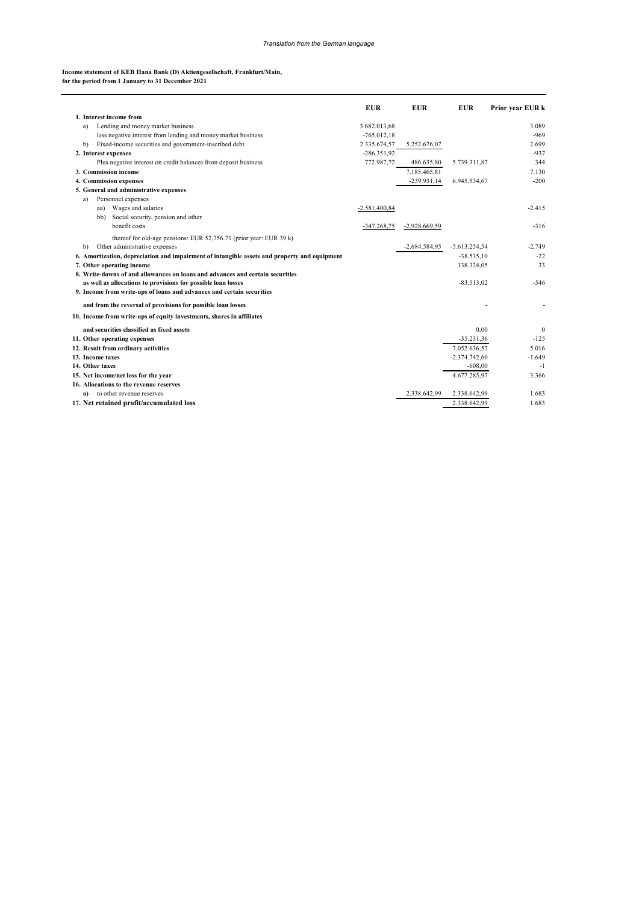*Translation from the German language*

**Income statement of KEB Hana Bank (D) Aktiengesellschaft, Frankfurt/Main,**
**for the period from 1 January to 31 December 2021**

| | EUR | EUR | EUR | Prior year EUR k |
|---|---|---|---|---|
| **1. Interest income from** | | | | |
| a) Lending and money market business | 3.682.013,68 | | | 3.089 |
| less negative interest from lending and money market business | -765.012,18 | | | -969 |
| b) Fixed-income securities and government-inscribed debt | 2.335.674,57 | 5.252.676,07 | | 2.699 |
| **2. Interest expenses** | -286.351,92 | | | -937 |
| Plus negative interest on credit balances from deposit business | 772.987,72 | 486.635,80 | 5.739.311,87 | 344 |
| **3. Commission income** | | 7.185.465,81 | | 7.130 |
| **4. Commission expenses** | | -239.931,14 | 6.945.534,67 | -200 |
| **5. General and administrative expenses** | | | | |
| a) Personnel expenses | | | | |
| aa) Wages and salaries | -2.581.400,84 | | | -2.415 |
| bb) Social security, pension and other benefit costs | -347.268,75 | -2.928.669,59 | | -316 |
| thereof for old-age pensions: EUR 52,756.71 (prior year: EUR 39 k) | | | | |
| b) Other administrative expenses | | -2.684.584,95 | -5.613.254,54 | -2.749 |
| **6. Amortization, depreciation and impairment of intangible assets and property and equipment** | | | -38.535,10 | -22 |
| **7. Other operating income** | | | 138.324,05 | 33 |
| **8. Write-downs of and allowances on loans and advances and certain securities as well as allocations to provisions for possible loan losses** | | | -83.513,02 | -546 |
| **9. Income from write-ups of loans and advances and certain securities and from the reversal of provisions for possible loan losses** | | | - | - |
| **10. Income from write-ups of equity investments, shares in affiliates and securities classified as fixed assets** | | | 0,00 | 0 |
| **11. Other operating expenses** | | | -35.231,36 | -125 |
| **12. Result from ordinary activities** | | | 7.052.636,57 | 5.016 |
| **13. Income taxes** | | | -2.374.742,60 | -1.649 |
| **14. Other taxes** | | | -608,00 | -1 |
| **15. Net income/net loss for the year** | | | 4.677.285,97 | 3.366 |
| **16. Allocations to the revenue reserves** | | | | |
| **a)** to other revenue reserves | | 2.338.642,99 | 2.338.642,99 | 1.683 |
| **17. Net retained profit/accumulated loss** | | | 2.338.642,99 | 1.683 |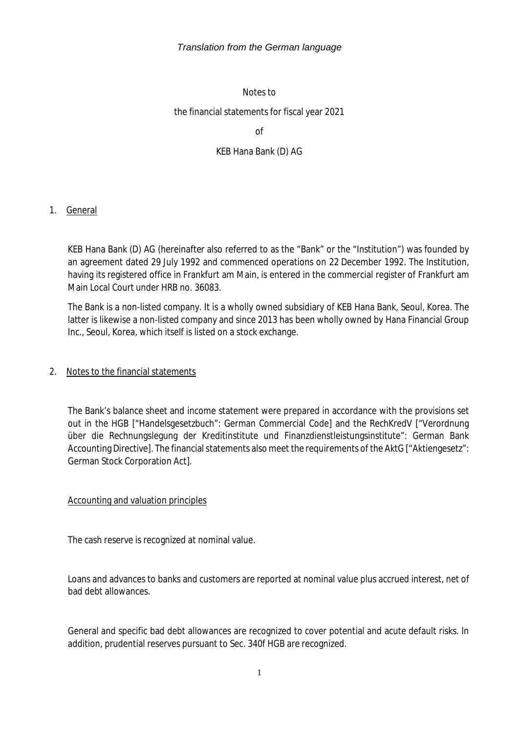*Translation from the German language*

Notes to

the financial statements for fiscal year 2021

of

KEB Hana Bank (D) AG

## 1. General

KEB Hana Bank (D) AG (hereinafter also referred to as the "Bank" or the "Institution") was founded by an agreement dated 29 July 1992 and commenced operations on 22 December 1992. The Institution, having its registered office in Frankfurt am Main, is entered in the commercial register of Frankfurt am Main Local Court under HRB no. 36083.

The Bank is a non-listed company. It is a wholly owned subsidiary of KEB Hana Bank, Seoul, Korea. The latter is likewise a non-listed company and since 2013 has been wholly owned by Hana Financial Group Inc., Seoul, Korea, which itself is listed on a stock exchange.

## 2. Notes to the financial statements

The Bank's balance sheet and income statement were prepared in accordance with the provisions set out in the HGB ["Handelsgesetzbuch": German Commercial Code] and the RechKredV ["Verordnung über die Rechnungslegung der Kreditinstitute und Finanzdienstleistungsinstitute": German Bank Accounting Directive]. The financial statements also meet the requirements of the AktG ["Aktiengesetz": German Stock Corporation Act].

### Accounting and valuation principles

The cash reserve is recognized at nominal value.

Loans and advances to banks and customers are reported at nominal value plus accrued interest, net of bad debt allowances.

General and specific bad debt allowances are recognized to cover potential and acute default risks. In addition, prudential reserves pursuant to Sec. 340f HGB are recognized.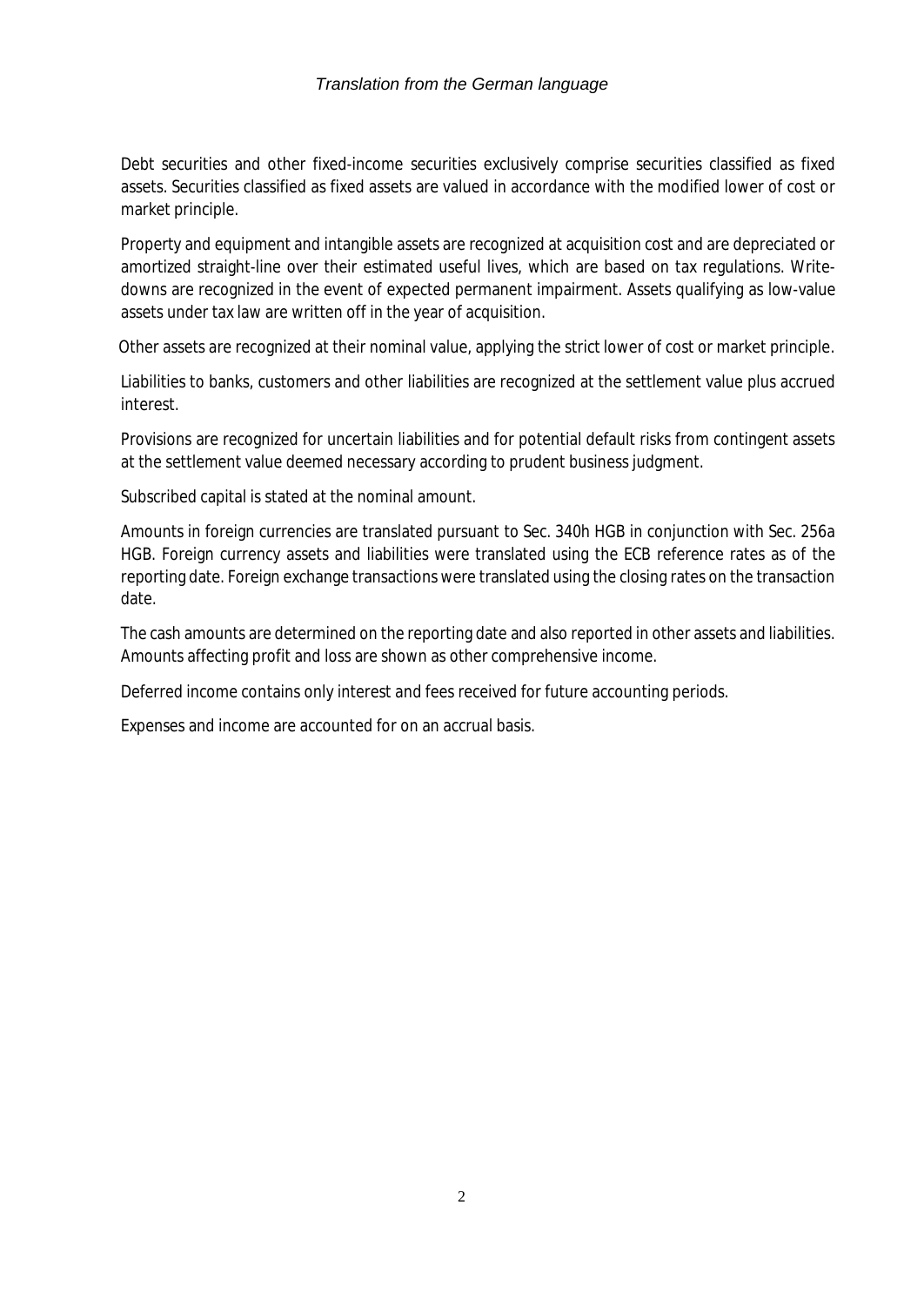Debt securities and other fixed-income securities exclusively comprise securities classified as fixed assets. Securities classified as fixed assets are valued in accordance with the modified lower of cost or market principle.

Property and equipment and intangible assets are recognized at acquisition cost and are depreciated or amortized straight-line over their estimated useful lives, which are based on tax regulations. Write-downs are recognized in the event of expected permanent impairment. Assets qualifying as low-value assets under tax law are written off in the year of acquisition.

Other assets are recognized at their nominal value, applying the strict lower of cost or market principle.

Liabilities to banks, customers and other liabilities are recognized at the settlement value plus accrued interest.

Provisions are recognized for uncertain liabilities and for potential default risks from contingent assets at the settlement value deemed necessary according to prudent business judgment.

Subscribed capital is stated at the nominal amount.

Amounts in foreign currencies are translated pursuant to Sec. 340h HGB in conjunction with Sec. 256a HGB. Foreign currency assets and liabilities were translated using the ECB reference rates as of the reporting date. Foreign exchange transactions were translated using the closing rates on the transaction date.

The cash amounts are determined on the reporting date and also reported in other assets and liabilities. Amounts affecting profit and loss are shown as other comprehensive income.

Deferred income contains only interest and fees received for future accounting periods.

Expenses and income are accounted for on an accrual basis.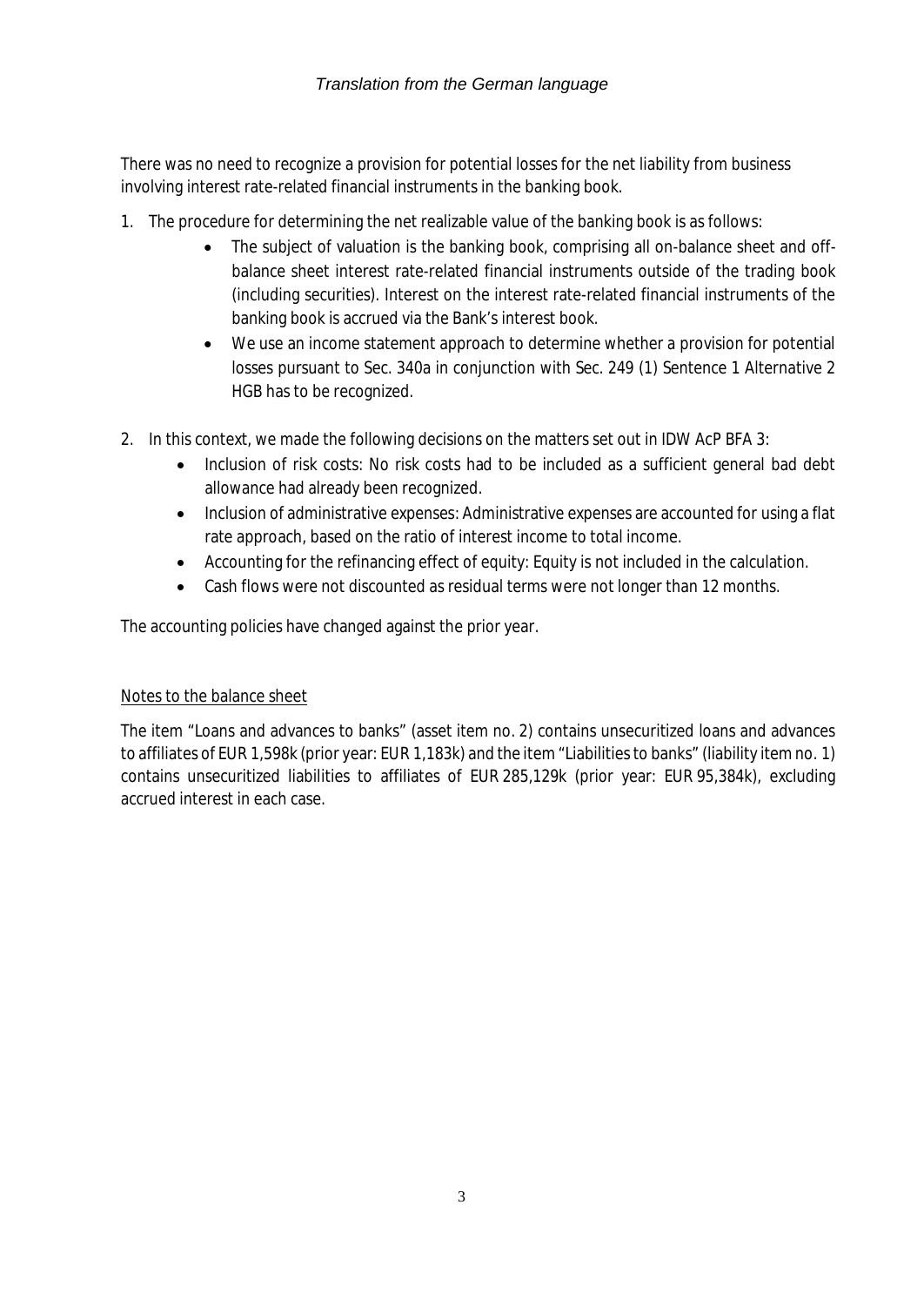There was no need to recognize a provision for potential losses for the net liability from business involving interest rate-related financial instruments in the banking book.

1. The procedure for determining the net realizable value of the banking book is as follows:
   - The subject of valuation is the banking book, comprising all on-balance sheet and off-balance sheet interest rate-related financial instruments outside of the trading book (including securities). Interest on the interest rate-related financial instruments of the banking book is accrued via the Bank's interest book.
   - We use an income statement approach to determine whether a provision for potential losses pursuant to Sec. 340a in conjunction with Sec. 249 (1) Sentence 1 Alternative 2 HGB has to be recognized.

2. In this context, we made the following decisions on the matters set out in IDW AcP BFA 3:
   - Inclusion of risk costs: No risk costs had to be included as a sufficient general bad debt allowance had already been recognized.
   - Inclusion of administrative expenses: Administrative expenses are accounted for using a flat rate approach, based on the ratio of interest income to total income.
   - Accounting for the refinancing effect of equity: Equity is not included in the calculation.
   - Cash flows were not discounted as residual terms were not longer than 12 months.

The accounting policies have changed against the prior year.

Notes to the balance sheet

The item "Loans and advances to banks" (asset item no. 2) contains unsecuritized loans and advances to affiliates of EUR 1,598k (prior year: EUR 1,183k) and the item "Liabilities to banks" (liability item no. 1) contains unsecuritized liabilities to affiliates of EUR 285,129k (prior year: EUR 95,384k), excluding accrued interest in each case.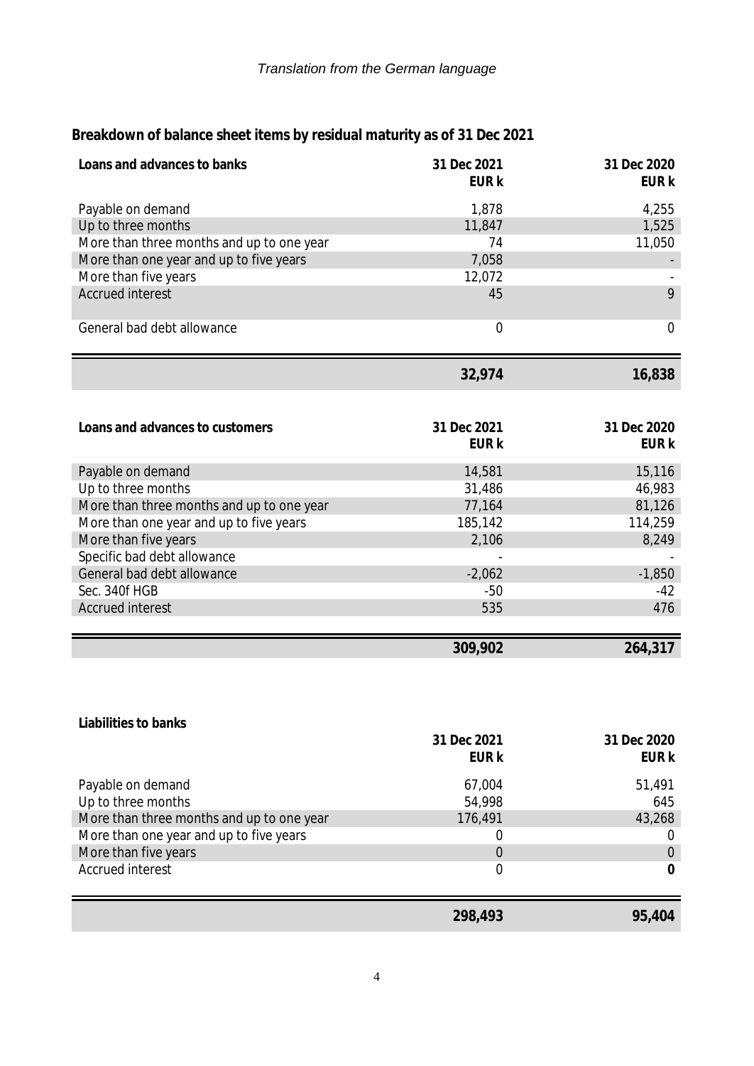*Translation from the German language*

## Breakdown of balance sheet items by residual maturity as of 31 Dec 2021

| Loans and advances to banks | 31 Dec 2021 EUR k | 31 Dec 2020 EUR k |
|---|---|---|
| Payable on demand | 1,878 | 4,255 |
| Up to three months | 11,847 | 1,525 |
| More than three months and up to one year | 74 | 11,050 |
| More than one year and up to five years | 7,058 | - |
| More than five years | 12,072 | - |
| Accrued interest | 45 | 9 |
| General bad debt allowance | 0 | 0 |
| | **32,974** | **16,838** |

| Loans and advances to customers | 31 Dec 2021 EUR k | 31 Dec 2020 EUR k |
|---|---|---|
| Payable on demand | 14,581 | 15,116 |
| Up to three months | 31,486 | 46,983 |
| More than three months and up to one year | 77,164 | 81,126 |
| More than one year and up to five years | 185,142 | 114,259 |
| More than five years | 2,106 | 8,249 |
| Specific bad debt allowance | - | - |
| General bad debt allowance | -2,062 | -1,850 |
| Sec. 340f HGB | -50 | -42 |
| Accrued interest | 535 | 476 |
| | **309,902** | **264,317** |

| Liabilities to banks | 31 Dec 2021 EUR k | 31 Dec 2020 EUR k |
|---|---|---|
| Payable on demand | 67,004 | 51,491 |
| Up to three months | 54,998 | 645 |
| More than three months and up to one year | 176,491 | 43,268 |
| More than one year and up to five years | 0 | 0 |
| More than five years | 0 | 0 |
| Accrued interest | 0 | **0** |
| | **298,493** | **95,404** |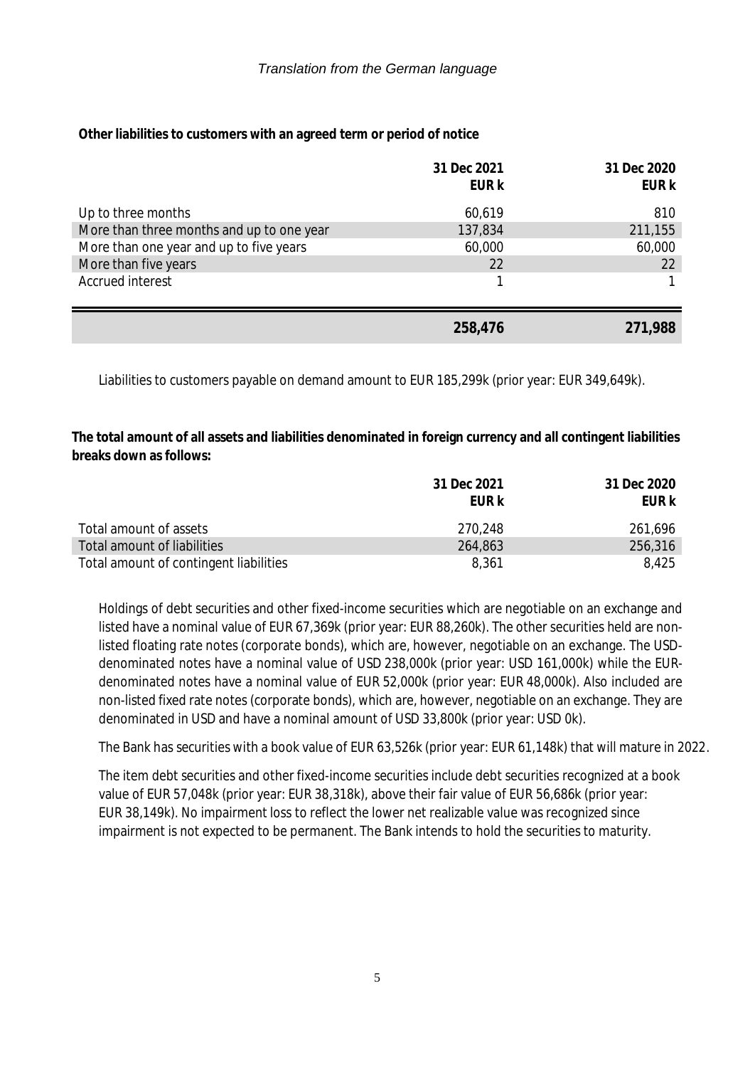*Translation from the German language*

**Other liabilities to customers with an agreed term or period of notice**

| | 31 Dec 2021 EUR k | 31 Dec 2020 EUR k |
|---|---|---|
| Up to three months | 60,619 | 810 |
| More than three months and up to one year | 137,834 | 211,155 |
| More than one year and up to five years | 60,000 | 60,000 |
| More than five years | 22 | 22 |
| Accrued interest | 1 | 1 |
| | **258,476** | **271,988** |

Liabilities to customers payable on demand amount to EUR 185,299k (prior year: EUR 349,649k).

**The total amount of all assets and liabilities denominated in foreign currency and all contingent liabilities breaks down as follows:**

| | 31 Dec 2021 EUR k | 31 Dec 2020 EUR k |
|---|---|---|
| Total amount of assets | 270,248 | 261,696 |
| Total amount of liabilities | 264,863 | 256,316 |
| Total amount of contingent liabilities | 8,361 | 8,425 |

Holdings of debt securities and other fixed-income securities which are negotiable on an exchange and listed have a nominal value of EUR 67,369k (prior year: EUR 88,260k). The other securities held are non-listed floating rate notes (corporate bonds), which are, however, negotiable on an exchange. The USD-denominated notes have a nominal value of USD 238,000k (prior year: USD 161,000k) while the EUR-denominated notes have a nominal value of EUR 52,000k (prior year: EUR 48,000k). Also included are non-listed fixed rate notes (corporate bonds), which are, however, negotiable on an exchange. They are denominated in USD and have a nominal amount of USD 33,800k (prior year: USD 0k).

The Bank has securities with a book value of EUR 63,526k (prior year: EUR 61,148k) that will mature in 2022.

The item debt securities and other fixed-income securities include debt securities recognized at a book value of EUR 57,048k (prior year: EUR 38,318k), above their fair value of EUR 56,686k (prior year: EUR 38,149k). No impairment loss to reflect the lower net realizable value was recognized since impairment is not expected to be permanent. The Bank intends to hold the securities to maturity.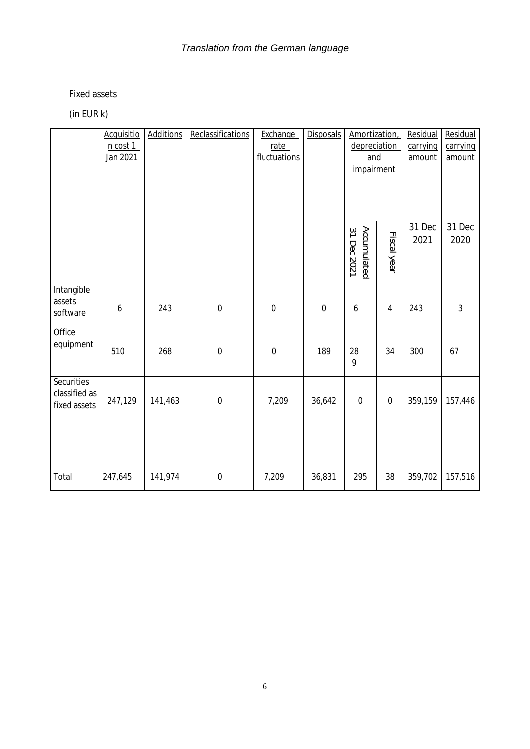*Translation from the German language*

Fixed assets

(in EUR k)

| | Acquisition cost 1 Jan 2021 | Additions | Reclassifications | Exchange rate fluctuations | Disposals | Amortization, depreciation and impairment | | Residual carrying amount | Residual carrying amount |
|---|---|---|---|---|---|---|---|---|---|
| | | | | | | Accumulated 31 Dec 2021 | Fiscal year | 31 Dec 2021 | 31 Dec 2020 |
| Intangible assets software | 6 | 243 | 0 | 0 | 0 | 6 | 4 | 243 | 3 |
| Office equipment | 510 | 268 | 0 | 0 | 189 | 289 | 34 | 300 | 67 |
| Securities classified as fixed assets | 247,129 | 141,463 | 0 | 7,209 | 36,642 | 0 | 0 | 359,159 | 157,446 |
| Total | 247,645 | 141,974 | 0 | 7,209 | 36,831 | 295 | 38 | 359,702 | 157,516 |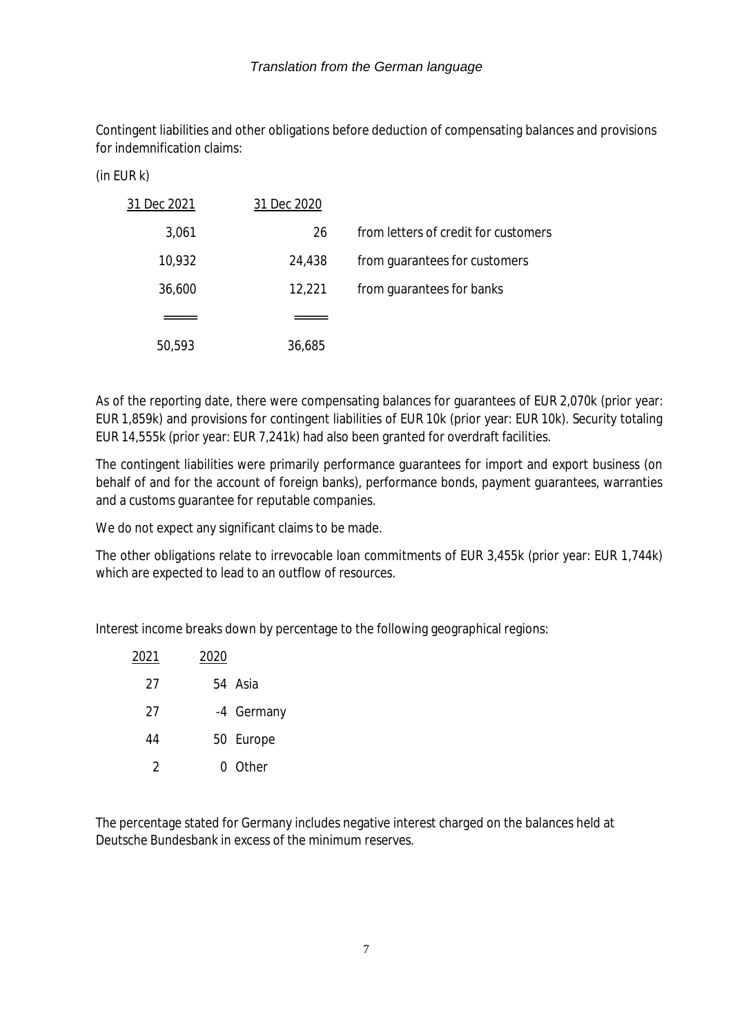*Translation from the German language*

Contingent liabilities and other obligations before deduction of compensating balances and provisions for indemnification claims:

(in EUR k)

| 31 Dec 2021 | 31 Dec 2020 | |
|---|---|---|
| 3,061 | 26 | from letters of credit for customers |
| 10,932 | 24,438 | from guarantees for customers |
| 36,600 | 12,221 | from guarantees for banks |
| 50,593 | 36,685 | |

As of the reporting date, there were compensating balances for guarantees of EUR 2,070k (prior year: EUR 1,859k) and provisions for contingent liabilities of EUR 10k (prior year: EUR 10k). Security totaling EUR 14,555k (prior year: EUR 7,241k) had also been granted for overdraft facilities.

The contingent liabilities were primarily performance guarantees for import and export business (on behalf of and for the account of foreign banks), performance bonds, payment guarantees, warranties and a customs guarantee for reputable companies.

We do not expect any significant claims to be made.

The other obligations relate to irrevocable loan commitments of EUR 3,455k (prior year: EUR 1,744k) which are expected to lead to an outflow of resources.

Interest income breaks down by percentage to the following geographical regions:

| 2021 | 2020 | |
|---|---|---|
| 27 | 54 | Asia |
| 27 | -4 | Germany |
| 44 | 50 | Europe |
| 2 | 0 | Other |

The percentage stated for Germany includes negative interest charged on the balances held at Deutsche Bundesbank in excess of the minimum reserves.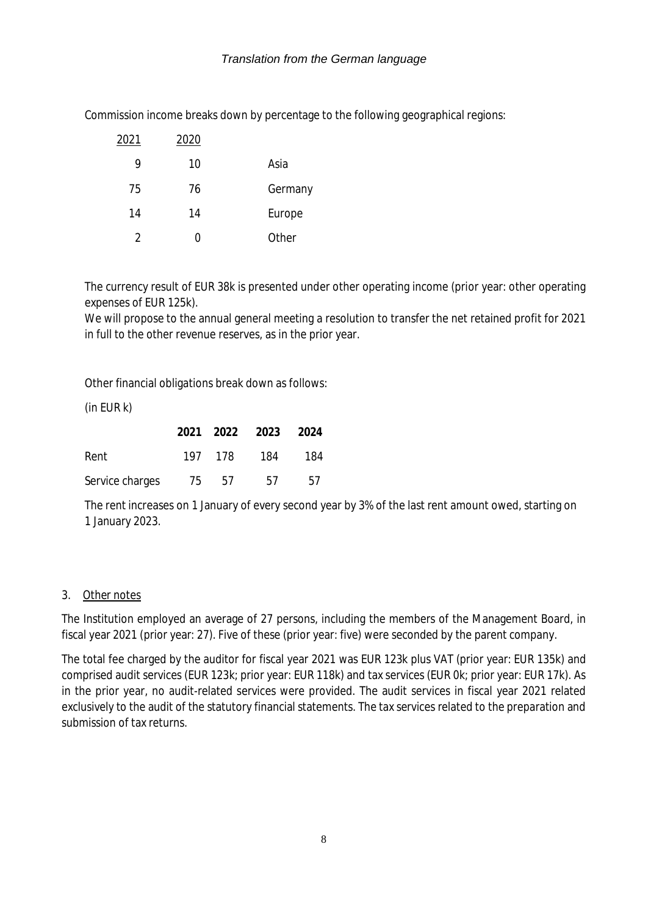*Translation from the German language*

Commission income breaks down by percentage to the following geographical regions:

| 2021 | 2020 | |
|---|---|---|
| 9 | 10 | Asia |
| 75 | 76 | Germany |
| 14 | 14 | Europe |
| 2 | 0 | Other |

The currency result of EUR 38k is presented under other operating income (prior year: other operating expenses of EUR 125k).

We will propose to the annual general meeting a resolution to transfer the net retained profit for 2021 in full to the other revenue reserves, as in the prior year.

Other financial obligations break down as follows:

(in EUR k)

| | **2021** | **2022** | **2023** | **2024** |
|---|---|---|---|---|
| Rent | 197 | 178 | 184 | 184 |
| Service charges | 75 | 57 | 57 | 57 |

The rent increases on 1 January of every second year by 3% of the last rent amount owed, starting on 1 January 2023.

## 3. Other notes

The Institution employed an average of 27 persons, including the members of the Management Board, in fiscal year 2021 (prior year: 27). Five of these (prior year: five) were seconded by the parent company.

The total fee charged by the auditor for fiscal year 2021 was EUR 123k plus VAT (prior year: EUR 135k) and comprised audit services (EUR 123k; prior year: EUR 118k) and tax services (EUR 0k; prior year: EUR 17k). As in the prior year, no audit-related services were provided. The audit services in fiscal year 2021 related exclusively to the audit of the statutory financial statements. The tax services related to the preparation and submission of tax returns.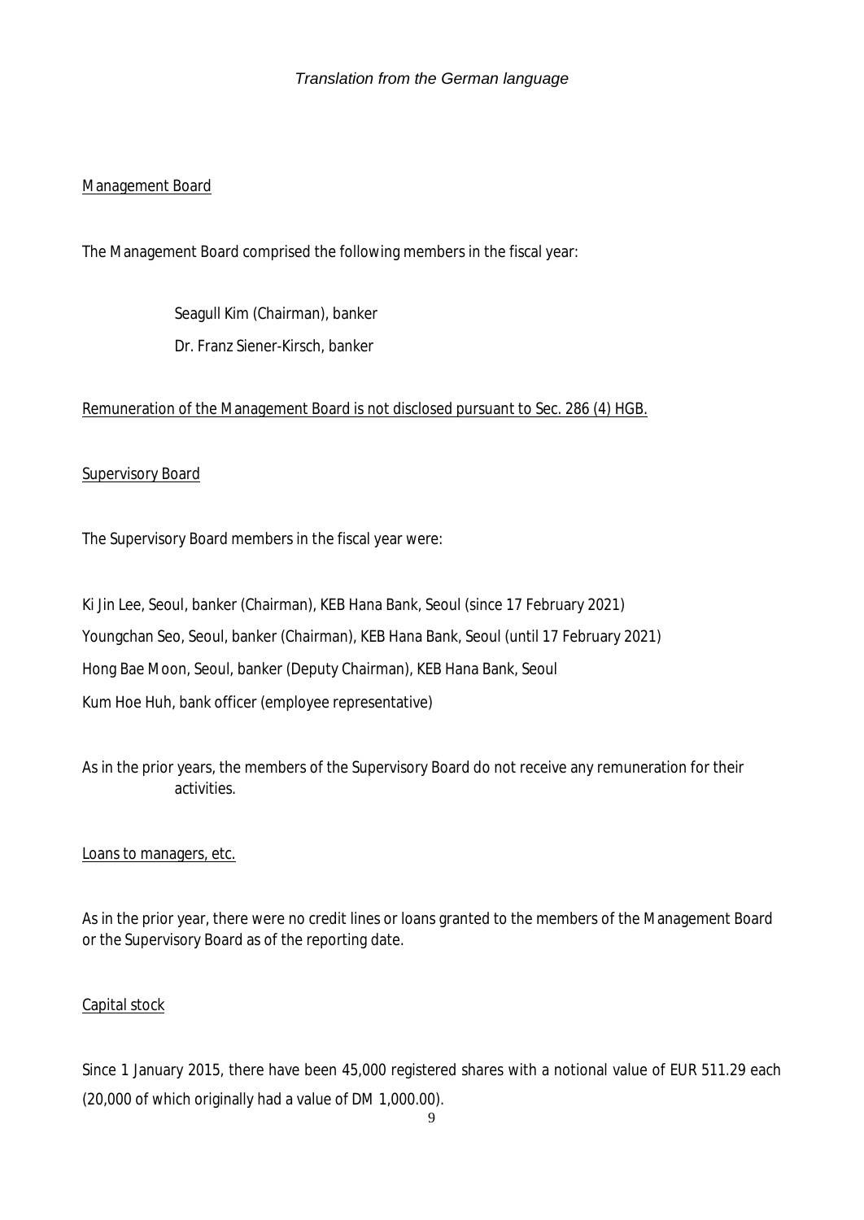*Translation from the German language*

Management Board

The Management Board comprised the following members in the fiscal year:

Seagull Kim (Chairman), banker

Dr. Franz Siener-Kirsch, banker

Remuneration of the Management Board is not disclosed pursuant to Sec. 286 (4) HGB.

Supervisory Board

The Supervisory Board members in the fiscal year were:

Ki Jin Lee, Seoul, banker (Chairman), KEB Hana Bank, Seoul (since 17 February 2021)

Youngchan Seo, Seoul, banker (Chairman), KEB Hana Bank, Seoul (until 17 February 2021)

Hong Bae Moon, Seoul, banker (Deputy Chairman), KEB Hana Bank, Seoul

Kum Hoe Huh, bank officer (employee representative)

As in the prior years, the members of the Supervisory Board do not receive any remuneration for their activities.

Loans to managers, etc.

As in the prior year, there were no credit lines or loans granted to the members of the Management Board or the Supervisory Board as of the reporting date.

Capital stock

Since 1 January 2015, there have been 45,000 registered shares with a notional value of EUR 511.29 each (20,000 of which originally had a value of DM 1,000.00).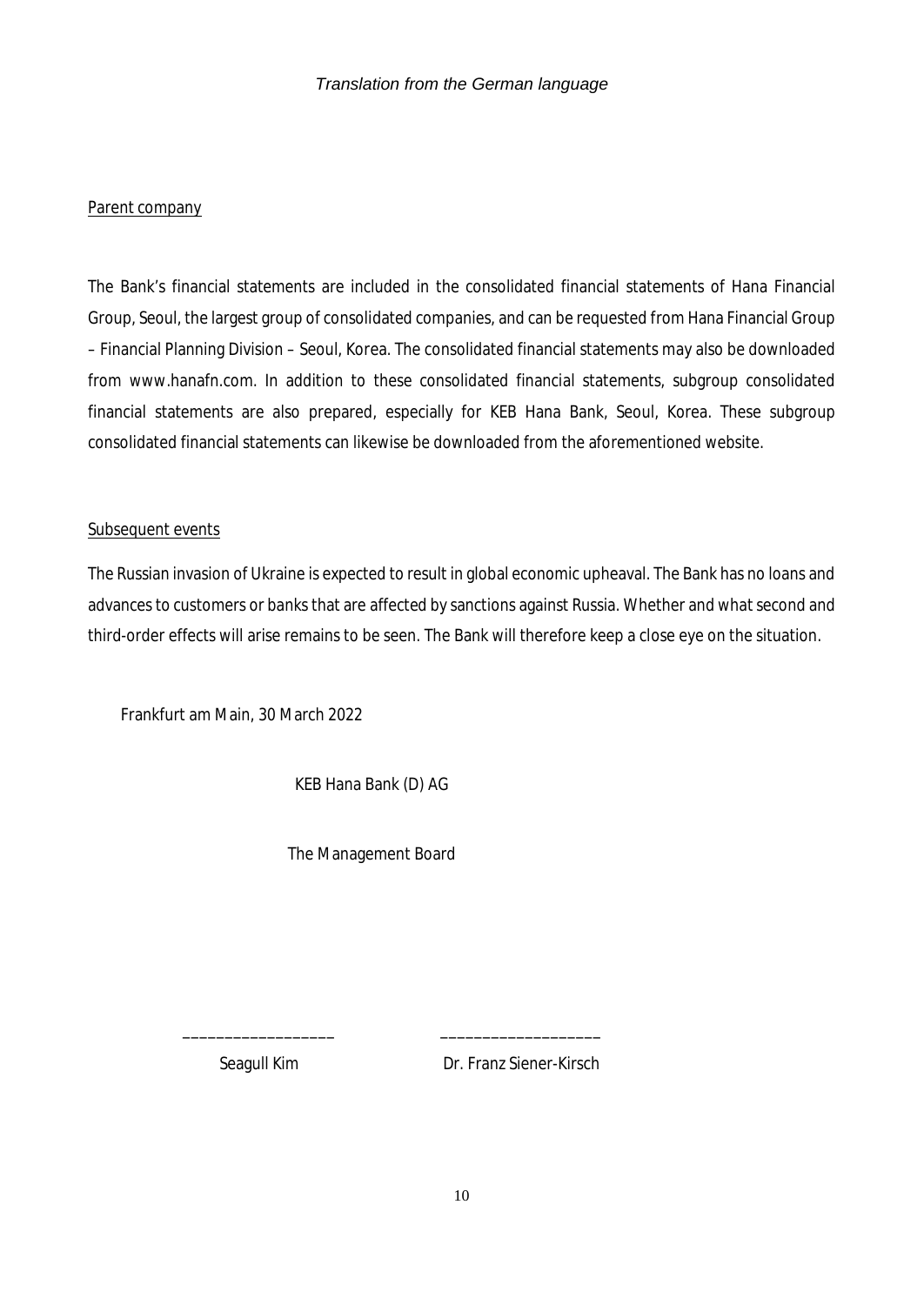*Translation from the German language*

Parent company

The Bank's financial statements are included in the consolidated financial statements of Hana Financial Group, Seoul, the largest group of consolidated companies, and can be requested from Hana Financial Group – Financial Planning Division – Seoul, Korea. The consolidated financial statements may also be downloaded from www.hanafn.com. In addition to these consolidated financial statements, subgroup consolidated financial statements are also prepared, especially for KEB Hana Bank, Seoul, Korea. These subgroup consolidated financial statements can likewise be downloaded from the aforementioned website.

Subsequent events

The Russian invasion of Ukraine is expected to result in global economic upheaval. The Bank has no loans and advances to customers or banks that are affected by sanctions against Russia. Whether and what second and third-order effects will arise remains to be seen. The Bank will therefore keep a close eye on the situation.

Frankfurt am Main, 30 March 2022

KEB Hana Bank (D) AG

The Management Board

\_\_\_\_\_\_\_\_\_\_\_\_\_\_\_\_\_\_ \_\_\_\_\_\_\_\_\_\_\_\_\_\_\_\_\_\_\_

Seagull Kim Dr. Franz Siener-Kirsch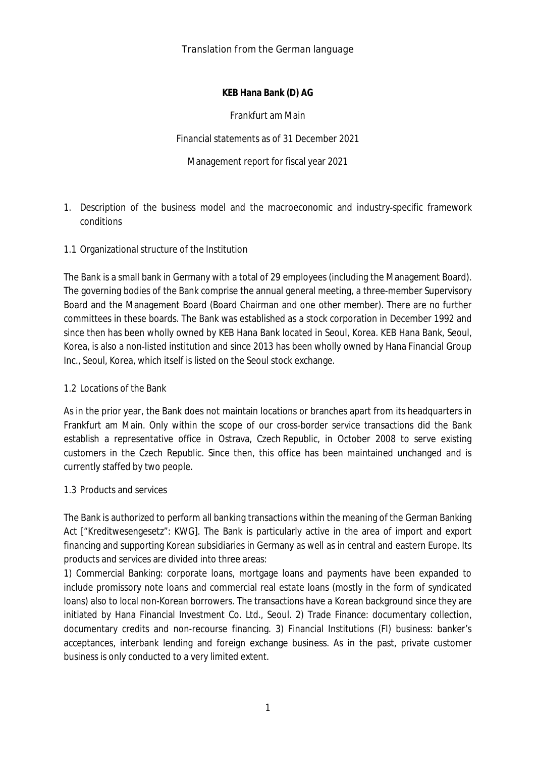*Translation from the German language*

**KEB Hana Bank (D) AG**

Frankfurt am Main

Financial statements as of 31 December 2021

Management report for fiscal year 2021

## 1. Description of the business model and the macroeconomic and industry-specific framework conditions

### 1.1 Organizational structure of the Institution

The Bank is a small bank in Germany with a total of 29 employees (including the Management Board). The governing bodies of the Bank comprise the annual general meeting, a three-member Supervisory Board and the Management Board (Board Chairman and one other member). There are no further committees in these boards. The Bank was established as a stock corporation in December 1992 and since then has been wholly owned by KEB Hana Bank located in Seoul, Korea. KEB Hana Bank, Seoul, Korea, is also a non-listed institution and since 2013 has been wholly owned by Hana Financial Group Inc., Seoul, Korea, which itself is listed on the Seoul stock exchange.

### 1.2 Locations of the Bank

As in the prior year, the Bank does not maintain locations or branches apart from its headquarters in Frankfurt am Main. Only within the scope of our cross-border service transactions did the Bank establish a representative office in Ostrava, Czech Republic, in October 2008 to serve existing customers in the Czech Republic. Since then, this office has been maintained unchanged and is currently staffed by two people.

### 1.3 Products and services

The Bank is authorized to perform all banking transactions within the meaning of the German Banking Act ["Kreditwesengesetz": KWG]. The Bank is particularly active in the area of import and export financing and supporting Korean subsidiaries in Germany as well as in central and eastern Europe. Its products and services are divided into three areas:
1) Commercial Banking: corporate loans, mortgage loans and payments have been expanded to include promissory note loans and commercial real estate loans (mostly in the form of syndicated loans) also to local non-Korean borrowers. The transactions have a Korean background since they are initiated by Hana Financial Investment Co. Ltd., Seoul. 2) Trade Finance: documentary collection, documentary credits and non-recourse financing. 3) Financial Institutions (FI) business: banker's acceptances, interbank lending and foreign exchange business. As in the past, private customer business is only conducted to a very limited extent.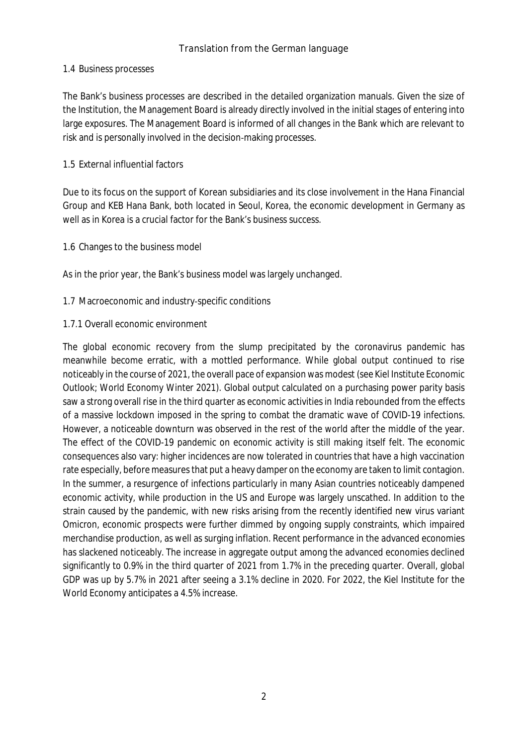*Translation from the German language*

### 1.4 Business processes

The Bank's business processes are described in the detailed organization manuals. Given the size of the Institution, the Management Board is already directly involved in the initial stages of entering into large exposures. The Management Board is informed of all changes in the Bank which are relevant to risk and is personally involved in the decision-making processes.

### 1.5 External influential factors

Due to its focus on the support of Korean subsidiaries and its close involvement in the Hana Financial Group and KEB Hana Bank, both located in Seoul, Korea, the economic development in Germany as well as in Korea is a crucial factor for the Bank's business success.

### 1.6 Changes to the business model

As in the prior year, the Bank's business model was largely unchanged.

### 1.7 Macroeconomic and industry-specific conditions

#### 1.7.1 Overall economic environment

The global economic recovery from the slump precipitated by the coronavirus pandemic has meanwhile become erratic, with a mottled performance. While global output continued to rise noticeably in the course of 2021, the overall pace of expansion was modest (see Kiel Institute Economic Outlook; World Economy Winter 2021). Global output calculated on a purchasing power parity basis saw a strong overall rise in the third quarter as economic activities in India rebounded from the effects of a massive lockdown imposed in the spring to combat the dramatic wave of COVID-19 infections. However, a noticeable downturn was observed in the rest of the world after the middle of the year. The effect of the COVID-19 pandemic on economic activity is still making itself felt. The economic consequences also vary: higher incidences are now tolerated in countries that have a high vaccination rate especially, before measures that put a heavy damper on the economy are taken to limit contagion. In the summer, a resurgence of infections particularly in many Asian countries noticeably dampened economic activity, while production in the US and Europe was largely unscathed. In addition to the strain caused by the pandemic, with new risks arising from the recently identified new virus variant Omicron, economic prospects were further dimmed by ongoing supply constraints, which impaired merchandise production, as well as surging inflation. Recent performance in the advanced economies has slackened noticeably. The increase in aggregate output among the advanced economies declined significantly to 0.9% in the third quarter of 2021 from 1.7% in the preceding quarter. Overall, global GDP was up by 5.7% in 2021 after seeing a 3.1% decline in 2020. For 2022, the Kiel Institute for the World Economy anticipates a 4.5% increase.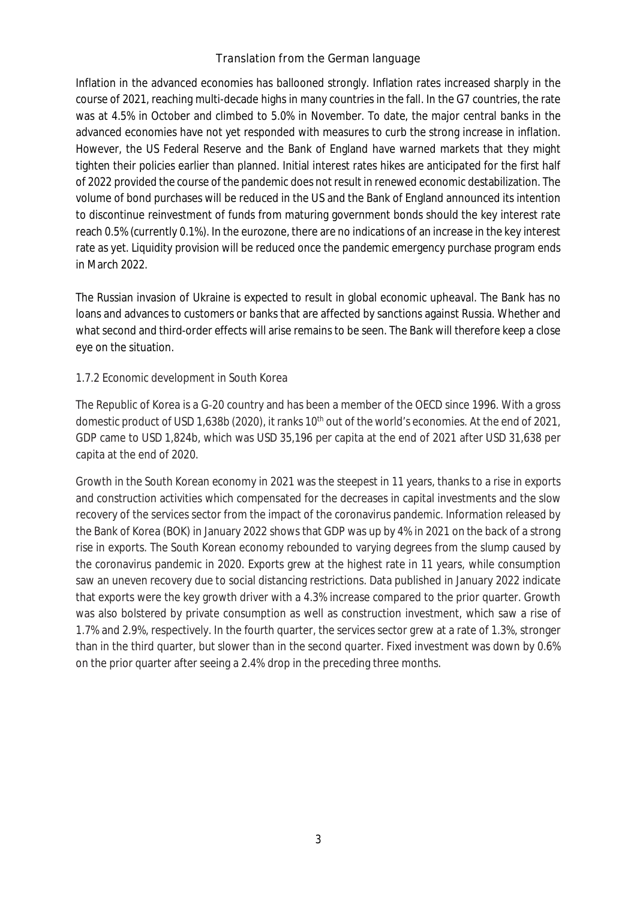*Translation from the German language*

Inflation in the advanced economies has ballooned strongly. Inflation rates increased sharply in the course of 2021, reaching multi-decade highs in many countries in the fall. In the G7 countries, the rate was at 4.5% in October and climbed to 5.0% in November. To date, the major central banks in the advanced economies have not yet responded with measures to curb the strong increase in inflation. However, the US Federal Reserve and the Bank of England have warned markets that they might tighten their policies earlier than planned. Initial interest rates hikes are anticipated for the first half of 2022 provided the course of the pandemic does not result in renewed economic destabilization. The volume of bond purchases will be reduced in the US and the Bank of England announced its intention to discontinue reinvestment of funds from maturing government bonds should the key interest rate reach 0.5% (currently 0.1%). In the eurozone, there are no indications of an increase in the key interest rate as yet. Liquidity provision will be reduced once the pandemic emergency purchase program ends in March 2022.

The Russian invasion of Ukraine is expected to result in global economic upheaval. The Bank has no loans and advances to customers or banks that are affected by sanctions against Russia. Whether and what second and third-order effects will arise remains to be seen. The Bank will therefore keep a close eye on the situation.

### 1.7.2 Economic development in South Korea

The Republic of Korea is a G-20 country and has been a member of the OECD since 1996. With a gross domestic product of USD 1,638b (2020), it ranks 10th out of the world's economies. At the end of 2021, GDP came to USD 1,824b, which was USD 35,196 per capita at the end of 2021 after USD 31,638 per capita at the end of 2020.

Growth in the South Korean economy in 2021 was the steepest in 11 years, thanks to a rise in exports and construction activities which compensated for the decreases in capital investments and the slow recovery of the services sector from the impact of the coronavirus pandemic. Information released by the Bank of Korea (BOK) in January 2022 shows that GDP was up by 4% in 2021 on the back of a strong rise in exports. The South Korean economy rebounded to varying degrees from the slump caused by the coronavirus pandemic in 2020. Exports grew at the highest rate in 11 years, while consumption saw an uneven recovery due to social distancing restrictions. Data published in January 2022 indicate that exports were the key growth driver with a 4.3% increase compared to the prior quarter. Growth was also bolstered by private consumption as well as construction investment, which saw a rise of 1.7% and 2.9%, respectively. In the fourth quarter, the services sector grew at a rate of 1.3%, stronger than in the third quarter, but slower than in the second quarter. Fixed investment was down by 0.6% on the prior quarter after seeing a 2.4% drop in the preceding three months.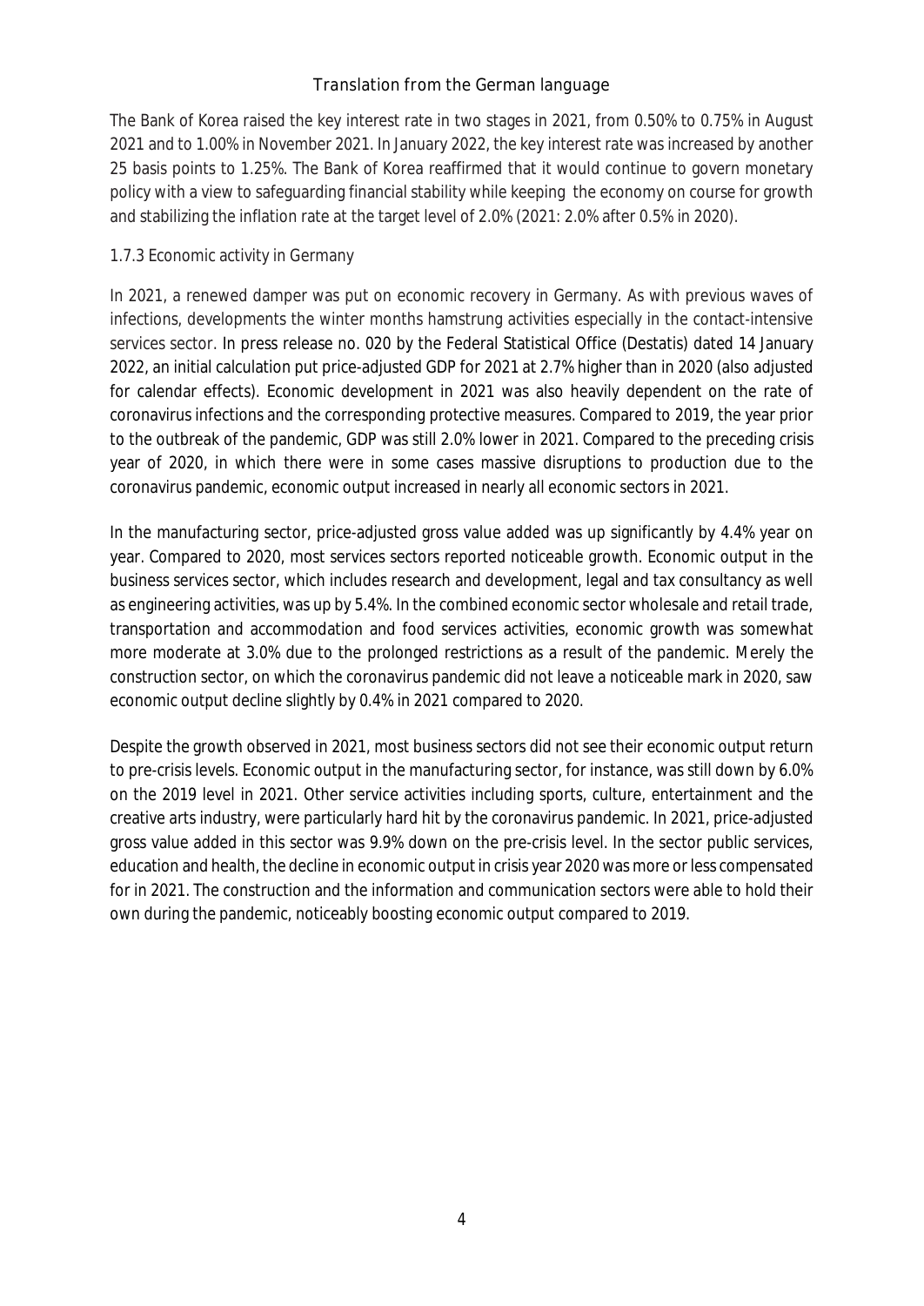The Bank of Korea raised the key interest rate in two stages in 2021, from 0.50% to 0.75% in August 2021 and to 1.00% in November 2021. In January 2022, the key interest rate was increased by another 25 basis points to 1.25%. The Bank of Korea reaffirmed that it would continue to govern monetary policy with a view to safeguarding financial stability while keeping the economy on course for growth and stabilizing the inflation rate at the target level of 2.0% (2021: 2.0% after 0.5% in 2020).

### 1.7.3 Economic activity in Germany

In 2021, a renewed damper was put on economic recovery in Germany. As with previous waves of infections, developments the winter months hamstrung activities especially in the contact-intensive services sector. In press release no. 020 by the Federal Statistical Office (Destatis) dated 14 January 2022, an initial calculation put price-adjusted GDP for 2021 at 2.7% higher than in 2020 (also adjusted for calendar effects). Economic development in 2021 was also heavily dependent on the rate of coronavirus infections and the corresponding protective measures. Compared to 2019, the year prior to the outbreak of the pandemic, GDP was still 2.0% lower in 2021. Compared to the preceding crisis year of 2020, in which there were in some cases massive disruptions to production due to the coronavirus pandemic, economic output increased in nearly all economic sectors in 2021.

In the manufacturing sector, price-adjusted gross value added was up significantly by 4.4% year on year. Compared to 2020, most services sectors reported noticeable growth. Economic output in the business services sector, which includes research and development, legal and tax consultancy as well as engineering activities, was up by 5.4%. In the combined economic sector wholesale and retail trade, transportation and accommodation and food services activities, economic growth was somewhat more moderate at 3.0% due to the prolonged restrictions as a result of the pandemic. Merely the construction sector, on which the coronavirus pandemic did not leave a noticeable mark in 2020, saw economic output decline slightly by 0.4% in 2021 compared to 2020.

Despite the growth observed in 2021, most business sectors did not see their economic output return to pre-crisis levels. Economic output in the manufacturing sector, for instance, was still down by 6.0% on the 2019 level in 2021. Other service activities including sports, culture, entertainment and the creative arts industry, were particularly hard hit by the coronavirus pandemic. In 2021, price-adjusted gross value added in this sector was 9.9% down on the pre-crisis level. In the sector public services, education and health, the decline in economic output in crisis year 2020 was more or less compensated for in 2021. The construction and the information and communication sectors were able to hold their own during the pandemic, noticeably boosting economic output compared to 2019.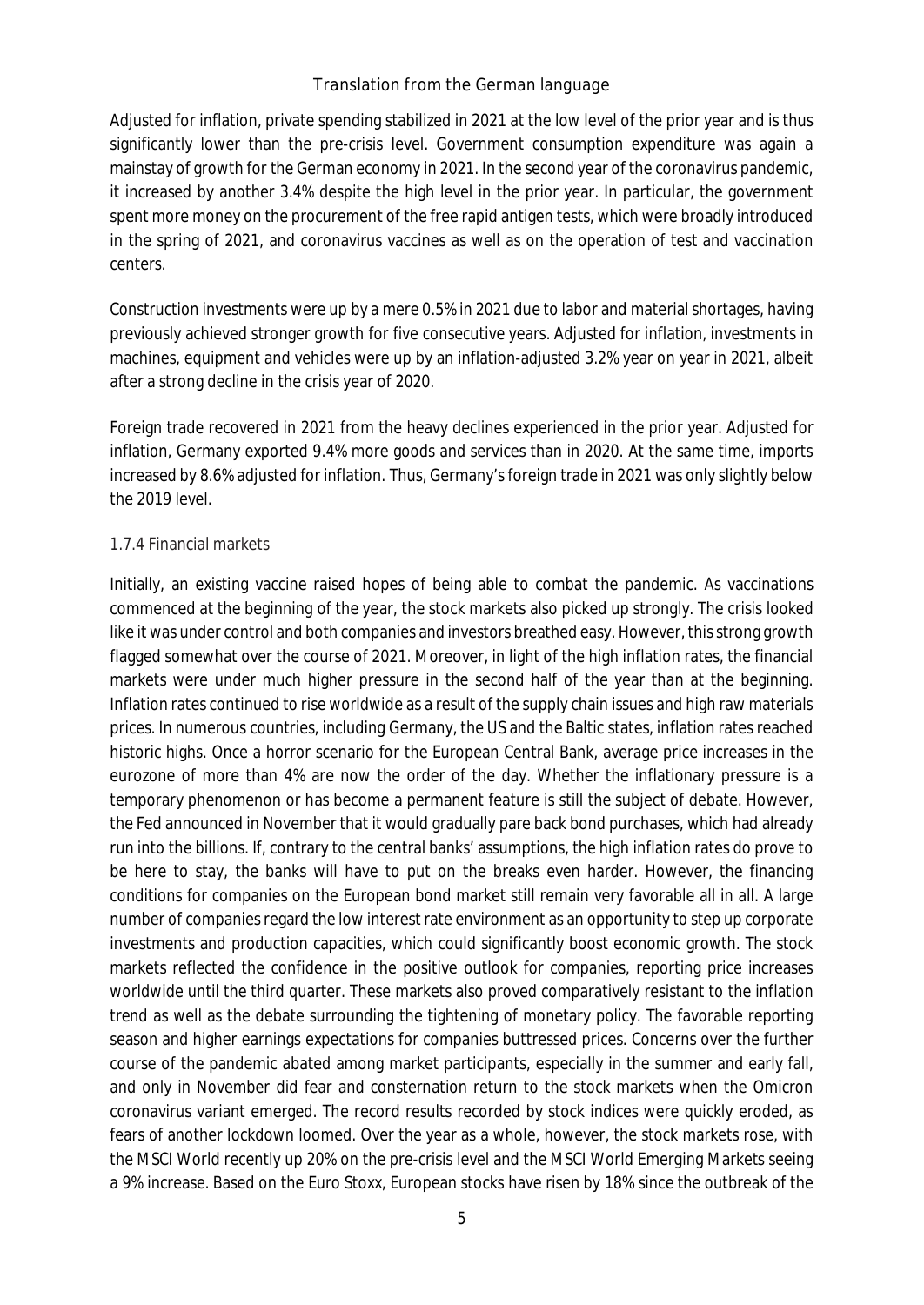Adjusted for inflation, private spending stabilized in 2021 at the low level of the prior year and is thus significantly lower than the pre-crisis level. Government consumption expenditure was again a mainstay of growth for the German economy in 2021. In the second year of the coronavirus pandemic, it increased by another 3.4% despite the high level in the prior year. In particular, the government spent more money on the procurement of the free rapid antigen tests, which were broadly introduced in the spring of 2021, and coronavirus vaccines as well as on the operation of test and vaccination centers.

Construction investments were up by a mere 0.5% in 2021 due to labor and material shortages, having previously achieved stronger growth for five consecutive years. Adjusted for inflation, investments in machines, equipment and vehicles were up by an inflation-adjusted 3.2% year on year in 2021, albeit after a strong decline in the crisis year of 2020.

Foreign trade recovered in 2021 from the heavy declines experienced in the prior year. Adjusted for inflation, Germany exported 9.4% more goods and services than in 2020. At the same time, imports increased by 8.6% adjusted for inflation. Thus, Germany's foreign trade in 2021 was only slightly below the 2019 level.

#### 1.7.4 Financial markets

Initially, an existing vaccine raised hopes of being able to combat the pandemic. As vaccinations commenced at the beginning of the year, the stock markets also picked up strongly. The crisis looked like it was under control and both companies and investors breathed easy. However, this strong growth flagged somewhat over the course of 2021. Moreover, in light of the high inflation rates, the financial markets were under much higher pressure in the second half of the year than at the beginning. Inflation rates continued to rise worldwide as a result of the supply chain issues and high raw materials prices. In numerous countries, including Germany, the US and the Baltic states, inflation rates reached historic highs. Once a horror scenario for the European Central Bank, average price increases in the eurozone of more than 4% are now the order of the day. Whether the inflationary pressure is a temporary phenomenon or has become a permanent feature is still the subject of debate. However, the Fed announced in November that it would gradually pare back bond purchases, which had already run into the billions. If, contrary to the central banks' assumptions, the high inflation rates do prove to be here to stay, the banks will have to put on the breaks even harder. However, the financing conditions for companies on the European bond market still remain very favorable all in all. A large number of companies regard the low interest rate environment as an opportunity to step up corporate investments and production capacities, which could significantly boost economic growth. The stock markets reflected the confidence in the positive outlook for companies, reporting price increases worldwide until the third quarter. These markets also proved comparatively resistant to the inflation trend as well as the debate surrounding the tightening of monetary policy. The favorable reporting season and higher earnings expectations for companies buttressed prices. Concerns over the further course of the pandemic abated among market participants, especially in the summer and early fall, and only in November did fear and consternation return to the stock markets when the Omicron coronavirus variant emerged. The record results recorded by stock indices were quickly eroded, as fears of another lockdown loomed. Over the year as a whole, however, the stock markets rose, with the MSCI World recently up 20% on the pre-crisis level and the MSCI World Emerging Markets seeing a 9% increase. Based on the Euro Stoxx, European stocks have risen by 18% since the outbreak of the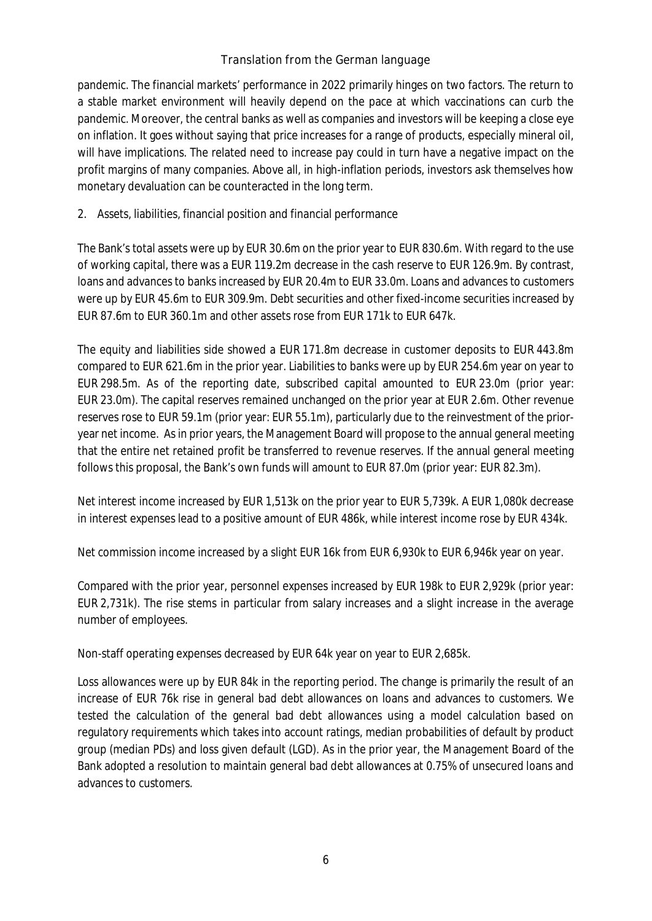pandemic. The financial markets' performance in 2022 primarily hinges on two factors. The return to a stable market environment will heavily depend on the pace at which vaccinations can curb the pandemic. Moreover, the central banks as well as companies and investors will be keeping a close eye on inflation. It goes without saying that price increases for a range of products, especially mineral oil, will have implications. The related need to increase pay could in turn have a negative impact on the profit margins of many companies. Above all, in high-inflation periods, investors ask themselves how monetary devaluation can be counteracted in the long term.

## 2. Assets, liabilities, financial position and financial performance

The Bank's total assets were up by EUR 30.6m on the prior year to EUR 830.6m. With regard to the use of working capital, there was a EUR 119.2m decrease in the cash reserve to EUR 126.9m. By contrast, loans and advances to banks increased by EUR 20.4m to EUR 33.0m. Loans and advances to customers were up by EUR 45.6m to EUR 309.9m. Debt securities and other fixed-income securities increased by EUR 87.6m to EUR 360.1m and other assets rose from EUR 171k to EUR 647k.

The equity and liabilities side showed a EUR 171.8m decrease in customer deposits to EUR 443.8m compared to EUR 621.6m in the prior year. Liabilities to banks were up by EUR 254.6m year on year to EUR 298.5m. As of the reporting date, subscribed capital amounted to EUR 23.0m (prior year: EUR 23.0m). The capital reserves remained unchanged on the prior year at EUR 2.6m. Other revenue reserves rose to EUR 59.1m (prior year: EUR 55.1m), particularly due to the reinvestment of the prior-year net income. As in prior years, the Management Board will propose to the annual general meeting that the entire net retained profit be transferred to revenue reserves. If the annual general meeting follows this proposal, the Bank's own funds will amount to EUR 87.0m (prior year: EUR 82.3m).

Net interest income increased by EUR 1,513k on the prior year to EUR 5,739k. A EUR 1,080k decrease in interest expenses lead to a positive amount of EUR 486k, while interest income rose by EUR 434k.

Net commission income increased by a slight EUR 16k from EUR 6,930k to EUR 6,946k year on year.

Compared with the prior year, personnel expenses increased by EUR 198k to EUR 2,929k (prior year: EUR 2,731k). The rise stems in particular from salary increases and a slight increase in the average number of employees.

Non-staff operating expenses decreased by EUR 64k year on year to EUR 2,685k.

Loss allowances were up by EUR 84k in the reporting period. The change is primarily the result of an increase of EUR 76k rise in general bad debt allowances on loans and advances to customers. We tested the calculation of the general bad debt allowances using a model calculation based on regulatory requirements which takes into account ratings, median probabilities of default by product group (median PDs) and loss given default (LGD). As in the prior year, the Management Board of the Bank adopted a resolution to maintain general bad debt allowances at 0.75% of unsecured loans and advances to customers.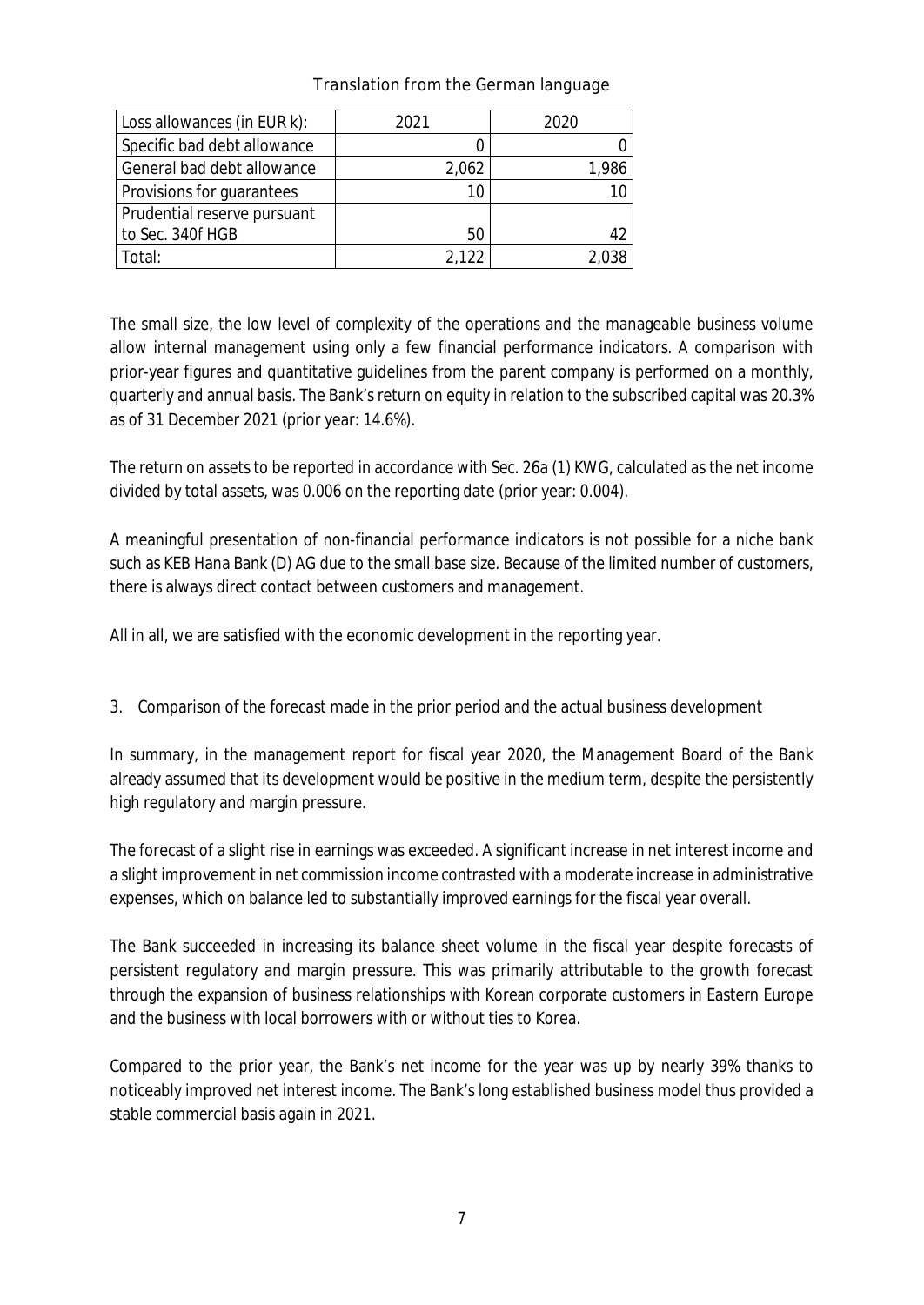*Translation from the German language*

| Loss allowances (in EUR k): | 2021 | 2020 |
|---|---|---|
| Specific bad debt allowance | 0 | 0 |
| General bad debt allowance | 2,062 | 1,986 |
| Provisions for guarantees | 10 | 10 |
| Prudential reserve pursuant to Sec. 340f HGB | 50 | 42 |
| Total: | 2,122 | 2,038 |

The small size, the low level of complexity of the operations and the manageable business volume allow internal management using only a few financial performance indicators. A comparison with prior-year figures and quantitative guidelines from the parent company is performed on a monthly, quarterly and annual basis. The Bank's return on equity in relation to the subscribed capital was 20.3% as of 31 December 2021 (prior year: 14.6%).

The return on assets to be reported in accordance with Sec. 26a (1) KWG, calculated as the net income divided by total assets, was 0.006 on the reporting date (prior year: 0.004).

A meaningful presentation of non-financial performance indicators is not possible for a niche bank such as KEB Hana Bank (D) AG due to the small base size. Because of the limited number of customers, there is always direct contact between customers and management.

All in all, we are satisfied with the economic development in the reporting year.

## 3. Comparison of the forecast made in the prior period and the actual business development

In summary, in the management report for fiscal year 2020, the Management Board of the Bank already assumed that its development would be positive in the medium term, despite the persistently high regulatory and margin pressure.

The forecast of a slight rise in earnings was exceeded. A significant increase in net interest income and a slight improvement in net commission income contrasted with a moderate increase in administrative expenses, which on balance led to substantially improved earnings for the fiscal year overall.

The Bank succeeded in increasing its balance sheet volume in the fiscal year despite forecasts of persistent regulatory and margin pressure. This was primarily attributable to the growth forecast through the expansion of business relationships with Korean corporate customers in Eastern Europe and the business with local borrowers with or without ties to Korea.

Compared to the prior year, the Bank's net income for the year was up by nearly 39% thanks to noticeably improved net interest income. The Bank's long established business model thus provided a stable commercial basis again in 2021.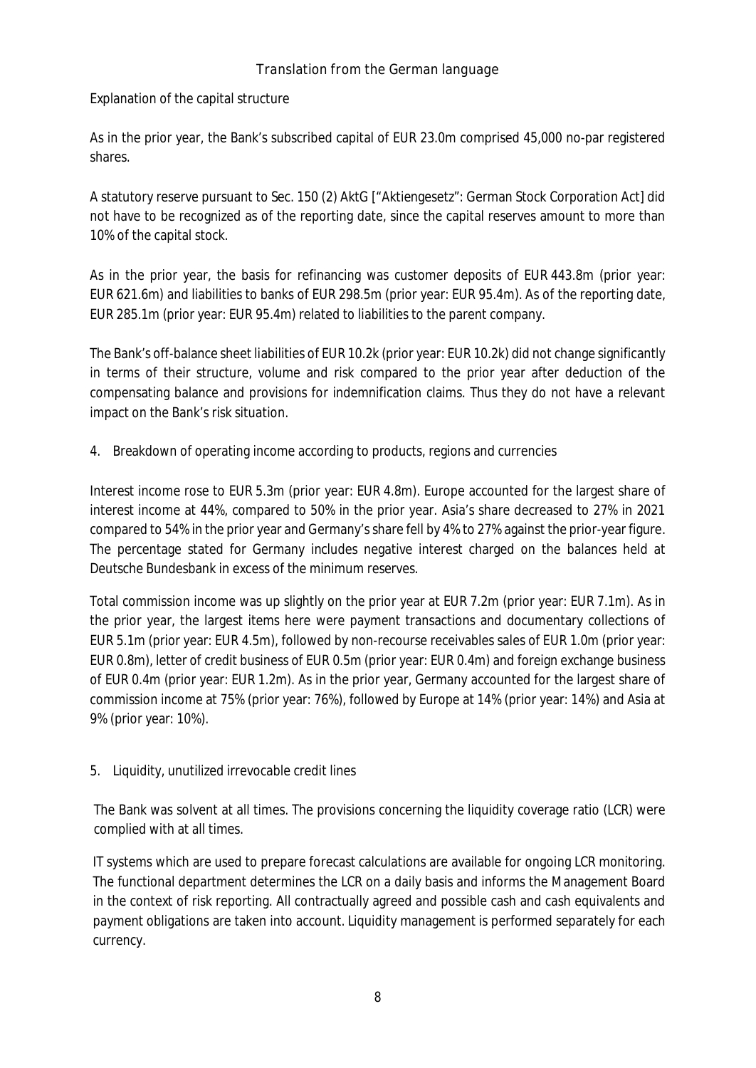*Translation from the German language*

Explanation of the capital structure

As in the prior year, the Bank's subscribed capital of EUR 23.0m comprised 45,000 no-par registered shares.

A statutory reserve pursuant to Sec. 150 (2) AktG ["Aktiengesetz": German Stock Corporation Act] did not have to be recognized as of the reporting date, since the capital reserves amount to more than 10% of the capital stock.

As in the prior year, the basis for refinancing was customer deposits of EUR 443.8m (prior year: EUR 621.6m) and liabilities to banks of EUR 298.5m (prior year: EUR 95.4m). As of the reporting date, EUR 285.1m (prior year: EUR 95.4m) related to liabilities to the parent company.

The Bank's off-balance sheet liabilities of EUR 10.2k (prior year: EUR 10.2k) did not change significantly in terms of their structure, volume and risk compared to the prior year after deduction of the compensating balance and provisions for indemnification claims. Thus they do not have a relevant impact on the Bank's risk situation.

4. Breakdown of operating income according to products, regions and currencies

Interest income rose to EUR 5.3m (prior year: EUR 4.8m). Europe accounted for the largest share of interest income at 44%, compared to 50% in the prior year. Asia's share decreased to 27% in 2021 compared to 54% in the prior year and Germany's share fell by 4% to 27% against the prior-year figure. The percentage stated for Germany includes negative interest charged on the balances held at Deutsche Bundesbank in excess of the minimum reserves.

Total commission income was up slightly on the prior year at EUR 7.2m (prior year: EUR 7.1m). As in the prior year, the largest items here were payment transactions and documentary collections of EUR 5.1m (prior year: EUR 4.5m), followed by non-recourse receivables sales of EUR 1.0m (prior year: EUR 0.8m), letter of credit business of EUR 0.5m (prior year: EUR 0.4m) and foreign exchange business of EUR 0.4m (prior year: EUR 1.2m). As in the prior year, Germany accounted for the largest share of commission income at 75% (prior year: 76%), followed by Europe at 14% (prior year: 14%) and Asia at 9% (prior year: 10%).

5. Liquidity, unutilized irrevocable credit lines

The Bank was solvent at all times. The provisions concerning the liquidity coverage ratio (LCR) were complied with at all times.

IT systems which are used to prepare forecast calculations are available for ongoing LCR monitoring. The functional department determines the LCR on a daily basis and informs the Management Board in the context of risk reporting. All contractually agreed and possible cash and cash equivalents and payment obligations are taken into account. Liquidity management is performed separately for each currency.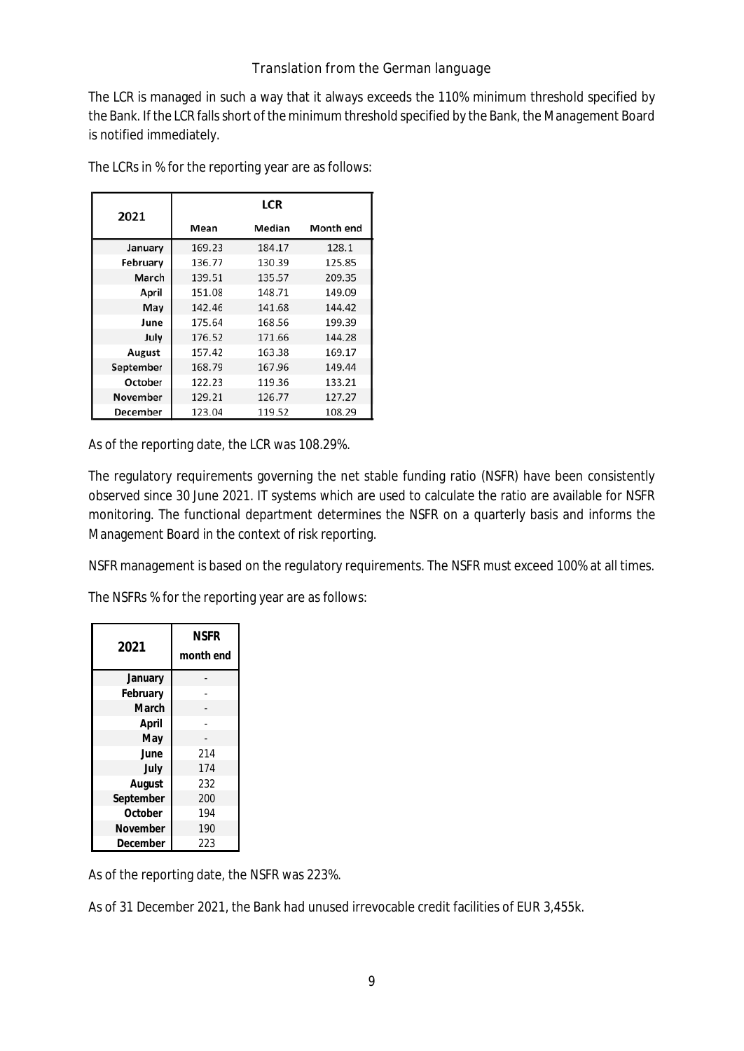*Translation from the German language*

The LCR is managed in such a way that it always exceeds the 110% minimum threshold specified by the Bank. If the LCR falls short of the minimum threshold specified by the Bank, the Management Board is notified immediately.

The LCRs in % for the reporting year are as follows:

| 2021 | LCR | | |
|---|---|---|---|
| | Mean | Median | Month end |
| January | 169.23 | 184.17 | 128.1 |
| February | 136.77 | 130.39 | 125.85 |
| March | 139.51 | 135.57 | 209.35 |
| April | 151.08 | 148.71 | 149.09 |
| May | 142.46 | 141.68 | 144.42 |
| June | 175.64 | 168.56 | 199.39 |
| July | 176.52 | 171.66 | 144.28 |
| August | 157.42 | 163.38 | 169.17 |
| September | 168.79 | 167.96 | 149.44 |
| October | 122.23 | 119.36 | 133.21 |
| November | 129.21 | 126.77 | 127.27 |
| December | 123.04 | 119.52 | 108.29 |

As of the reporting date, the LCR was 108.29%.

The regulatory requirements governing the net stable funding ratio (NSFR) have been consistently observed since 30 June 2021. IT systems which are used to calculate the ratio are available for NSFR monitoring. The functional department determines the NSFR on a quarterly basis and informs the Management Board in the context of risk reporting.

NSFR management is based on the regulatory requirements. The NSFR must exceed 100% at all times.

The NSFRs % for the reporting year are as follows:

| 2021 | NSFR month end |
|---|---|
| January | - |
| February | - |
| March | - |
| April | - |
| May | - |
| June | 214 |
| July | 174 |
| August | 232 |
| September | 200 |
| October | 194 |
| November | 190 |
| December | 223 |

As of the reporting date, the NSFR was 223%.

As of 31 December 2021, the Bank had unused irrevocable credit facilities of EUR 3,455k.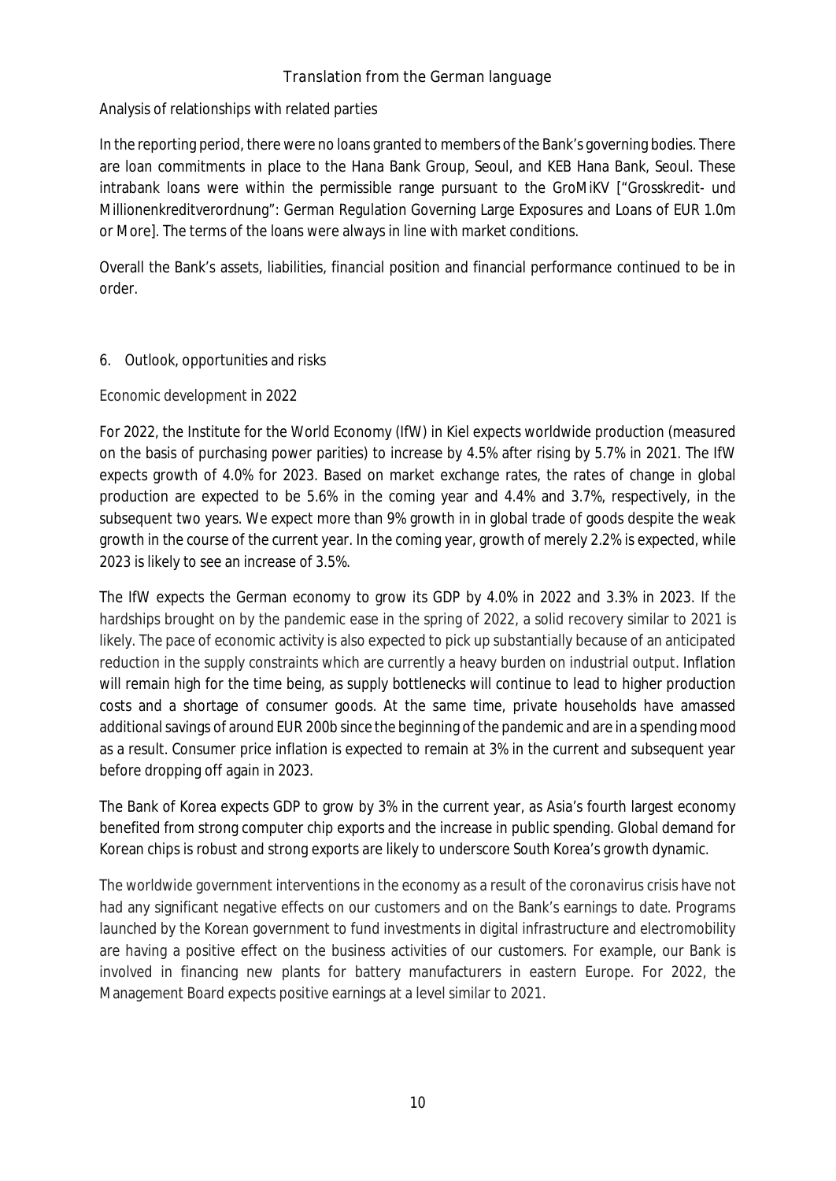*Translation from the German language*

Analysis of relationships with related parties

In the reporting period, there were no loans granted to members of the Bank's governing bodies. There are loan commitments in place to the Hana Bank Group, Seoul, and KEB Hana Bank, Seoul. These intrabank loans were within the permissible range pursuant to the GroMiKV ["Grosskredit- und Millionenkreditverordnung": German Regulation Governing Large Exposures and Loans of EUR 1.0m or More]. The terms of the loans were always in line with market conditions.

Overall the Bank's assets, liabilities, financial position and financial performance continued to be in order.

## 6. Outlook, opportunities and risks

### Economic development in 2022

For 2022, the Institute for the World Economy (IfW) in Kiel expects worldwide production (measured on the basis of purchasing power parities) to increase by 4.5% after rising by 5.7% in 2021. The IfW expects growth of 4.0% for 2023. Based on market exchange rates, the rates of change in global production are expected to be 5.6% in the coming year and 4.4% and 3.7%, respectively, in the subsequent two years. We expect more than 9% growth in in global trade of goods despite the weak growth in the course of the current year. In the coming year, growth of merely 2.2% is expected, while 2023 is likely to see an increase of 3.5%.

The IfW expects the German economy to grow its GDP by 4.0% in 2022 and 3.3% in 2023. If the hardships brought on by the pandemic ease in the spring of 2022, a solid recovery similar to 2021 is likely. The pace of economic activity is also expected to pick up substantially because of an anticipated reduction in the supply constraints which are currently a heavy burden on industrial output. Inflation will remain high for the time being, as supply bottlenecks will continue to lead to higher production costs and a shortage of consumer goods. At the same time, private households have amassed additional savings of around EUR 200b since the beginning of the pandemic and are in a spending mood as a result. Consumer price inflation is expected to remain at 3% in the current and subsequent year before dropping off again in 2023.

The Bank of Korea expects GDP to grow by 3% in the current year, as Asia's fourth largest economy benefited from strong computer chip exports and the increase in public spending. Global demand for Korean chips is robust and strong exports are likely to underscore South Korea's growth dynamic.

The worldwide government interventions in the economy as a result of the coronavirus crisis have not had any significant negative effects on our customers and on the Bank's earnings to date. Programs launched by the Korean government to fund investments in digital infrastructure and electromobility are having a positive effect on the business activities of our customers. For example, our Bank is involved in financing new plants for battery manufacturers in eastern Europe. For 2022, the Management Board expects positive earnings at a level similar to 2021.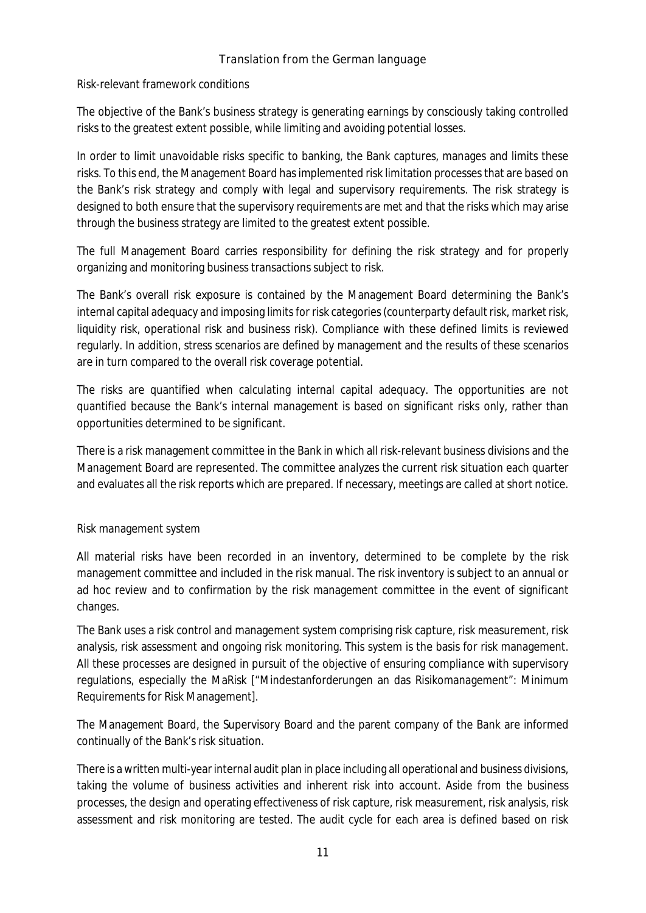*Translation from the German language*

Risk-relevant framework conditions

The objective of the Bank's business strategy is generating earnings by consciously taking controlled risks to the greatest extent possible, while limiting and avoiding potential losses.

In order to limit unavoidable risks specific to banking, the Bank captures, manages and limits these risks. To this end, the Management Board has implemented risk limitation processes that are based on the Bank's risk strategy and comply with legal and supervisory requirements. The risk strategy is designed to both ensure that the supervisory requirements are met and that the risks which may arise through the business strategy are limited to the greatest extent possible.

The full Management Board carries responsibility for defining the risk strategy and for properly organizing and monitoring business transactions subject to risk.

The Bank's overall risk exposure is contained by the Management Board determining the Bank's internal capital adequacy and imposing limits for risk categories (counterparty default risk, market risk, liquidity risk, operational risk and business risk). Compliance with these defined limits is reviewed regularly. In addition, stress scenarios are defined by management and the results of these scenarios are in turn compared to the overall risk coverage potential.

The risks are quantified when calculating internal capital adequacy. The opportunities are not quantified because the Bank's internal management is based on significant risks only, rather than opportunities determined to be significant.

There is a risk management committee in the Bank in which all risk-relevant business divisions and the Management Board are represented. The committee analyzes the current risk situation each quarter and evaluates all the risk reports which are prepared. If necessary, meetings are called at short notice.

Risk management system

All material risks have been recorded in an inventory, determined to be complete by the risk management committee and included in the risk manual. The risk inventory is subject to an annual or ad hoc review and to confirmation by the risk management committee in the event of significant changes.

The Bank uses a risk control and management system comprising risk capture, risk measurement, risk analysis, risk assessment and ongoing risk monitoring. This system is the basis for risk management. All these processes are designed in pursuit of the objective of ensuring compliance with supervisory regulations, especially the MaRisk ["Mindestanforderungen an das Risikomanagement": Minimum Requirements for Risk Management].

The Management Board, the Supervisory Board and the parent company of the Bank are informed continually of the Bank's risk situation.

There is a written multi-year internal audit plan in place including all operational and business divisions, taking the volume of business activities and inherent risk into account. Aside from the business processes, the design and operating effectiveness of risk capture, risk measurement, risk analysis, risk assessment and risk monitoring are tested. The audit cycle for each area is defined based on risk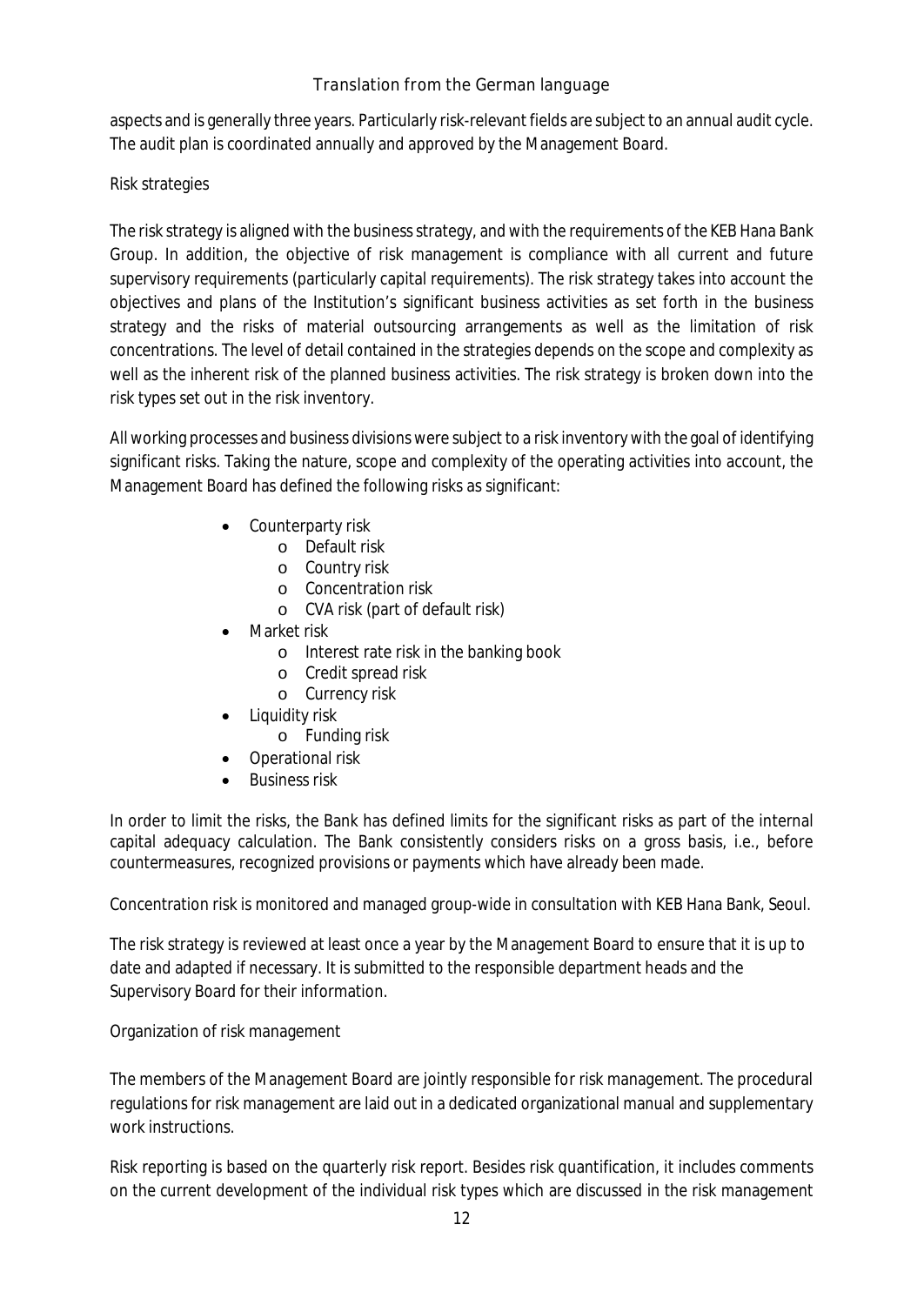aspects and is generally three years. Particularly risk-relevant fields are subject to an annual audit cycle. The audit plan is coordinated annually and approved by the Management Board.

Risk strategies

The risk strategy is aligned with the business strategy, and with the requirements of the KEB Hana Bank Group. In addition, the objective of risk management is compliance with all current and future supervisory requirements (particularly capital requirements). The risk strategy takes into account the objectives and plans of the Institution's significant business activities as set forth in the business strategy and the risks of material outsourcing arrangements as well as the limitation of risk concentrations. The level of detail contained in the strategies depends on the scope and complexity as well as the inherent risk of the planned business activities. The risk strategy is broken down into the risk types set out in the risk inventory.

All working processes and business divisions were subject to a risk inventory with the goal of identifying significant risks. Taking the nature, scope and complexity of the operating activities into account, the Management Board has defined the following risks as significant:

- Counterparty risk
  - Default risk
  - Country risk
  - Concentration risk
  - CVA risk (part of default risk)
- Market risk
  - Interest rate risk in the banking book
  - Credit spread risk
  - Currency risk
- Liquidity risk
  - Funding risk
- Operational risk
- Business risk

In order to limit the risks, the Bank has defined limits for the significant risks as part of the internal capital adequacy calculation. The Bank consistently considers risks on a gross basis, i.e., before countermeasures, recognized provisions or payments which have already been made.

Concentration risk is monitored and managed group-wide in consultation with KEB Hana Bank, Seoul.

The risk strategy is reviewed at least once a year by the Management Board to ensure that it is up to date and adapted if necessary. It is submitted to the responsible department heads and the Supervisory Board for their information.

Organization of risk management

The members of the Management Board are jointly responsible for risk management. The procedural regulations for risk management are laid out in a dedicated organizational manual and supplementary work instructions.

Risk reporting is based on the quarterly risk report. Besides risk quantification, it includes comments on the current development of the individual risk types which are discussed in the risk management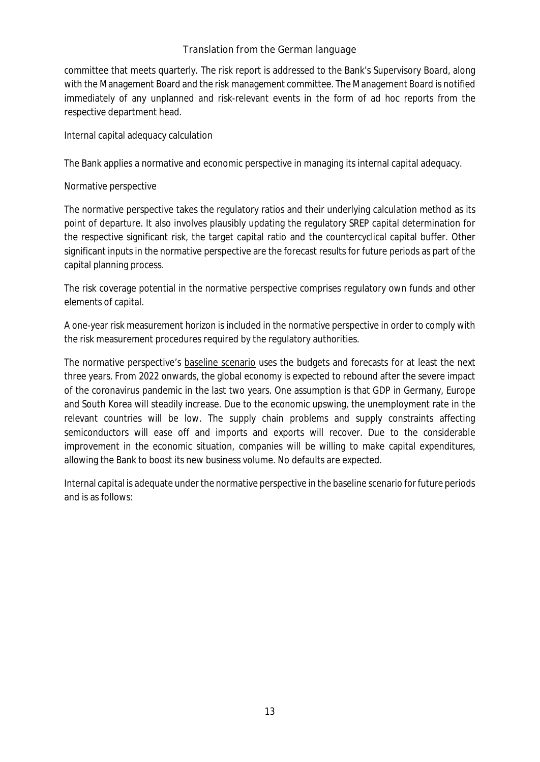committee that meets quarterly. The risk report is addressed to the Bank's Supervisory Board, along with the Management Board and the risk management committee. The Management Board is notified immediately of any unplanned and risk-relevant events in the form of ad hoc reports from the respective department head.

Internal capital adequacy calculation

The Bank applies a normative and economic perspective in managing its internal capital adequacy.

Normative perspective

The normative perspective takes the regulatory ratios and their underlying calculation method as its point of departure. It also involves plausibly updating the regulatory SREP capital determination for the respective significant risk, the target capital ratio and the countercyclical capital buffer. Other significant inputs in the normative perspective are the forecast results for future periods as part of the capital planning process.

The risk coverage potential in the normative perspective comprises regulatory own funds and other elements of capital.

A one-year risk measurement horizon is included in the normative perspective in order to comply with the risk measurement procedures required by the regulatory authorities.

The normative perspective's baseline scenario uses the budgets and forecasts for at least the next three years. From 2022 onwards, the global economy is expected to rebound after the severe impact of the coronavirus pandemic in the last two years. One assumption is that GDP in Germany, Europe and South Korea will steadily increase. Due to the economic upswing, the unemployment rate in the relevant countries will be low. The supply chain problems and supply constraints affecting semiconductors will ease off and imports and exports will recover. Due to the considerable improvement in the economic situation, companies will be willing to make capital expenditures, allowing the Bank to boost its new business volume. No defaults are expected.

Internal capital is adequate under the normative perspective in the baseline scenario for future periods and is as follows: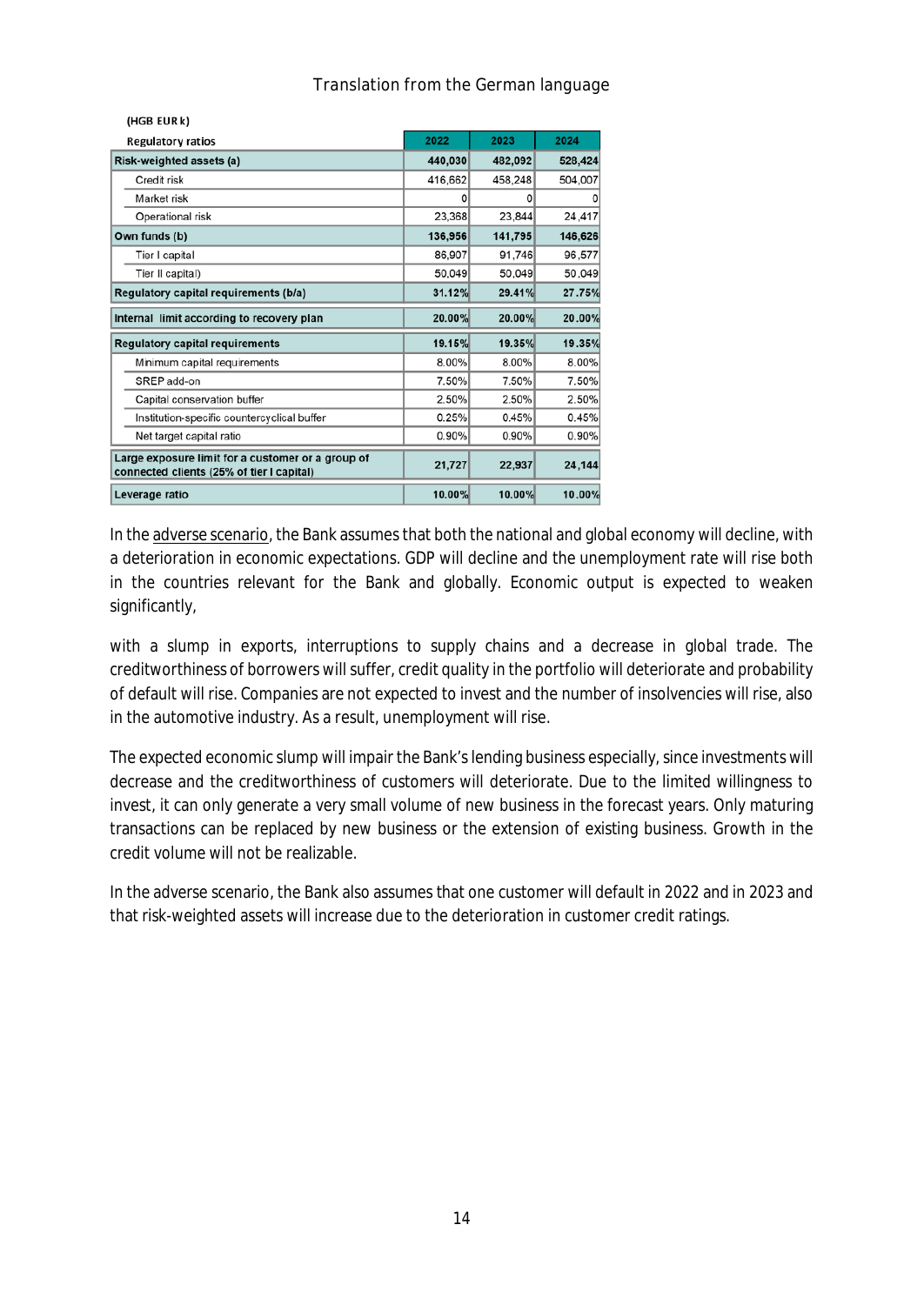Translation from the German language

| (HGB EUR k)<br>Regulatory ratios | 2022 | 2023 | 2024 |
|---|---|---|---|
| **Risk-weighted assets (a)** | **440,030** | **482,092** | **528,424** |
| Credit risk | 416,662 | 458,248 | 504,007 |
| Market risk | 0 | 0 | 0 |
| Operational risk | 23,368 | 23,844 | 24,417 |
| **Own funds (b)** | **136,956** | **141,795** | **146,626** |
| Tier I capital | 86,907 | 91,746 | 96,577 |
| Tier II capital) | 50,049 | 50,049 | 50,049 |
| **Regulatory capital requirements (b/a)** | **31.12%** | **29.41%** | **27.75%** |
| **Internal limit according to recovery plan** | **20.00%** | **20.00%** | **20.00%** |
| **Regulatory capital requirements** | **19.15%** | **19.35%** | **19.35%** |
| Minimum capital requirements | 8.00% | 8.00% | 8.00% |
| SREP add-on | 7.50% | 7.50% | 7.50% |
| Capital conservation buffer | 2.50% | 2.50% | 2.50% |
| Institution-specific countercyclical buffer | 0.25% | 0.45% | 0.45% |
| Net target capital ratio | 0.90% | 0.90% | 0.90% |
| **Large exposure limit for a customer or a group of connected clients (25% of tier I capital)** | **21,727** | **22,937** | **24,144** |
| **Leverage ratio** | **10.00%** | **10.00%** | **10.00%** |

In the adverse scenario, the Bank assumes that both the national and global economy will decline, with a deterioration in economic expectations. GDP will decline and the unemployment rate will rise both in the countries relevant for the Bank and globally. Economic output is expected to weaken significantly,

with a slump in exports, interruptions to supply chains and a decrease in global trade. The creditworthiness of borrowers will suffer, credit quality in the portfolio will deteriorate and probability of default will rise. Companies are not expected to invest and the number of insolvencies will rise, also in the automotive industry. As a result, unemployment will rise.

The expected economic slump will impair the Bank's lending business especially, since investments will decrease and the creditworthiness of customers will deteriorate. Due to the limited willingness to invest, it can only generate a very small volume of new business in the forecast years. Only maturing transactions can be replaced by new business or the extension of existing business. Growth in the credit volume will not be realizable.

In the adverse scenario, the Bank also assumes that one customer will default in 2022 and in 2023 and that risk-weighted assets will increase due to the deterioration in customer credit ratings.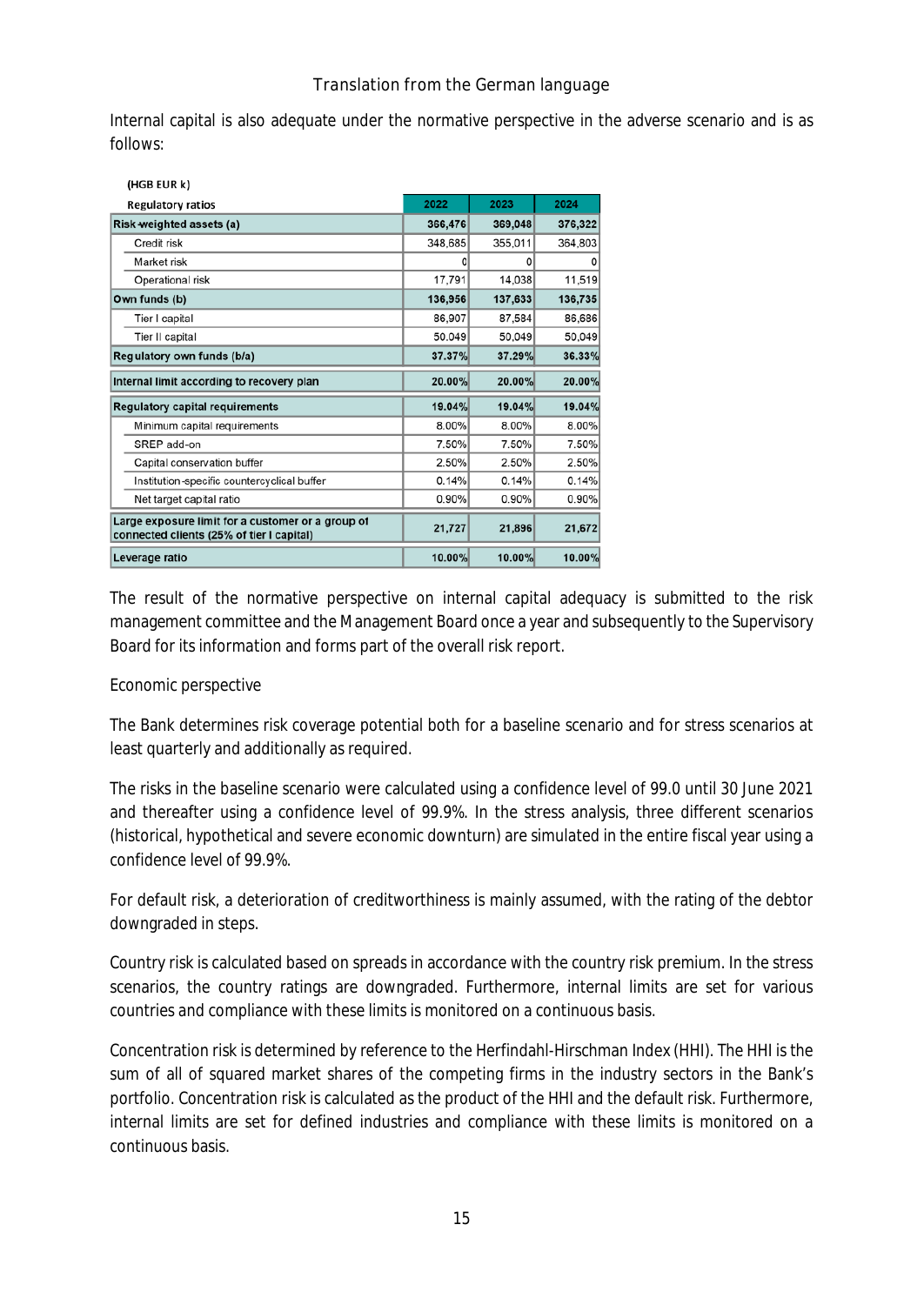Translation from the German language

Internal capital is also adequate under the normative perspective in the adverse scenario and is as follows:

| (HGB EUR k) Regulatory ratios | 2022 | 2023 | 2024 |
|---|---|---|---|
| **Risk-weighted assets (a)** | **366,476** | **369,048** | **376,322** |
| Credit risk | 348,685 | 355,011 | 364,803 |
| Market risk | 0 | 0 | 0 |
| Operational risk | 17,791 | 14,038 | 11,519 |
| **Own funds (b)** | **136,956** | **137,633** | **136,735** |
| Tier I capital | 86,907 | 87,584 | 86,686 |
| Tier II capital | 50,049 | 50,049 | 50,049 |
| **Regulatory own funds (b/a)** | **37.37%** | **37.29%** | **36.33%** |
| **Internal limit according to recovery plan** | **20.00%** | **20.00%** | **20.00%** |
| **Regulatory capital requirements** | **19.04%** | **19.04%** | **19.04%** |
| Minimum capital requirements | 8.00% | 8.00% | 8.00% |
| SREP add-on | 7.50% | 7.50% | 7.50% |
| Capital conservation buffer | 2.50% | 2.50% | 2.50% |
| Institution-specific countercyclical buffer | 0.14% | 0.14% | 0.14% |
| Net target capital ratio | 0.90% | 0.90% | 0.90% |
| **Large exposure limit for a customer or a group of connected clients (25% of tier I capital)** | **21,727** | **21,896** | **21,672** |
| **Leverage ratio** | **10.00%** | **10.00%** | **10.00%** |

The result of the normative perspective on internal capital adequacy is submitted to the risk management committee and the Management Board once a year and subsequently to the Supervisory Board for its information and forms part of the overall risk report.

Economic perspective

The Bank determines risk coverage potential both for a baseline scenario and for stress scenarios at least quarterly and additionally as required.

The risks in the baseline scenario were calculated using a confidence level of 99.0 until 30 June 2021 and thereafter using a confidence level of 99.9%. In the stress analysis, three different scenarios (historical, hypothetical and severe economic downturn) are simulated in the entire fiscal year using a confidence level of 99.9%.

For default risk, a deterioration of creditworthiness is mainly assumed, with the rating of the debtor downgraded in steps.

Country risk is calculated based on spreads in accordance with the country risk premium. In the stress scenarios, the country ratings are downgraded. Furthermore, internal limits are set for various countries and compliance with these limits is monitored on a continuous basis.

Concentration risk is determined by reference to the Herfindahl-Hirschman Index (HHI). The HHI is the sum of all of squared market shares of the competing firms in the industry sectors in the Bank's portfolio. Concentration risk is calculated as the product of the HHI and the default risk. Furthermore, internal limits are set for defined industries and compliance with these limits is monitored on a continuous basis.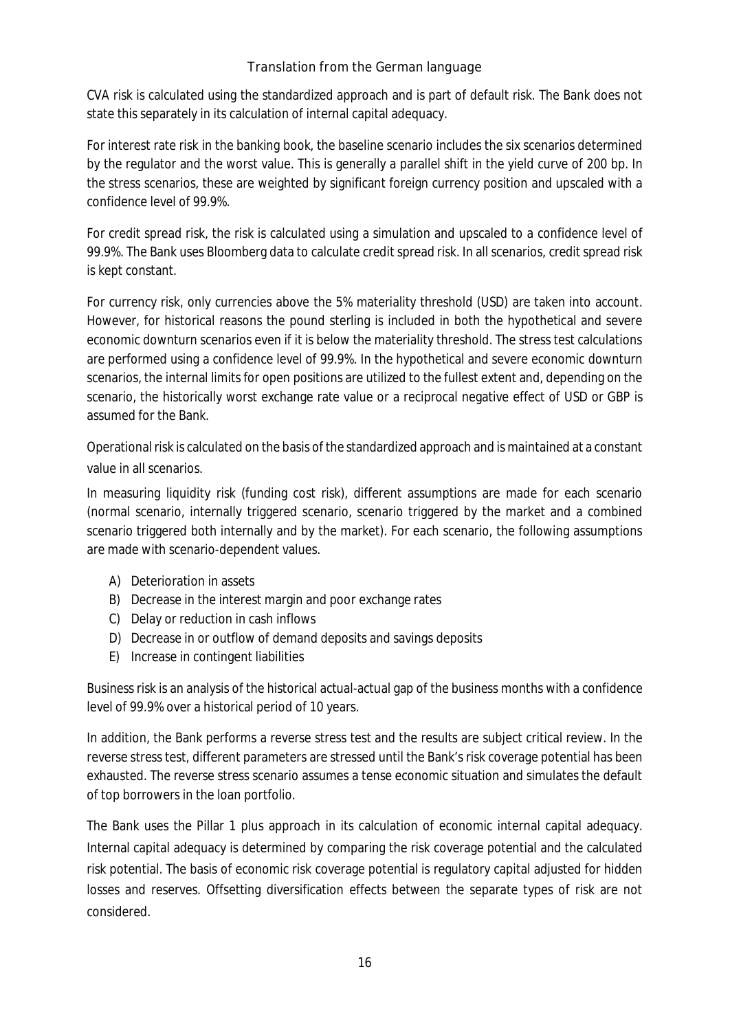*Translation from the German language*

CVA risk is calculated using the standardized approach and is part of default risk. The Bank does not state this separately in its calculation of internal capital adequacy.

For interest rate risk in the banking book, the baseline scenario includes the six scenarios determined by the regulator and the worst value. This is generally a parallel shift in the yield curve of 200 bp. In the stress scenarios, these are weighted by significant foreign currency position and upscaled with a confidence level of 99.9%.

For credit spread risk, the risk is calculated using a simulation and upscaled to a confidence level of 99.9%. The Bank uses Bloomberg data to calculate credit spread risk. In all scenarios, credit spread risk is kept constant.

For currency risk, only currencies above the 5% materiality threshold (USD) are taken into account. However, for historical reasons the pound sterling is included in both the hypothetical and severe economic downturn scenarios even if it is below the materiality threshold. The stress test calculations are performed using a confidence level of 99.9%. In the hypothetical and severe economic downturn scenarios, the internal limits for open positions are utilized to the fullest extent and, depending on the scenario, the historically worst exchange rate value or a reciprocal negative effect of USD or GBP is assumed for the Bank.

Operational risk is calculated on the basis of the standardized approach and is maintained at a constant value in all scenarios.

In measuring liquidity risk (funding cost risk), different assumptions are made for each scenario (normal scenario, internally triggered scenario, scenario triggered by the market and a combined scenario triggered both internally and by the market). For each scenario, the following assumptions are made with scenario-dependent values.

A) Deterioration in assets
B) Decrease in the interest margin and poor exchange rates
C) Delay or reduction in cash inflows
D) Decrease in or outflow of demand deposits and savings deposits
E) Increase in contingent liabilities

Business risk is an analysis of the historical actual-actual gap of the business months with a confidence level of 99.9% over a historical period of 10 years.

In addition, the Bank performs a reverse stress test and the results are subject critical review. In the reverse stress test, different parameters are stressed until the Bank's risk coverage potential has been exhausted. The reverse stress scenario assumes a tense economic situation and simulates the default of top borrowers in the loan portfolio.

The Bank uses the Pillar 1 plus approach in its calculation of economic internal capital adequacy. Internal capital adequacy is determined by comparing the risk coverage potential and the calculated risk potential. The basis of economic risk coverage potential is regulatory capital adjusted for hidden losses and reserves. Offsetting diversification effects between the separate types of risk are not considered.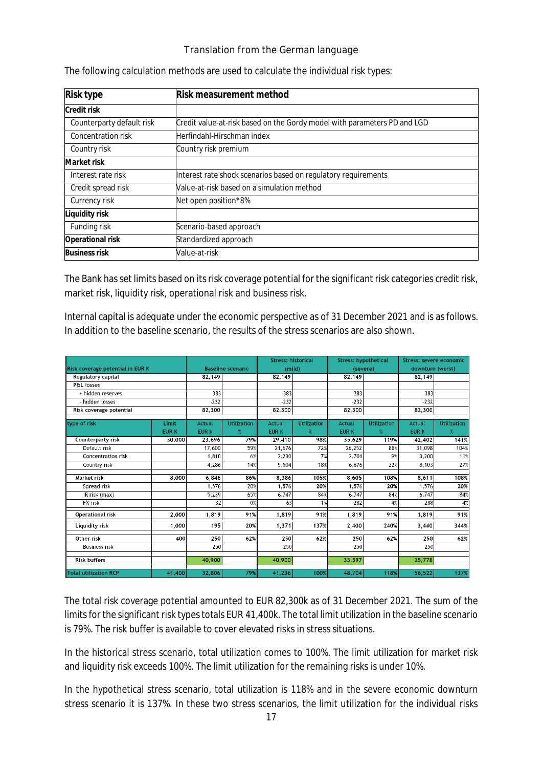Translation from the German language

The following calculation methods are used to calculate the individual risk types:

| Risk type | Risk measurement method |
|---|---|
| **Credit risk** | |
| Counterparty default risk | Credit value-at-risk based on the Gordy model with parameters PD and LGD |
| Concentration risk | Herfindahl-Hirschman index |
| Country risk | Country risk premium |
| **Market risk** | |
| Interest rate risk | Interest rate shock scenarios based on regulatory requirements |
| Credit spread risk | Value-at-risk based on a simulation method |
| Currency risk | Net open position*8% |
| **Liquidity risk** | |
| Funding risk | Scenario-based approach |
| **Operational risk** | Standardized approach |
| **Business risk** | Value-at-risk |

The Bank has set limits based on its risk coverage potential for the significant risk categories credit risk, market risk, liquidity risk, operational risk and business risk.

Internal capital is adequate under the economic perspective as of 31 December 2021 and is as follows. In addition to the baseline scenario, the results of the stress scenarios are also shown.

| Risk coverage potential in EUR K | | Baseline scenario | | Stress: historical (mild) | | Stress: hypothetical (severe) | | Stress: severe economic downturn (worst) | |
|---|---|---|---|---|---|---|---|---|---|
| Regulatory capital | | 82,149 | | 82,149 | | 82,149 | | 82,149 | |
| P&L losses | | | | | | | | | |
| + hidden reserves | | 383 | | 383 | | 383 | | 383 | |
| - hidden losses | | -232 | | -232 | | -232 | | -232 | |
| Risk coverage potential | | 82,300 | | 82,300 | | 82,300 | | 82,300 | |
| **type of risk** | **Limit EUR K** | **Actual EUR k** | **Utilization %** | **Actual EUR K** | **Utilization %** | **Actual EUR K** | **Utilization %** | **Actual EUR K** | **Utilization %** |
| **Counterparty risk** | **30,000** | **23,696** | **79%** | **29,410** | **98%** | **35,629** | **119%** | **42,402** | **141%** |
| Default risk | | 17,600 | 59% | 21,676 | 72% | 26,252 | 88% | 31,098 | 104% |
| Concentration risk | | 1,810 | 6% | 2,230 | 7% | 2,701 | 9% | 3,200 | 11% |
| Country risk | | 4,286 | 14% | 5,504 | 18% | 6,676 | 22% | 8,103 | 27% |
| **Market risk** | **8,000** | **6,846** | **86%** | **8,386** | **105%** | **8,605** | **108%** | **8,611** | **108%** |
| Spread risk | | 1,576 | 20% | 1,576 | 20% | 1,576 | 20% | 1,576 | 20% |
| IR risk (max) | | 5,239 | 65% | 6,747 | 84% | 6,747 | 84% | 6,747 | 84% |
| FX risk | | 32 | 0% | 63 | 1% | 282 | 4% | 288 | 4% |
| **Operational risk** | **2,000** | **1,819** | **91%** | **1,819** | **91%** | **1,819** | **91%** | **1,819** | **91%** |
| **Liquidity risk** | **1,000** | **195** | **20%** | **1,371** | **137%** | **2,400** | **240%** | **3,440** | **344%** |
| **Other risk** | **400** | **250** | **62%** | **250** | **62%** | **250** | **62%** | **250** | **62%** |
| Business risk | | 250 | | 250 | | 250 | | 250 | |
| **Risk buffers** | | **40,900** | | **40,900** | | **33,597** | | **25,778** | |
| **Total utilization RCP** | **41,400** | **32,806** | **79%** | **41,236** | **100%** | **48,704** | **118%** | **56,522** | **137%** |

The total risk coverage potential amounted to EUR 82,300k as of 31 December 2021. The sum of the limits for the significant risk types totals EUR 41,400k. The total limit utilization in the baseline scenario is 79%. The risk buffer is available to cover elevated risks in stress situations.

In the historical stress scenario, total utilization comes to 100%. The limit utilization for market risk and liquidity risk exceeds 100%. The limit utilization for the remaining risks is under 10%.

In the hypothetical stress scenario, total utilization is 118% and in the severe economic downturn stress scenario it is 137%. In these two stress scenarios, the limit utilization for the individual risks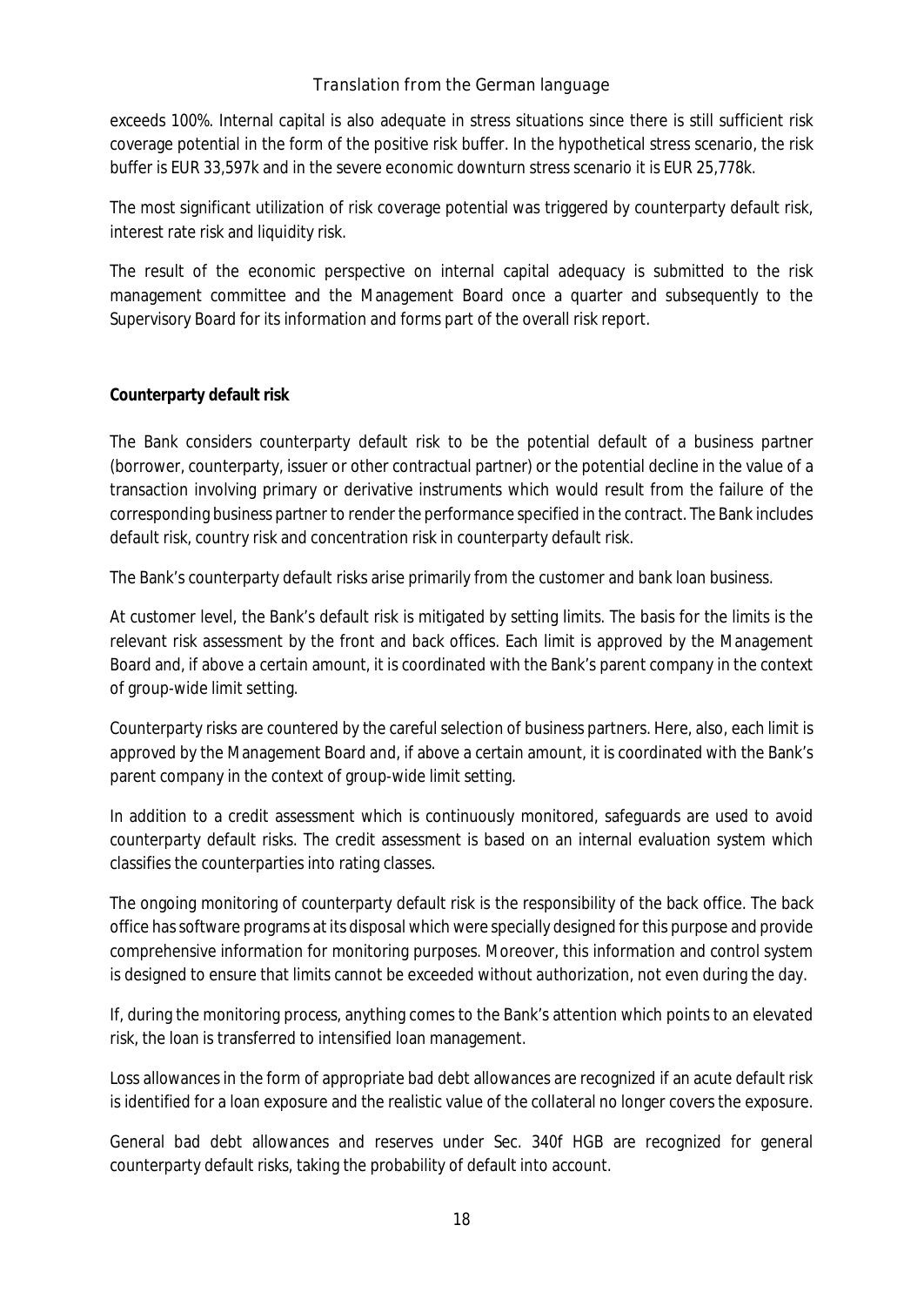exceeds 100%. Internal capital is also adequate in stress situations since there is still sufficient risk coverage potential in the form of the positive risk buffer. In the hypothetical stress scenario, the risk buffer is EUR 33,597k and in the severe economic downturn stress scenario it is EUR 25,778k.

The most significant utilization of risk coverage potential was triggered by counterparty default risk, interest rate risk and liquidity risk.

The result of the economic perspective on internal capital adequacy is submitted to the risk management committee and the Management Board once a quarter and subsequently to the Supervisory Board for its information and forms part of the overall risk report.

**Counterparty default risk**

The Bank considers counterparty default risk to be the potential default of a business partner (borrower, counterparty, issuer or other contractual partner) or the potential decline in the value of a transaction involving primary or derivative instruments which would result from the failure of the corresponding business partner to render the performance specified in the contract. The Bank includes default risk, country risk and concentration risk in counterparty default risk.

The Bank's counterparty default risks arise primarily from the customer and bank loan business.

At customer level, the Bank's default risk is mitigated by setting limits. The basis for the limits is the relevant risk assessment by the front and back offices. Each limit is approved by the Management Board and, if above a certain amount, it is coordinated with the Bank's parent company in the context of group-wide limit setting.

Counterparty risks are countered by the careful selection of business partners. Here, also, each limit is approved by the Management Board and, if above a certain amount, it is coordinated with the Bank's parent company in the context of group-wide limit setting.

In addition to a credit assessment which is continuously monitored, safeguards are used to avoid counterparty default risks. The credit assessment is based on an internal evaluation system which classifies the counterparties into rating classes.

The ongoing monitoring of counterparty default risk is the responsibility of the back office. The back office has software programs at its disposal which were specially designed for this purpose and provide comprehensive information for monitoring purposes. Moreover, this information and control system is designed to ensure that limits cannot be exceeded without authorization, not even during the day.

If, during the monitoring process, anything comes to the Bank's attention which points to an elevated risk, the loan is transferred to intensified loan management.

Loss allowances in the form of appropriate bad debt allowances are recognized if an acute default risk is identified for a loan exposure and the realistic value of the collateral no longer covers the exposure.

General bad debt allowances and reserves under Sec. 340f HGB are recognized for general counterparty default risks, taking the probability of default into account.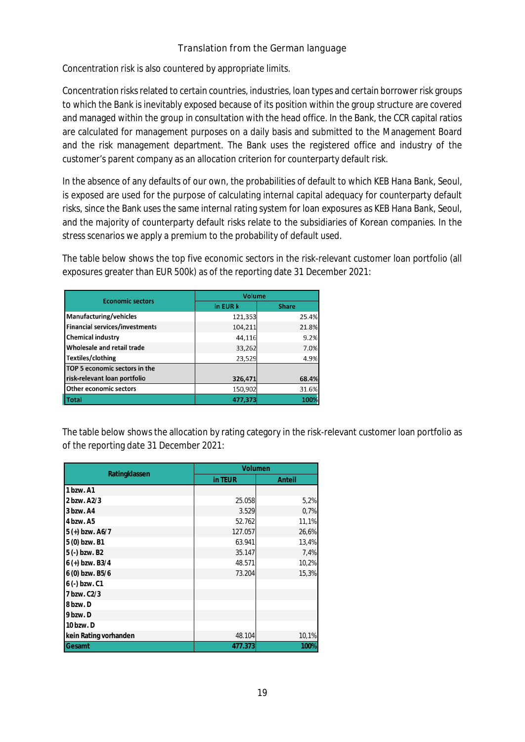Translation from the German language

Concentration risk is also countered by appropriate limits.

Concentration risks related to certain countries, industries, loan types and certain borrower risk groups to which the Bank is inevitably exposed because of its position within the group structure are covered and managed within the group in consultation with the head office. In the Bank, the CCR capital ratios are calculated for management purposes on a daily basis and submitted to the Management Board and the risk management department. The Bank uses the registered office and industry of the customer's parent company as an allocation criterion for counterparty default risk.

In the absence of any defaults of our own, the probabilities of default to which KEB Hana Bank, Seoul, is exposed are used for the purpose of calculating internal capital adequacy for counterparty default risks, since the Bank uses the same internal rating system for loan exposures as KEB Hana Bank, Seoul, and the majority of counterparty default risks relate to the subsidiaries of Korean companies. In the stress scenarios we apply a premium to the probability of default used.

The table below shows the top five economic sectors in the risk-relevant customer loan portfolio (all exposures greater than EUR 500k) as of the reporting date 31 December 2021:

| Economic sectors | Volume | |
|---|---|---|
| | in EUR k | Share |
| Manufacturing/vehicles | 121,353 | 25.4% |
| Financial services/investments | 104,211 | 21.8% |
| Chemical industry | 44,116 | 9.2% |
| Wholesale and retail trade | 33,262 | 7.0% |
| Textiles/clothing | 23,529 | 4.9% |
| **TOP 5 economic sectors in the risk-relevant loan portfolio** | **326,471** | **68.4%** |
| Other economic sectors | 150,902 | 31.6% |
| **Total** | **477,373** | **100%** |

The table below shows the allocation by rating category in the risk-relevant customer loan portfolio as of the reporting date 31 December 2021:

| Ratingklassen | Volumen | |
|---|---|---|
| | in TEUR | Anteil |
| 1 bzw. A1 | | |
| 2 bzw. A2/3 | 25.058 | 5,2% |
| 3 bzw. A4 | 3.529 | 0,7% |
| 4 bzw. A5 | 52.762 | 11,1% |
| 5 (+) bzw. A6/7 | 127.057 | 26,6% |
| 5 (0) bzw. B1 | 63.941 | 13,4% |
| 5 (-) bzw. B2 | 35.147 | 7,4% |
| 6 (+) bzw. B3/4 | 48.571 | 10,2% |
| 6 (0) bzw. B5/6 | 73.204 | 15,3% |
| 6 (-) bzw. C1 | | |
| 7 bzw. C2/3 | | |
| 8 bzw. D | | |
| 9 bzw. D | | |
| 10 bzw. D | | |
| kein Rating vorhanden | 48.104 | 10,1% |
| **Gesamt** | **477.373** | **100%** |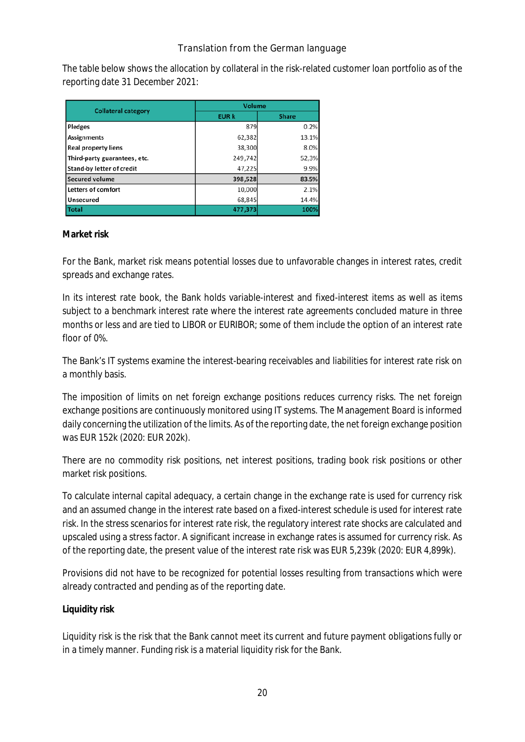Translation from the German language

The table below shows the allocation by collateral in the risk-related customer loan portfolio as of the reporting date 31 December 2021:

| Collateral category | Volume | |
|---|---|---|
| | EUR k | Share |
| Pledges | 879 | 0.2% |
| Assignments | 62,382 | 13.1% |
| Real property liens | 38,300 | 8.0% |
| Third-party guarantees, etc. | 249,742 | 52,3% |
| Stand-by letter of credit | 47,225 | 9.9% |
| **Secured volume** | **398,528** | **83.5%** |
| Letters of comfort | 10,000 | 2.1% |
| Unsecured | 68,845 | 14.4% |
| **Total** | **477,373** | **100%** |

**Market risk**

For the Bank, market risk means potential losses due to unfavorable changes in interest rates, credit spreads and exchange rates.

In its interest rate book, the Bank holds variable-interest and fixed-interest items as well as items subject to a benchmark interest rate where the interest rate agreements concluded mature in three months or less and are tied to LIBOR or EURIBOR; some of them include the option of an interest rate floor of 0%.

The Bank's IT systems examine the interest-bearing receivables and liabilities for interest rate risk on a monthly basis.

The imposition of limits on net foreign exchange positions reduces currency risks. The net foreign exchange positions are continuously monitored using IT systems. The Management Board is informed daily concerning the utilization of the limits. As of the reporting date, the net foreign exchange position was EUR 152k (2020: EUR 202k).

There are no commodity risk positions, net interest positions, trading book risk positions or other market risk positions.

To calculate internal capital adequacy, a certain change in the exchange rate is used for currency risk and an assumed change in the interest rate based on a fixed-interest schedule is used for interest rate risk. In the stress scenarios for interest rate risk, the regulatory interest rate shocks are calculated and upscaled using a stress factor. A significant increase in exchange rates is assumed for currency risk. As of the reporting date, the present value of the interest rate risk was EUR 5,239k (2020: EUR 4,899k).

Provisions did not have to be recognized for potential losses resulting from transactions which were already contracted and pending as of the reporting date.

**Liquidity risk**

Liquidity risk is the risk that the Bank cannot meet its current and future payment obligations fully or in a timely manner. Funding risk is a material liquidity risk for the Bank.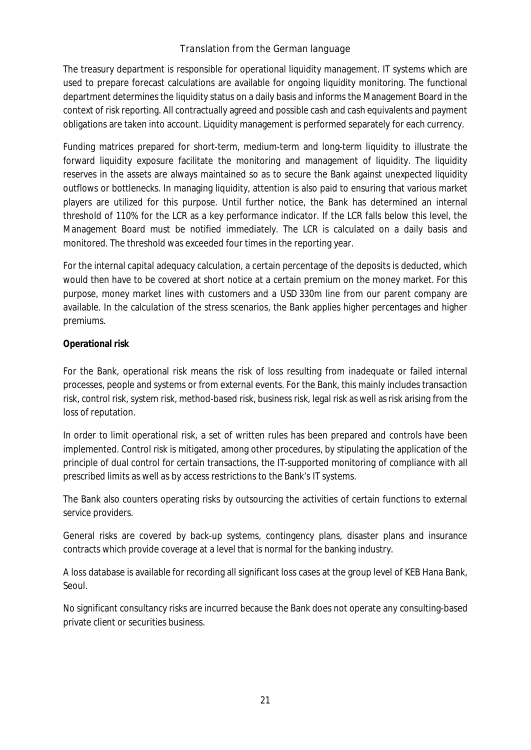The treasury department is responsible for operational liquidity management. IT systems which are used to prepare forecast calculations are available for ongoing liquidity monitoring. The functional department determines the liquidity status on a daily basis and informs the Management Board in the context of risk reporting. All contractually agreed and possible cash and cash equivalents and payment obligations are taken into account. Liquidity management is performed separately for each currency.

Funding matrices prepared for short-term, medium-term and long-term liquidity to illustrate the forward liquidity exposure facilitate the monitoring and management of liquidity. The liquidity reserves in the assets are always maintained so as to secure the Bank against unexpected liquidity outflows or bottlenecks. In managing liquidity, attention is also paid to ensuring that various market players are utilized for this purpose. Until further notice, the Bank has determined an internal threshold of 110% for the LCR as a key performance indicator. If the LCR falls below this level, the Management Board must be notified immediately. The LCR is calculated on a daily basis and monitored. The threshold was exceeded four times in the reporting year.

For the internal capital adequacy calculation, a certain percentage of the deposits is deducted, which would then have to be covered at short notice at a certain premium on the money market. For this purpose, money market lines with customers and a USD 330m line from our parent company are available. In the calculation of the stress scenarios, the Bank applies higher percentages and higher premiums.

**Operational risk**

For the Bank, operational risk means the risk of loss resulting from inadequate or failed internal processes, people and systems or from external events. For the Bank, this mainly includes transaction risk, control risk, system risk, method-based risk, business risk, legal risk as well as risk arising from the loss of reputation.

In order to limit operational risk, a set of written rules has been prepared and controls have been implemented. Control risk is mitigated, among other procedures, by stipulating the application of the principle of dual control for certain transactions, the IT-supported monitoring of compliance with all prescribed limits as well as by access restrictions to the Bank's IT systems.

The Bank also counters operating risks by outsourcing the activities of certain functions to external service providers.

General risks are covered by back-up systems, contingency plans, disaster plans and insurance contracts which provide coverage at a level that is normal for the banking industry.

A loss database is available for recording all significant loss cases at the group level of KEB Hana Bank, Seoul.

No significant consultancy risks are incurred because the Bank does not operate any consulting-based private client or securities business.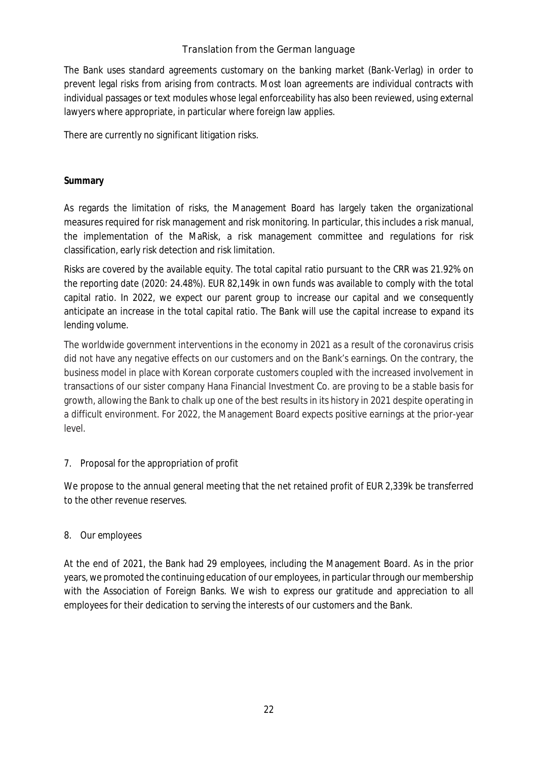*Translation from the German language*

The Bank uses standard agreements customary on the banking market (Bank-Verlag) in order to prevent legal risks from arising from contracts. Most loan agreements are individual contracts with individual passages or text modules whose legal enforceability has also been reviewed, using external lawyers where appropriate, in particular where foreign law applies.

There are currently no significant litigation risks.

**Summary**

As regards the limitation of risks, the Management Board has largely taken the organizational measures required for risk management and risk monitoring. In particular, this includes a risk manual, the implementation of the MaRisk, a risk management committee and regulations for risk classification, early risk detection and risk limitation.

Risks are covered by the available equity. The total capital ratio pursuant to the CRR was 21.92% on the reporting date (2020: 24.48%). EUR 82,149k in own funds was available to comply with the total capital ratio. In 2022, we expect our parent group to increase our capital and we consequently anticipate an increase in the total capital ratio. The Bank will use the capital increase to expand its lending volume.

The worldwide government interventions in the economy in 2021 as a result of the coronavirus crisis did not have any negative effects on our customers and on the Bank's earnings. On the contrary, the business model in place with Korean corporate customers coupled with the increased involvement in transactions of our sister company Hana Financial Investment Co. are proving to be a stable basis for growth, allowing the Bank to chalk up one of the best results in its history in 2021 despite operating in a difficult environment. For 2022, the Management Board expects positive earnings at the prior-year level.

## 7. Proposal for the appropriation of profit

We propose to the annual general meeting that the net retained profit of EUR 2,339k be transferred to the other revenue reserves.

## 8. Our employees

At the end of 2021, the Bank had 29 employees, including the Management Board. As in the prior years, we promoted the continuing education of our employees, in particular through our membership with the Association of Foreign Banks. We wish to express our gratitude and appreciation to all employees for their dedication to serving the interests of our customers and the Bank.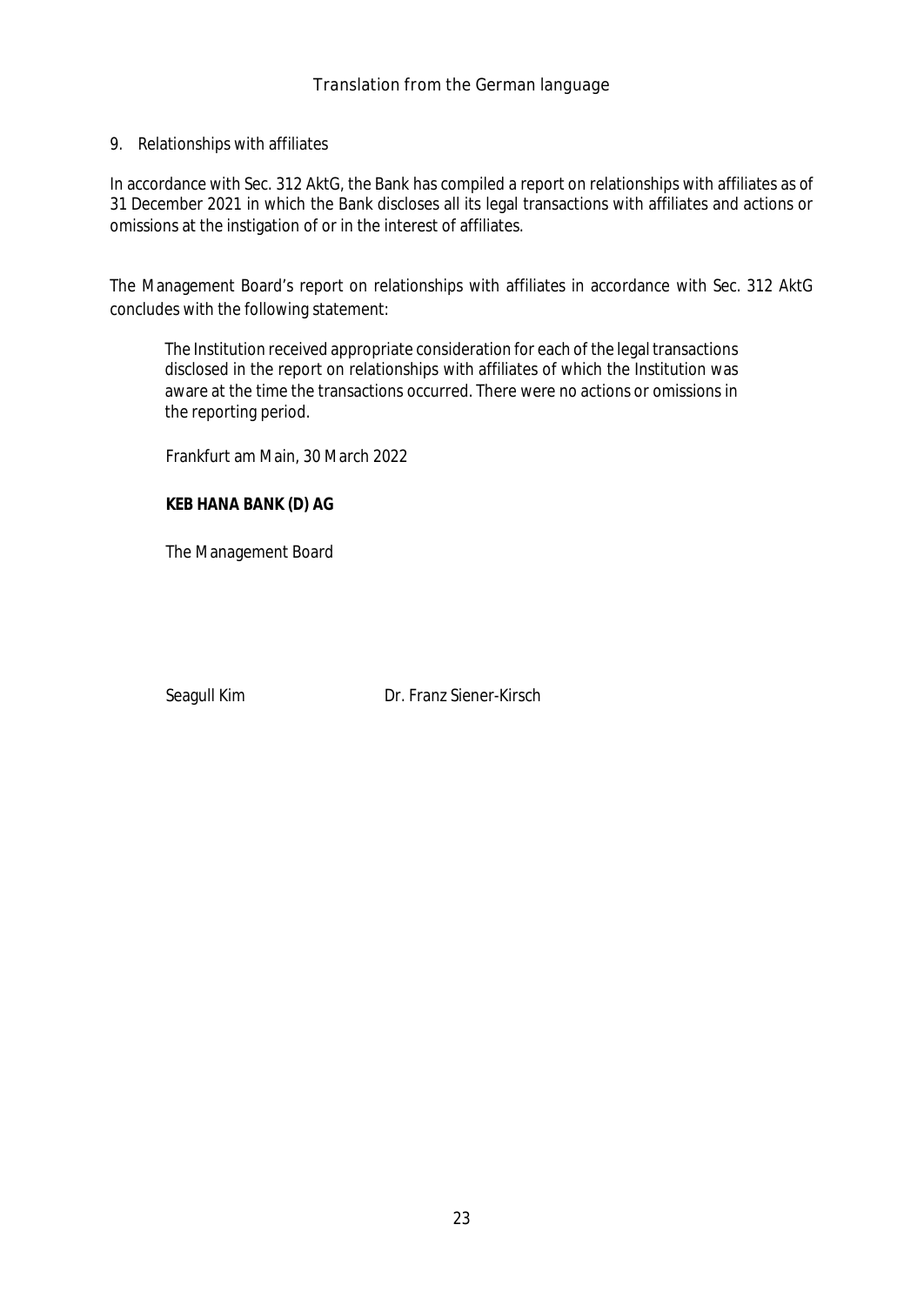*Translation from the German language*

## 9. Relationships with affiliates

In accordance with Sec. 312 AktG, the Bank has compiled a report on relationships with affiliates as of 31 December 2021 in which the Bank discloses all its legal transactions with affiliates and actions or omissions at the instigation of or in the interest of affiliates.

The Management Board's report on relationships with affiliates in accordance with Sec. 312 AktG concludes with the following statement:

> The Institution received appropriate consideration for each of the legal transactions disclosed in the report on relationships with affiliates of which the Institution was aware at the time the transactions occurred. There were no actions or omissions in the reporting period.
>
> Frankfurt am Main, 30 March 2022
>
> **KEB HANA BANK (D) AG**
>
> The Management Board

Seagull Kim        Dr. Franz Siener-Kirsch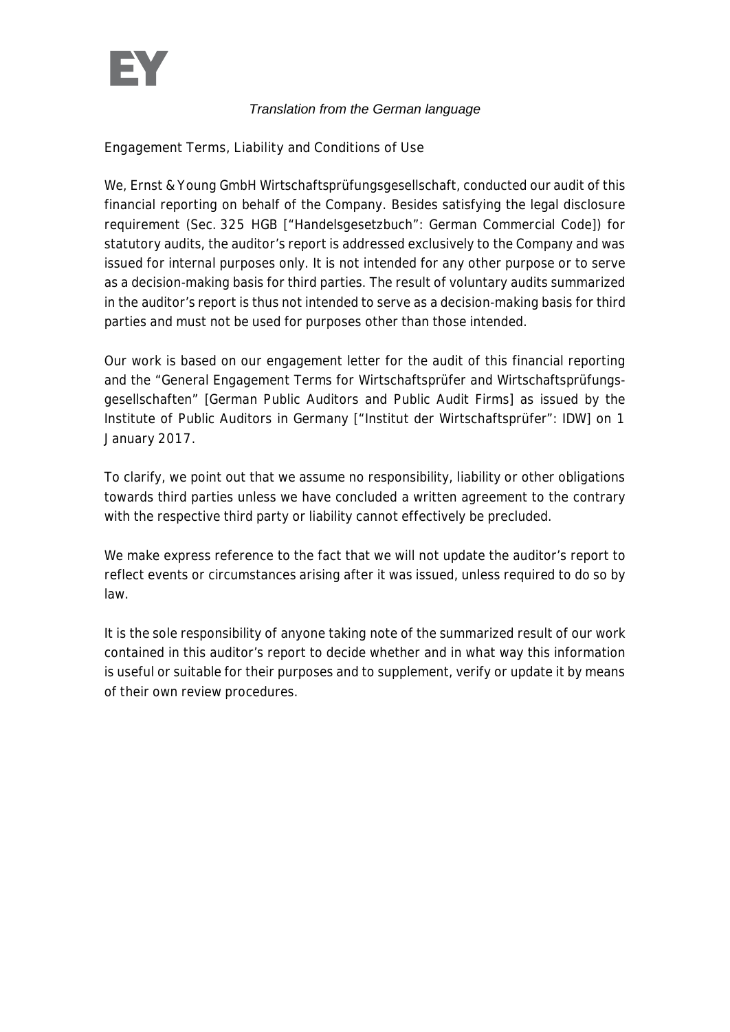*Translation from the German language*

Engagement Terms, Liability and Conditions of Use

We, Ernst & Young GmbH Wirtschaftsprüfungsgesellschaft, conducted our audit of this financial reporting on behalf of the Company. Besides satisfying the legal disclosure requirement (Sec. 325 HGB ["Handelsgesetzbuch": German Commercial Code]) for statutory audits, the auditor's report is addressed exclusively to the Company and was issued for internal purposes only. It is not intended for any other purpose or to serve as a decision-making basis for third parties. The result of voluntary audits summarized in the auditor's report is thus not intended to serve as a decision-making basis for third parties and must not be used for purposes other than those intended.

Our work is based on our engagement letter for the audit of this financial reporting and the "General Engagement Terms for Wirtschaftsprüfer and Wirtschaftsprüfungsgesellschaften" [German Public Auditors and Public Audit Firms] as issued by the Institute of Public Auditors in Germany ["Institut der Wirtschaftsprüfer": IDW] on 1 January 2017.

To clarify, we point out that we assume no responsibility, liability or other obligations towards third parties unless we have concluded a written agreement to the contrary with the respective third party or liability cannot effectively be precluded.

We make express reference to the fact that we will not update the auditor's report to reflect events or circumstances arising after it was issued, unless required to do so by law.

It is the sole responsibility of anyone taking note of the summarized result of our work contained in this auditor's report to decide whether and in what way this information is useful or suitable for their purposes and to supplement, verify or update it by means of their own review procedures.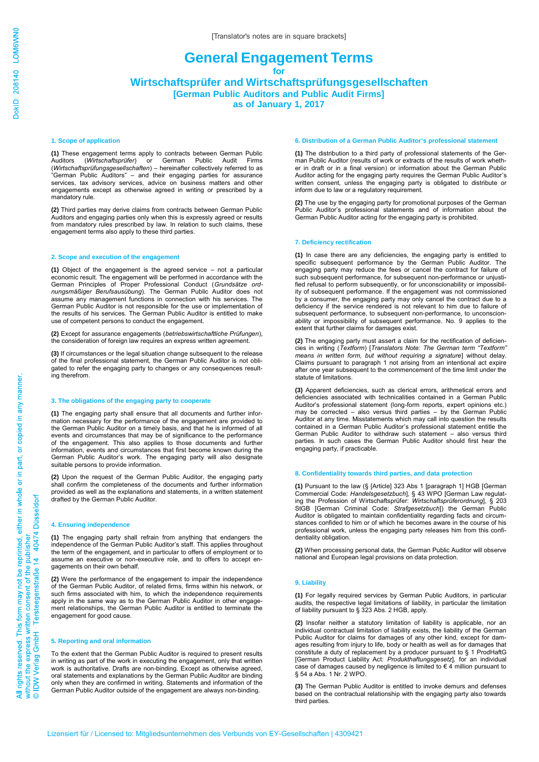[Translator's notes are in square brackets]

# General Engagement Terms

for

## Wirtschaftsprüfer and Wirtschaftsprüfungsgesellschaften

### [German Public Auditors and Public Audit Firms]

### as of January 1, 2017

#### 1. Scope of application

**(1)** These engagement terms apply to contracts between German Public Auditors (*Wirtschaftsprüfer*) or German Public Audit Firms (*Wirtschaftsprüfungsgesellschaften*) – hereinafter collectively referred to as "German Public Auditors" – and their engaging parties for assurance services, tax advisory services, advice on business matters and other engagements except as otherwise agreed in writing or prescribed by a mandatory rule.

**(2)** Third parties may derive claims from contracts between German Public Auditors and engaging parties only when this is expressly agreed or results from mandatory rules prescribed by law. In relation to such claims, these engagement terms also apply to these third parties.

#### 2. Scope and execution of the engagement

**(1)** Object of the engagement is the agreed service – not a particular economic result. The engagement will be performed in accordance with the German Principles of Proper Professional Conduct (*Grundsätze ordnungsmäßiger Berufsausübung*). The German Public Auditor does not assume any management functions in connection with his services. The German Public Auditor is not responsible for the use or implementation of the results of his services. The German Public Auditor is entitled to make use of competent persons to conduct the engagement.

**(2)** Except for assurance engagements (*betriebswirtschaftliche Prüfungen*), the consideration of foreign law requires an express written agreement.

**(3)** If circumstances or the legal situation change subsequent to the release of the final professional statement, the German Public Auditor is not obligated to refer the engaging party to changes or any consequences resulting therefrom.

#### 3. The obligations of the engaging party to cooperate

**(1)** The engaging party shall ensure that all documents and further information necessary for the performance of the engagement are provided to the German Public Auditor on a timely basis, and that he is informed of all events and circumstances that may be of significance to the performance of the engagement. This also applies to those documents and further information, events and circumstances that first become known during the German Public Auditor's work. The engaging party will also designate suitable persons to provide information.

**(2)** Upon the request of the German Public Auditor, the engaging party shall confirm the completeness of the documents and further information provided as well as the explanations and statements, in a written statement drafted by the German Public Auditor.

#### 4. Ensuring independence

**(1)** The engaging party shall refrain from anything that endangers the independence of the German Public Auditor's staff. This applies throughout the term of the engagement, and in particular to offers of employment or to assume an executive or non-executive role, and to offers to accept engagements on their own behalf.

**(2)** Were the performance of the engagement to impair the independence of the German Public Auditor, of related firms, firms within his network, or such firms associated with him, to which the independence requirements apply in the same way as to the German Public Auditor in other engagement relationships, the German Public Auditor is entitled to terminate the engagement for good cause.

#### 5. Reporting and oral information

To the extent that the German Public Auditor is required to present results in writing as part of the work in executing the engagement, only that written work is authoritative. Drafts are non-binding. Except as otherwise agreed, oral statements and explanations by the German Public Auditor are binding only when they are confirmed in writing. Statements and information of the German Public Auditor outside of the engagement are always non-binding.

#### 6. Distribution of a German Public Auditor's professional statement

**(1)** The distribution to a third party of professional statements of the German Public Auditor (results of work or extracts of the results of work whether in draft or in a final version) or information about the German Public Auditor acting for the engaging party requires the German Public Auditor's written consent, unless the engaging party is obligated to distribute or inform due to law or a regulatory requirement.

**(2)** The use by the engaging party for promotional purposes of the German Public Auditor's professional statements and of information about the German Public Auditor acting for the engaging party is prohibited.

#### 7. Deficiency rectification

**(1)** In case there are any deficiencies, the engaging party is entitled to specific subsequent performance by the German Public Auditor. The engaging party may reduce the fees or cancel the contract for failure of such subsequent performance, for subsequent non-performance or unjustified refusal to perform subsequently, or for unconscionability or impossibility of subsequent performance. If the engagement was not commissioned by a consumer, the engaging party may only cancel the contract due to a deficiency if the service rendered is not relevant to him due to failure of subsequent performance, to subsequent non-performance, to unconscionability or impossibility of subsequent performance. No. 9 applies to the extent that further claims for damages exist.

**(2)** The engaging party must assert a claim for the rectification of deficiencies in writing (*Textform*) [*Translators Note: The German term "Textform" means in written form, but without requiring a signature*] without delay. Claims pursuant to paragraph 1 not arising from an intentional act expire after one year subsequent to the commencement of the time limit under the statute of limitations.

**(3)** Apparent deficiencies, such as clerical errors, arithmetical errors and deficiencies associated with technicalities contained in a German Public Auditor's professional statement (long-form reports, expert opinions etc.) may be corrected – also versus third parties – by the German Public Auditor at any time. Misstatements which may call into question the results contained in a German Public Auditor's professional statement entitle the German Public Auditor to withdraw such statement – also versus third parties. In such cases the German Public Auditor should first hear the engaging party, if practicable.

#### 8. Confidentiality towards third parties, and data protection

**(1)** Pursuant to the law (§ [Article] 323 Abs 1 [paragraph 1] HGB [German Commercial Code: *Handelsgesetzbuch*], § 43 WPO [German Law regulating the Profession of Wirtschaftsprüfer: *Wirtschaftsprüferordnung*], § 203 StGB [German Criminal Code: *Strafgesetzbuch*]) the German Public Auditor is obligated to maintain confidentiality regarding facts and circumstances confided to him or of which he becomes aware in the course of his professional work, unless the engaging party releases him from this confidentiality obligation.

**(2)** When processing personal data, the German Public Auditor will observe national and European legal provisions on data protection.

#### 9. Liability

**(1)** For legally required services by German Public Auditors, in particular audits, the respective legal limitations of liability, in particular the limitation of liability pursuant to § 323 Abs. 2 HGB, apply.

**(2)** Insofar neither a statutory limitation of liability is applicable, nor an individual contractual limitation of liability exists, the liability of the German Public Auditor for claims for damages of any other kind, except for damages resulting from injury to life, body or health as well as for damages that constitute a duty of replacement by a producer pursuant to § 1 ProdHaftG [German Product Liability Act: *Produkthaftungsgesetz*], for an individual case of damages caused by negligence is limited to € 4 million pursuant to § 54 a Abs. 1 Nr. 2 WPO.

**(3)** The German Public Auditor is entitled to invoke demurs and defenses based on the contractual relationship with the engaging party also towards third parties.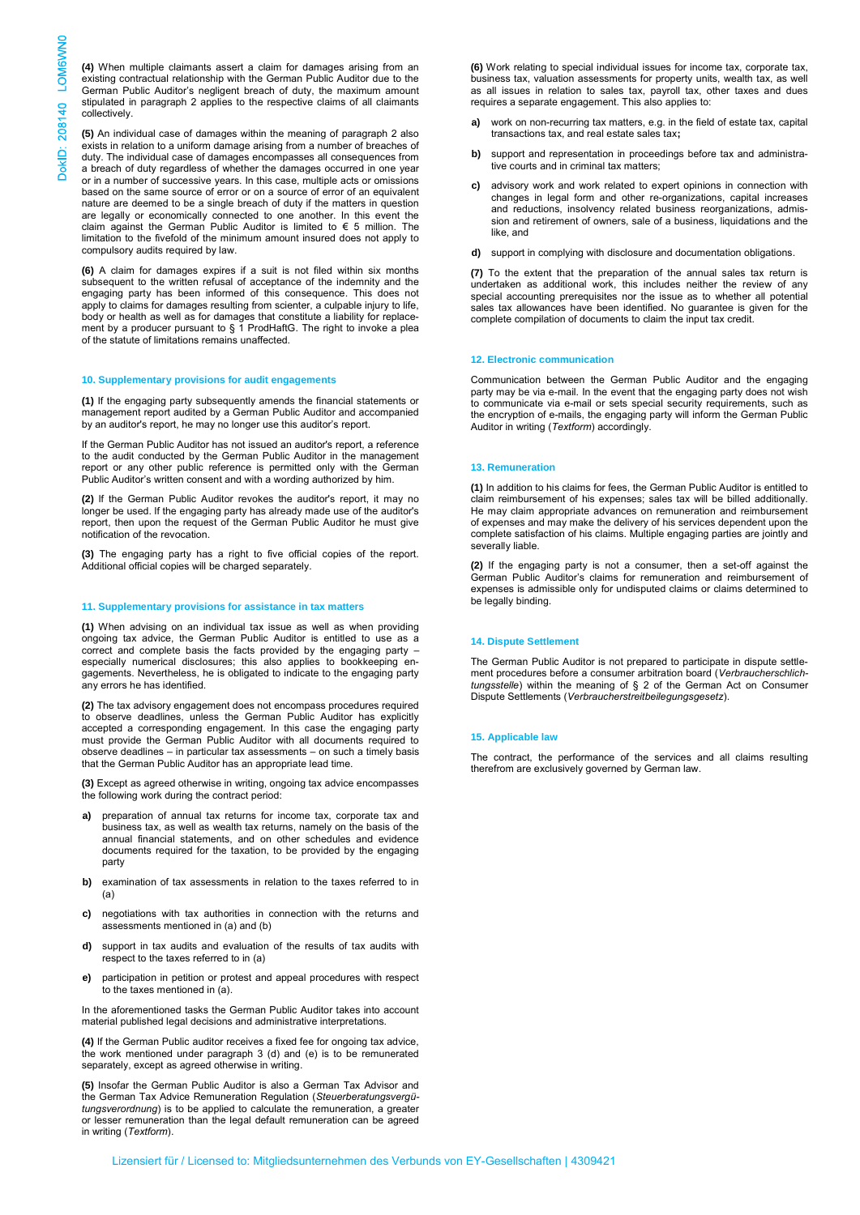**(4)** When multiple claimants assert a claim for damages arising from an existing contractual relationship with the German Public Auditor due to the German Public Auditor's negligent breach of duty, the maximum amount stipulated in paragraph 2 applies to the respective claims of all claimants collectively.

**(5)** An individual case of damages within the meaning of paragraph 2 also exists in relation to a uniform damage arising from a number of breaches of duty. The individual case of damages encompasses all consequences from a breach of duty regardless of whether the damages occurred in one year or in a number of successive years. In this case, multiple acts or omissions based on the same source of error or on a source of error of an equivalent nature are deemed to be a single breach of duty if the matters in question are legally or economically connected to one another. In this event the claim against the German Public Auditor is limited to € 5 million. The limitation to the fivefold of the minimum amount insured does not apply to compulsory audits required by law.

**(6)** A claim for damages expires if a suit is not filed within six months subsequent to the written refusal of acceptance of the indemnity and the engaging party has been informed of this consequence. This does not apply to claims for damages resulting from scienter, a culpable injury to life, body or health as well as for damages that constitute a liability for replacement by a producer pursuant to § 1 ProdHaftG. The right to invoke a plea of the statute of limitations remains unaffected.

## 10. Supplementary provisions for audit engagements

**(1)** If the engaging party subsequently amends the financial statements or management report audited by a German Public Auditor and accompanied by an auditor's report, he may no longer use this auditor's report.

If the German Public Auditor has not issued an auditor's report, a reference to the audit conducted by the German Public Auditor in the management report or any other public reference is permitted only with the German Public Auditor's written consent and with a wording authorized by him.

**(2)** If the German Public Auditor revokes the auditor's report, it may no longer be used. If the engaging party has already made use of the auditor's report, then upon the request of the German Public Auditor he must give notification of the revocation.

**(3)** The engaging party has a right to five official copies of the report. Additional official copies will be charged separately.

## 11. Supplementary provisions for assistance in tax matters

**(1)** When advising on an individual tax issue as well as when providing ongoing tax advice, the German Public Auditor is entitled to use as a correct and complete basis the facts provided by the engaging party – especially numerical disclosures; this also applies to bookkeeping engagements. Nevertheless, he is obligated to indicate to the engaging party any errors he has identified.

**(2)** The tax advisory engagement does not encompass procedures required to observe deadlines, unless the German Public Auditor has explicitly accepted a corresponding engagement. In this case the engaging party must provide the German Public Auditor with all documents required to observe deadlines – in particular tax assessments – on such a timely basis that the German Public Auditor has an appropriate lead time.

**(3)** Except as agreed otherwise in writing, ongoing tax advice encompasses the following work during the contract period:

- **a)** preparation of annual tax returns for income tax, corporate tax and business tax, as well as wealth tax returns, namely on the basis of the annual financial statements, and on other schedules and evidence documents required for the taxation, to be provided by the engaging party
- **b)** examination of tax assessments in relation to the taxes referred to in (a)
- **c)** negotiations with tax authorities in connection with the returns and assessments mentioned in (a) and (b)
- **d)** support in tax audits and evaluation of the results of tax audits with respect to the taxes referred to in (a)
- **e)** participation in petition or protest and appeal procedures with respect to the taxes mentioned in (a).

In the aforementioned tasks the German Public Auditor takes into account material published legal decisions and administrative interpretations.

**(4)** If the German Public auditor receives a fixed fee for ongoing tax advice, the work mentioned under paragraph 3 (d) and (e) is to be remunerated separately, except as agreed otherwise in writing.

**(5)** Insofar the German Public Auditor is also a German Tax Advisor and the German Tax Advice Remuneration Regulation (*Steuerberatungsvergütungsverordnung*) is to be applied to calculate the remuneration, a greater or lesser remuneration than the legal default remuneration can be agreed in writing (*Textform*).

**(6)** Work relating to special individual issues for income tax, corporate tax, business tax, valuation assessments for property units, wealth tax, as well as all issues in relation to sales tax, payroll tax, other taxes and dues requires a separate engagement. This also applies to:

- **a)** work on non-recurring tax matters, e.g. in the field of estate tax, capital transactions tax, and real estate sales tax**;**
- **b)** support and representation in proceedings before tax and administrative courts and in criminal tax matters;
- **c)** advisory work and work related to expert opinions in connection with changes in legal form and other re-organizations, capital increases and reductions, insolvency related business reorganizations, admission and retirement of owners, sale of a business, liquidations and the like, and
- **d)** support in complying with disclosure and documentation obligations.

**(7)** To the extent that the preparation of the annual sales tax return is undertaken as additional work, this includes neither the review of any special accounting prerequisites nor the issue as to whether all potential sales tax allowances have been identified. No guarantee is given for the complete compilation of documents to claim the input tax credit.

## 12. Electronic communication

Communication between the German Public Auditor and the engaging party may be via e-mail. In the event that the engaging party does not wish to communicate via e-mail or sets special security requirements, such as the encryption of e-mails, the engaging party will inform the German Public Auditor in writing (*Textform*) accordingly.

## 13. Remuneration

**(1)** In addition to his claims for fees, the German Public Auditor is entitled to claim reimbursement of his expenses; sales tax will be billed additionally. He may claim appropriate advances on remuneration and reimbursement of expenses and may make the delivery of his services dependent upon the complete satisfaction of his claims. Multiple engaging parties are jointly and severally liable.

**(2)** If the engaging party is not a consumer, then a set-off against the German Public Auditor's claims for remuneration and reimbursement of expenses is admissible only for undisputed claims or claims determined to be legally binding.

## 14. Dispute Settlement

The German Public Auditor is not prepared to participate in dispute settlement procedures before a consumer arbitration board (*Verbraucherschlichtungsstelle*) within the meaning of § 2 of the German Act on Consumer Dispute Settlements (*Verbraucherstreitbeilegungsgesetz*).

## 15. Applicable law

The contract, the performance of the services and all claims resulting therefrom are exclusively governed by German law.